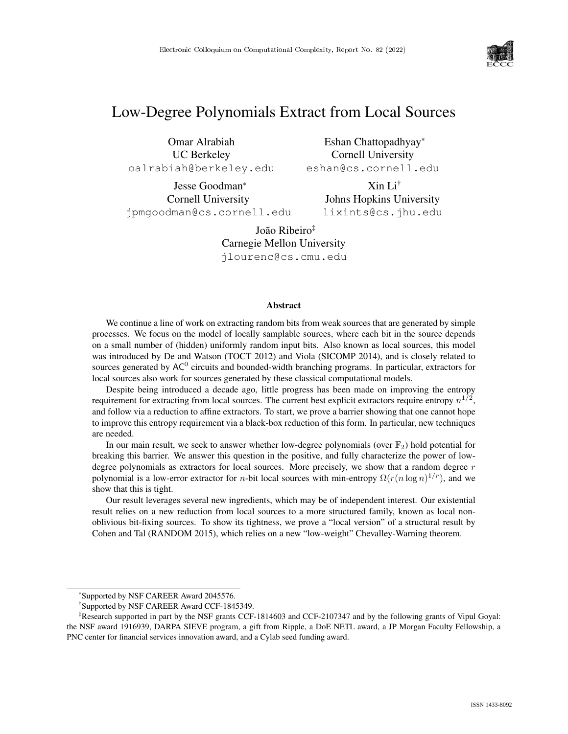# Low-Degree Polynomials Extract from Local Sources

Omar Alrabiah
UC Berkeley
oalrabiah@berkeley.edu

Eshan Chattopadhyay[*]
Cornell University
eshan@cs.cornell.edu

Jesse Goodman[*]
Cornell University
jpmgoodman@cs.cornell.edu

Xin Li[†]
Johns Hopkins University
lixints@cs.jhu.edu

João Ribeiro[‡]
Carnegie Mellon University
jlourenc@cs.cmu.edu

### Abstract

We continue a line of work on extracting random bits from weak sources that are generated by simple processes. We focus on the model of locally samplable sources, where each bit in the source depends on a small number of (hidden) uniformly random input bits. Also known as local sources, this model was introduced by De and Watson (TOCT 2012) and Viola (SICOMP 2014), and is closely related to sources generated by $\mathsf{AC}^0$ circuits and bounded-width branching programs. In particular, extractors for local sources also work for sources generated by these classical computational models.

Despite being introduced a decade ago, little progress has been made on improving the entropy requirement for extracting from local sources. The current best explicit extractors require entropy $n^{1/2}$, and follow via a reduction to affine extractors. To start, we prove a barrier showing that one cannot hope to improve this entropy requirement via a black-box reduction of this form. In particular, new techniques are needed.

In our main result, we seek to answer whether low-degree polynomials (over $\mathbb{F}_2$) hold potential for breaking this barrier. We answer this question in the positive, and fully characterize the power of low-degree polynomials as extractors for local sources. More precisely, we show that a random degree $r$ polynomial is a low-error extractor for $n$-bit local sources with min-entropy $\Omega(r(n \log n)^{1/r})$, and we show that this is tight.

Our result leverages several new ingredients, which may be of independent interest. Our existential result relies on a new reduction from local sources to a more structured family, known as local non-oblivious bit-fixing sources. To show its tightness, we prove a "local version" of a structural result by Cohen and Tal (RANDOM 2015), which relies on a new "low-weight" Chevalley-Warning theorem.

---

[*] Supported by NSF CAREER Award 2045576.

[†] Supported by NSF CAREER Award CCF-1845349.

[‡] Research supported in part by the NSF grants CCF-1814603 and CCF-2107347 and by the following grants of Vipul Goyal: the NSF award 1916939, DARPA SIEVE program, a gift from Ripple, a DoE NETL award, a JP Morgan Faculty Fellowship, a PNC center for financial services innovation award, and a Cylab seed funding award.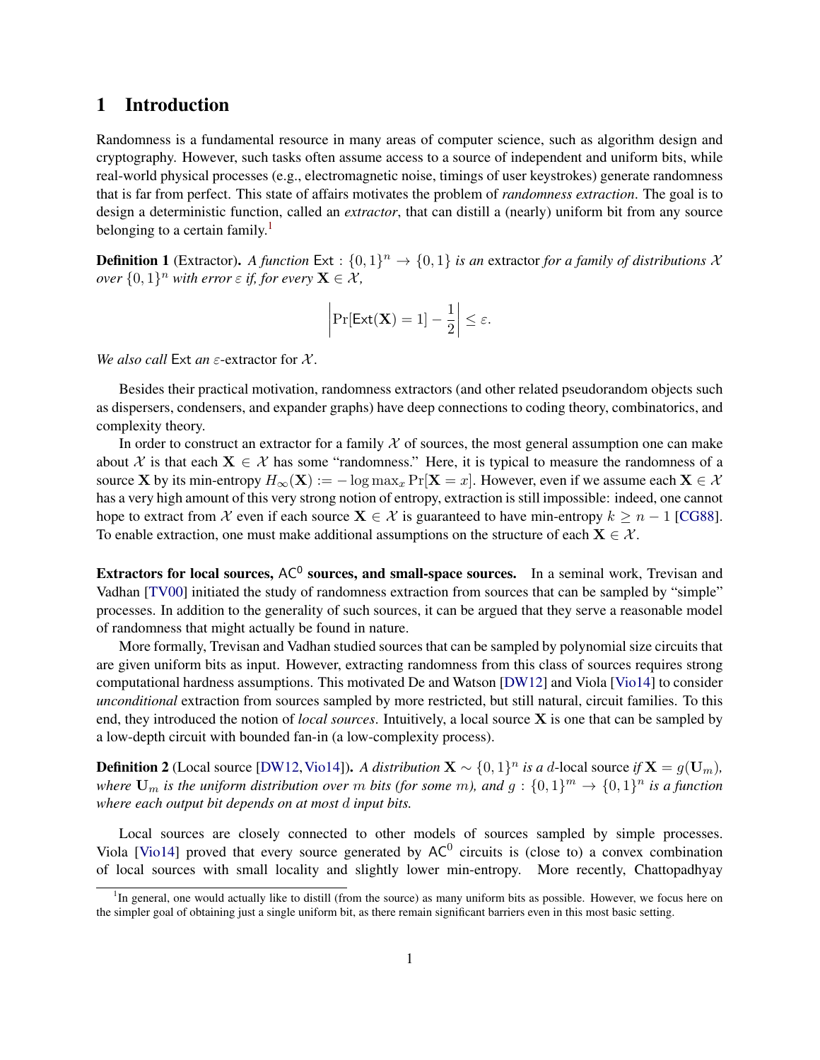# 1 Introduction

Randomness is a fundamental resource in many areas of computer science, such as algorithm design and cryptography. However, such tasks often assume access to a source of independent and uniform bits, while real-world physical processes (e.g., electromagnetic noise, timings of user keystrokes) generate randomness that is far from perfect. This state of affairs motivates the problem of *randomness extraction*. The goal is to design a deterministic function, called an *extractor*, that can distill a (nearly) uniform bit from any source belonging to a certain family.[1]

**Definition 1** (Extractor). *A function* $\mathsf{Ext} : \{0,1\}^n \to \{0,1\}$ *is an* extractor *for a family of distributions* $\mathcal{X}$ *over* $\{0,1\}^n$ *with error* $\varepsilon$ *if, for every* $\mathbf{X} \in \mathcal{X}$,

$$\left| \Pr[\mathsf{Ext}(\mathbf{X}) = 1] - \frac{1}{2} \right| \leq \varepsilon.$$

*We also call* $\mathsf{Ext}$ *an* $\varepsilon$-extractor for $\mathcal{X}$.

Besides their practical motivation, randomness extractors (and other related pseudorandom objects such as dispersers, condensers, and expander graphs) have deep connections to coding theory, combinatorics, and complexity theory.

In order to construct an extractor for a family $\mathcal{X}$ of sources, the most general assumption one can make about $\mathcal{X}$ is that each $\mathbf{X} \in \mathcal{X}$ has some "randomness." Here, it is typical to measure the randomness of a source $\mathbf{X}$ by its min-entropy $H_\infty(\mathbf{X}) := -\log \max_x \Pr[\mathbf{X} = x]$. However, even if we assume each $\mathbf{X} \in \mathcal{X}$ has a very high amount of this very strong notion of entropy, extraction is still impossible: indeed, one cannot hope to extract from $\mathcal{X}$ even if each source $\mathbf{X} \in \mathcal{X}$ is guaranteed to have min-entropy $k \geq n - 1$ [CG88]. To enable extraction, one must make additional assumptions on the structure of each $\mathbf{X} \in \mathcal{X}$.

**Extractors for local sources, $\mathsf{AC}^0$ sources, and small-space sources.** In a seminal work, Trevisan and Vadhan [TV00] initiated the study of randomness extraction from sources that can be sampled by "simple" processes. In addition to the generality of such sources, it can be argued that they serve a reasonable model of randomness that might actually be found in nature.

More formally, Trevisan and Vadhan studied sources that can be sampled by polynomial size circuits that are given uniform bits as input. However, extracting randomness from this class of sources requires strong computational hardness assumptions. This motivated De and Watson [DW12] and Viola [Vio14] to consider *unconditional* extraction from sources sampled by more restricted, but still natural, circuit families. To this end, they introduced the notion of *local sources*. Intuitively, a local source $\mathbf{X}$ is one that can be sampled by a low-depth circuit with bounded fan-in (a low-complexity process).

**Definition 2** (Local source [DW12, Vio14]). *A distribution* $\mathbf{X} \sim \{0,1\}^n$ *is a* $d$-local source *if* $\mathbf{X} = g(\mathbf{U}_m)$, *where* $\mathbf{U}_m$ *is the uniform distribution over* $m$ *bits (for some* $m$*), and* $g : \{0,1\}^m \to \{0,1\}^n$ *is a function where each output bit depends on at most* $d$ *input bits.*

Local sources are closely connected to other models of sources sampled by simple processes. Viola [Vio14] proved that every source generated by $\mathsf{AC}^0$ circuits is (close to) a convex combination of local sources with small locality and slightly lower min-entropy. More recently, Chattopadhyay

[1] In general, one would actually like to distill (from the source) as many uniform bits as possible. However, we focus here on the simpler goal of obtaining just a single uniform bit, as there remain significant barriers even in this most basic setting.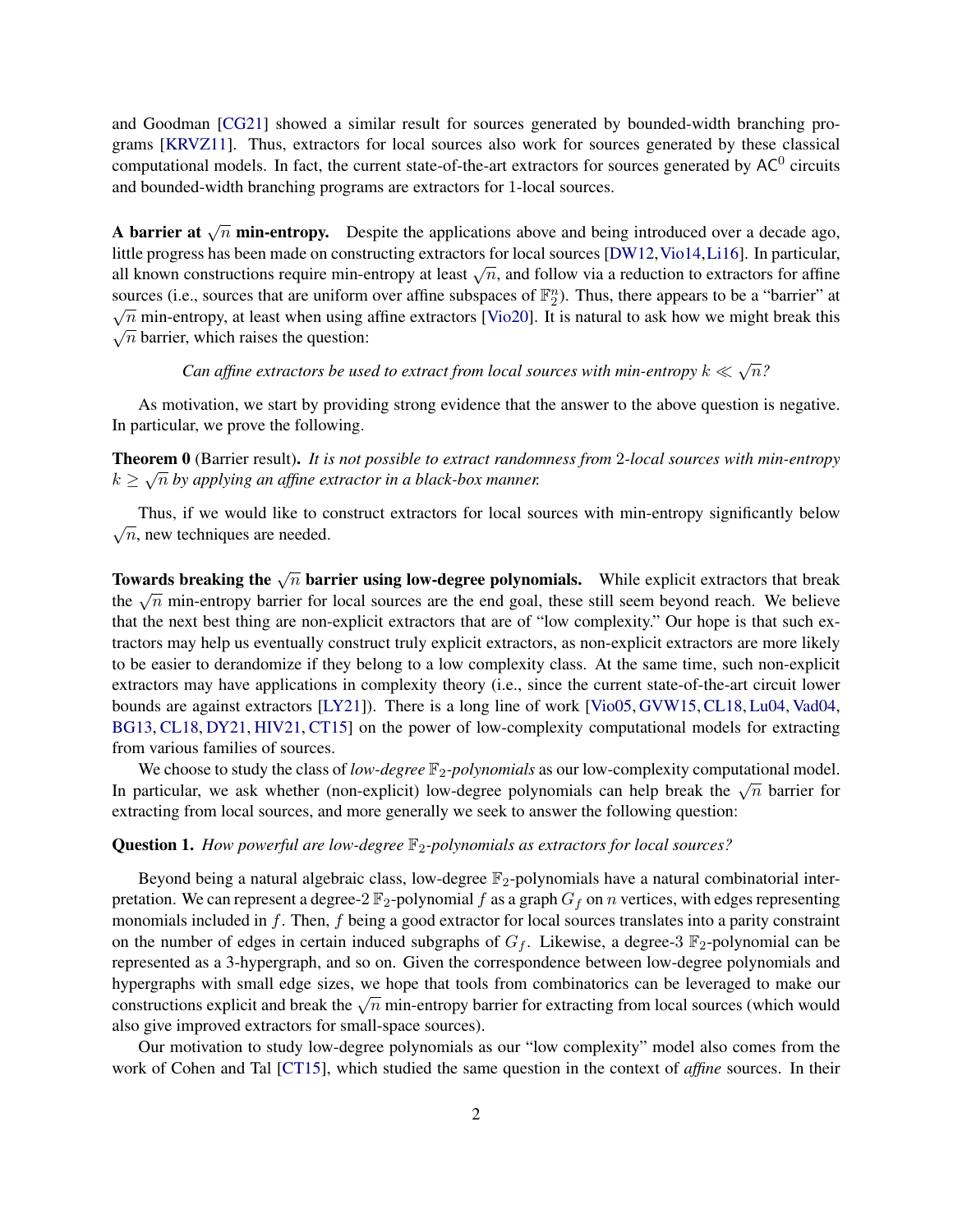and Goodman [CG21] showed a similar result for sources generated by bounded-width branching programs [KRVZ11]. Thus, extractors for local sources also work for sources generated by these classical computational models. In fact, the current state-of-the-art extractors for sources generated by $\mathsf{AC}^0$ circuits and bounded-width branching programs are extractors for 1-local sources.

**A barrier at $\sqrt{n}$ min-entropy.** Despite the applications above and being introduced over a decade ago, little progress has been made on constructing extractors for local sources [DW12, Vio14, Li16]. In particular, all known constructions require min-entropy at least $\sqrt{n}$, and follow via a reduction to extractors for affine sources (i.e., sources that are uniform over affine subspaces of $\mathbb{F}_2^n$). Thus, there appears to be a "barrier" at $\sqrt{n}$ min-entropy, at least when using affine extractors [Vio20]. It is natural to ask how we might break this $\sqrt{n}$ barrier, which raises the question:

*Can affine extractors be used to extract from local sources with min-entropy $k \ll \sqrt{n}$?*

As motivation, we start by providing strong evidence that the answer to the above question is negative. In particular, we prove the following.

**Theorem 0** (Barrier result)**.** *It is not possible to extract randomness from 2-local sources with min-entropy $k \geq \sqrt{n}$ by applying an affine extractor in a black-box manner.*

Thus, if we would like to construct extractors for local sources with min-entropy significantly below $\sqrt{n}$, new techniques are needed.

**Towards breaking the $\sqrt{n}$ barrier using low-degree polynomials.** While explicit extractors that break the $\sqrt{n}$ min-entropy barrier for local sources are the end goal, these still seem beyond reach. We believe that the next best thing are non-explicit extractors that are of "low complexity." Our hope is that such extractors may help us eventually construct truly explicit extractors, as non-explicit extractors are more likely to be easier to derandomize if they belong to a low complexity class. At the same time, such non-explicit extractors may have applications in complexity theory (i.e., since the current state-of-the-art circuit lower bounds are against extractors [LY21]). There is a long line of work [Vio05, GVW15, CL18, Lu04, Vad04, BG13, CL18, DY21, HIV21, CT15] on the power of low-complexity computational models for extracting from various families of sources.

We choose to study the class of *low-degree $\mathbb{F}_2$-polynomials* as our low-complexity computational model. In particular, we ask whether (non-explicit) low-degree polynomials can help break the $\sqrt{n}$ barrier for extracting from local sources, and more generally we seek to answer the following question:

**Question 1.** *How powerful are low-degree $\mathbb{F}_2$-polynomials as extractors for local sources?*

Beyond being a natural algebraic class, low-degree $\mathbb{F}_2$-polynomials have a natural combinatorial interpretation. We can represent a degree-2 $\mathbb{F}_2$-polynomial $f$ as a graph $G_f$ on $n$ vertices, with edges representing monomials included in $f$. Then, $f$ being a good extractor for local sources translates into a parity constraint on the number of edges in certain induced subgraphs of $G_f$. Likewise, a degree-3 $\mathbb{F}_2$-polynomial can be represented as a 3-hypergraph, and so on. Given the correspondence between low-degree polynomials and hypergraphs with small edge sizes, we hope that tools from combinatorics can be leveraged to make our constructions explicit and break the $\sqrt{n}$ min-entropy barrier for extracting from local sources (which would also give improved extractors for small-space sources).

Our motivation to study low-degree polynomials as our "low complexity" model also comes from the work of Cohen and Tal [CT15], which studied the same question in the context of *affine* sources. In their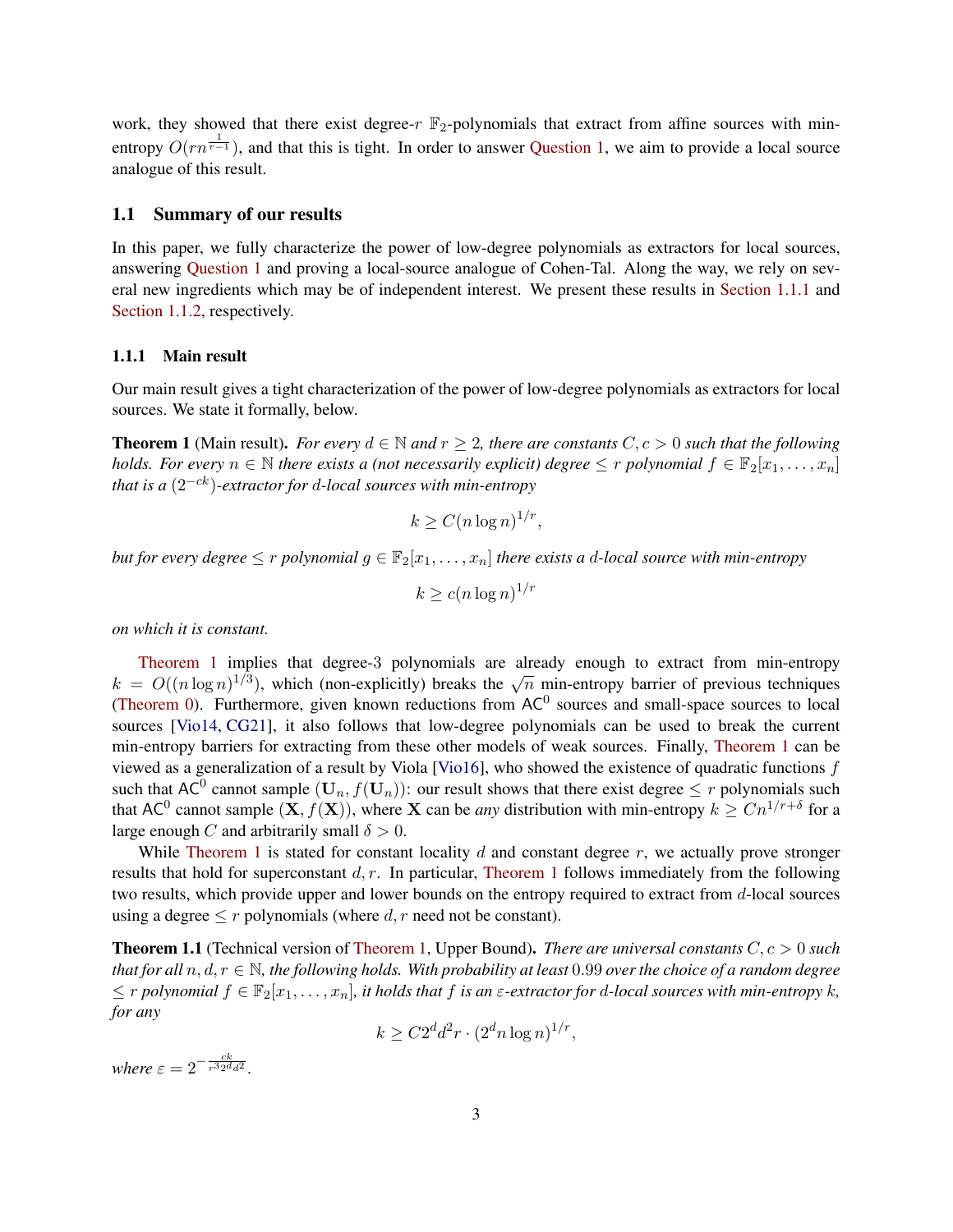work, they showed that there exist degree-$r$ $\mathbb{F}_2$-polynomials that extract from affine sources with min-entropy $O(rn^{\frac{1}{r-1}})$, and that this is tight. In order to answer Question 1, we aim to provide a local source analogue of this result.

## 1.1 Summary of our results

In this paper, we fully characterize the power of low-degree polynomials as extractors for local sources, answering Question 1 and proving a local-source analogue of Cohen-Tal. Along the way, we rely on several new ingredients which may be of independent interest. We present these results in Section 1.1.1 and Section 1.1.2, respectively.

### 1.1.1 Main result

Our main result gives a tight characterization of the power of low-degree polynomials as extractors for local sources. We state it formally, below.

**Theorem 1** (Main result)**.** *For every $d \in \mathbb{N}$ and $r \geq 2$, there are constants $C, c > 0$ such that the following holds. For every $n \in \mathbb{N}$ there exists a (not necessarily explicit) degree $\leq r$ polynomial $f \in \mathbb{F}_2[x_1, \ldots, x_n]$ that is a $(2^{-ck})$-extractor for $d$-local sources with min-entropy*

$$k \geq C(n \log n)^{1/r},$$

*but for every degree $\leq r$ polynomial $g \in \mathbb{F}_2[x_1, \ldots, x_n]$ there exists a $d$-local source with min-entropy*

$$k \geq c(n \log n)^{1/r}$$

*on which it is constant.*

Theorem 1 implies that degree-3 polynomials are already enough to extract from min-entropy $k = O((n \log n)^{1/3})$, which (non-explicitly) breaks the $\sqrt{n}$ min-entropy barrier of previous techniques (Theorem 0). Furthermore, given known reductions from $\mathsf{AC}^0$ sources and small-space sources to local sources [Vio14, CG21], it also follows that low-degree polynomials can be used to break the current min-entropy barriers for extracting from these other models of weak sources. Finally, Theorem 1 can be viewed as a generalization of a result by Viola [Vio16], who showed the existence of quadratic functions $f$ such that $\mathsf{AC}^0$ cannot sample $(\mathbf{U}_n, f(\mathbf{U}_n))$: our result shows that there exist degree $\leq r$ polynomials such that $\mathsf{AC}^0$ cannot sample $(\mathbf{X}, f(\mathbf{X}))$, where $\mathbf{X}$ can be *any* distribution with min-entropy $k \geq Cn^{1/r+\delta}$ for a large enough $C$ and arbitrarily small $\delta > 0$.

While Theorem 1 is stated for constant locality $d$ and constant degree $r$, we actually prove stronger results that hold for superconstant $d, r$. In particular, Theorem 1 follows immediately from the following two results, which provide upper and lower bounds on the entropy required to extract from $d$-local sources using a degree $\leq r$ polynomials (where $d, r$ need not be constant).

**Theorem 1.1** (Technical version of Theorem 1, Upper Bound)**.** *There are universal constants $C, c > 0$ such that for all $n, d, r \in \mathbb{N}$, the following holds. With probability at least $0.99$ over the choice of a random degree $\leq r$ polynomial $f \in \mathbb{F}_2[x_1, \ldots, x_n]$, it holds that $f$ is an $\varepsilon$-extractor for $d$-local sources with min-entropy $k$, for any*

$$k \geq C2^d d^2 r \cdot (2^d n \log n)^{1/r},$$

*where $\varepsilon = 2^{-\frac{ck}{r^3 2^d d^2}}$.*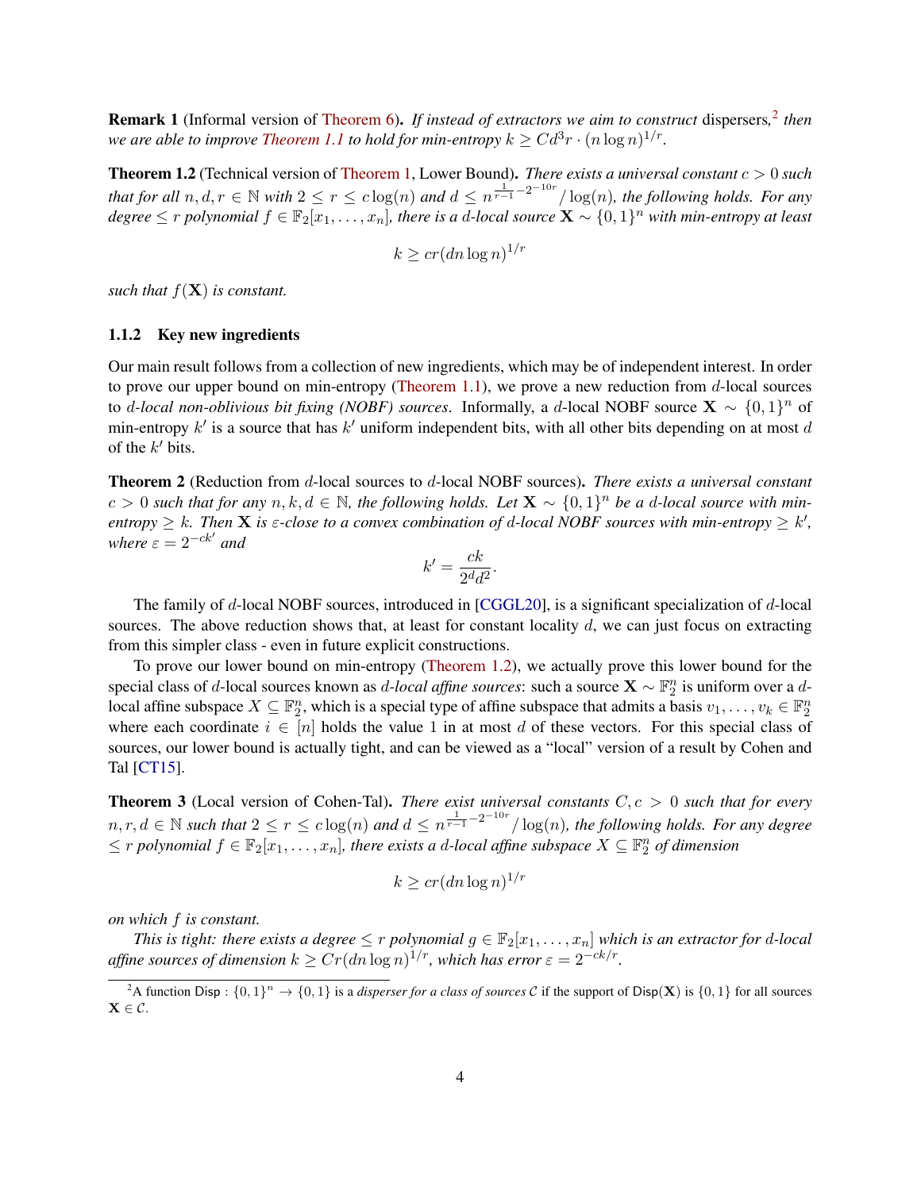**Remark 1** (Informal version of Theorem 6)**.** *If instead of extractors we aim to construct* dispersers,[2] *then we are able to improve Theorem 1.1 to hold for min-entropy $k \geq Cd^3 r \cdot (n \log n)^{1/r}$.*

**Theorem 1.2** (Technical version of Theorem 1, Lower Bound)**.** *There exists a universal constant $c > 0$ such that for all $n, d, r \in \mathbb{N}$ with $2 \leq r \leq c \log(n)$ and $d \leq n^{\frac{1}{r-1} - 2^{-10r}} / \log(n)$, the following holds. For any degree $\leq r$ polynomial $f \in \mathbb{F}_2[x_1, \ldots, x_n]$, there is a $d$-local source $\mathbf{X} \sim \{0,1\}^n$ with min-entropy at least*

$$k \geq cr(dn \log n)^{1/r}$$

*such that $f(\mathbf{X})$ is constant.*

#### 1.1.2 Key new ingredients

Our main result follows from a collection of new ingredients, which may be of independent interest. In order to prove our upper bound on min-entropy (Theorem 1.1), we prove a new reduction from $d$-local sources to *$d$-local non-oblivious bit fixing (NOBF) sources*. Informally, a $d$-local NOBF source $\mathbf{X} \sim \{0,1\}^n$ of min-entropy $k'$ is a source that has $k'$ uniform independent bits, with all other bits depending on at most $d$ of the $k'$ bits.

**Theorem 2** (Reduction from $d$-local sources to $d$-local NOBF sources)**.** *There exists a universal constant $c > 0$ such that for any $n, k, d \in \mathbb{N}$, the following holds. Let $\mathbf{X} \sim \{0,1\}^n$ be a $d$-local source with min-entropy $\geq k$. Then $\mathbf{X}$ is $\varepsilon$-close to a convex combination of $d$-local NOBF sources with min-entropy $\geq k'$, where $\varepsilon = 2^{-ck'}$ and*

$$k' = \frac{ck}{2^d d^2}.$$

The family of $d$-local NOBF sources, introduced in [CGGL20], is a significant specialization of $d$-local sources. The above reduction shows that, at least for constant locality $d$, we can just focus on extracting from this simpler class - even in future explicit constructions.

To prove our lower bound on min-entropy (Theorem 1.2), we actually prove this lower bound for the special class of $d$-local sources known as *$d$-local affine sources*: such a source $\mathbf{X} \sim \mathbb{F}_2^n$ is uniform over a $d$-local affine subspace $X \subseteq \mathbb{F}_2^n$, which is a special type of affine subspace that admits a basis $v_1, \ldots, v_k \in \mathbb{F}_2^n$ where each coordinate $i \in [n]$ holds the value 1 in at most $d$ of these vectors. For this special class of sources, our lower bound is actually tight, and can be viewed as a "local" version of a result by Cohen and Tal [CT15].

**Theorem 3** (Local version of Cohen-Tal)**.** *There exist universal constants $C, c > 0$ such that for every $n, r, d \in \mathbb{N}$ such that $2 \leq r \leq c \log(n)$ and $d \leq n^{\frac{1}{r-1} - 2^{-10r}} / \log(n)$, the following holds. For any degree $\leq r$ polynomial $f \in \mathbb{F}_2[x_1, \ldots, x_n]$, there exists a $d$-local affine subspace $X \subseteq \mathbb{F}_2^n$ of dimension*

$$k \geq cr(dn \log n)^{1/r}$$

*on which $f$ is constant.*

*This is tight: there exists a degree $\leq r$ polynomial $g \in \mathbb{F}_2[x_1, \ldots, x_n]$ which is an extractor for $d$-local affine sources of dimension $k \geq Cr(dn \log n)^{1/r}$, which has error $\varepsilon = 2^{-ck/r}$.*

[2] A function $\mathsf{Disp} : \{0,1\}^n \to \{0,1\}$ is a *disperser for a class of sources $\mathcal{C}$* if the support of $\mathsf{Disp}(\mathbf{X})$ is $\{0,1\}$ for all sources $\mathbf{X} \in \mathcal{C}$.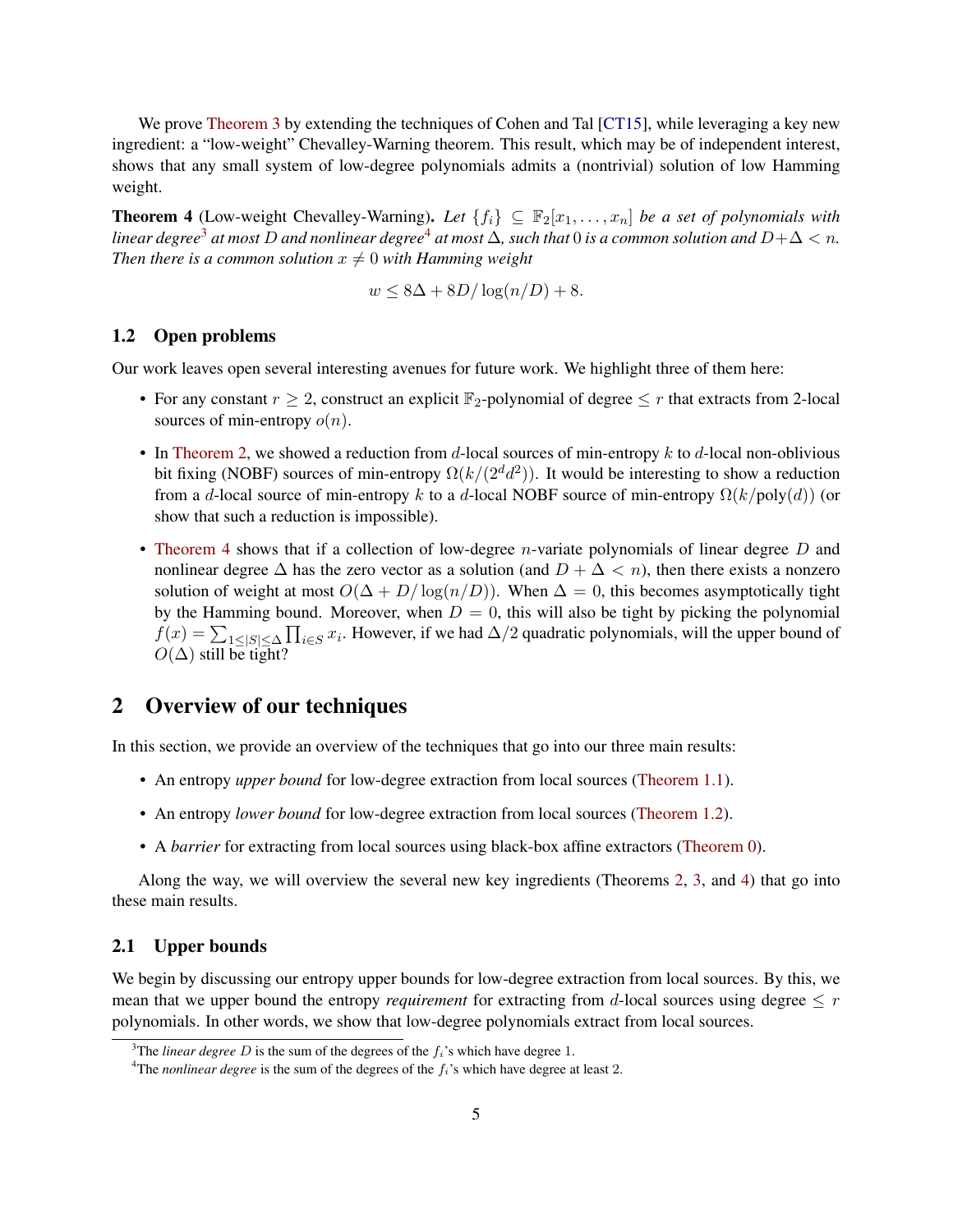We prove Theorem 3 by extending the techniques of Cohen and Tal [CT15], while leveraging a key new ingredient: a "low-weight" Chevalley-Warning theorem. This result, which may be of independent interest, shows that any small system of low-degree polynomials admits a (nontrivial) solution of low Hamming weight.

**Theorem 4** (Low-weight Chevalley-Warning)**.** *Let $\{f_i\} \subseteq \mathbb{F}_2[x_1, \ldots, x_n]$ be a set of polynomials with linear degree[3] at most $D$ and nonlinear degree[4] at most $\Delta$, such that 0 is a common solution and $D+\Delta < n$. Then there is a common solution $x \neq 0$ with Hamming weight*

$$w \leq 8\Delta + 8D/\log(n/D) + 8.$$

### 1.2 Open problems

Our work leaves open several interesting avenues for future work. We highlight three of them here:

- For any constant $r \geq 2$, construct an explicit $\mathbb{F}_2$-polynomial of degree $\leq r$ that extracts from 2-local sources of min-entropy $o(n)$.
- In Theorem 2, we showed a reduction from $d$-local sources of min-entropy $k$ to $d$-local non-oblivious bit fixing (NOBF) sources of min-entropy $\Omega(k/(2^d d^2))$. It would be interesting to show a reduction from a $d$-local source of min-entropy $k$ to a $d$-local NOBF source of min-entropy $\Omega(k/\text{poly}(d))$ (or show that such a reduction is impossible).
- Theorem 4 shows that if a collection of low-degree $n$-variate polynomials of linear degree $D$ and nonlinear degree $\Delta$ has the zero vector as a solution (and $D + \Delta < n$), then there exists a nonzero solution of weight at most $O(\Delta + D/\log(n/D))$. When $\Delta = 0$, this becomes asymptotically tight by the Hamming bound. Moreover, when $D = 0$, this will also be tight by picking the polynomial $f(x) = \sum_{1 \leq |S| \leq \Delta} \prod_{i \in S} x_i$. However, if we had $\Delta/2$ quadratic polynomials, will the upper bound of $O(\Delta)$ still be tight?

## 2 Overview of our techniques

In this section, we provide an overview of the techniques that go into our three main results:

- An entropy *upper bound* for low-degree extraction from local sources (Theorem 1.1).
- An entropy *lower bound* for low-degree extraction from local sources (Theorem 1.2).
- A *barrier* for extracting from local sources using black-box affine extractors (Theorem 0).

Along the way, we will overview the several new key ingredients (Theorems 2, 3, and 4) that go into these main results.

### 2.1 Upper bounds

We begin by discussing our entropy upper bounds for low-degree extraction from local sources. By this, we mean that we upper bound the entropy *requirement* for extracting from $d$-local sources using degree $\leq r$ polynomials. In other words, we show that low-degree polynomials extract from local sources.

[3] The *linear degree* $D$ is the sum of the degrees of the $f_i$'s which have degree 1.

[4] The *nonlinear degree* is the sum of the degrees of the $f_i$'s which have degree at least 2.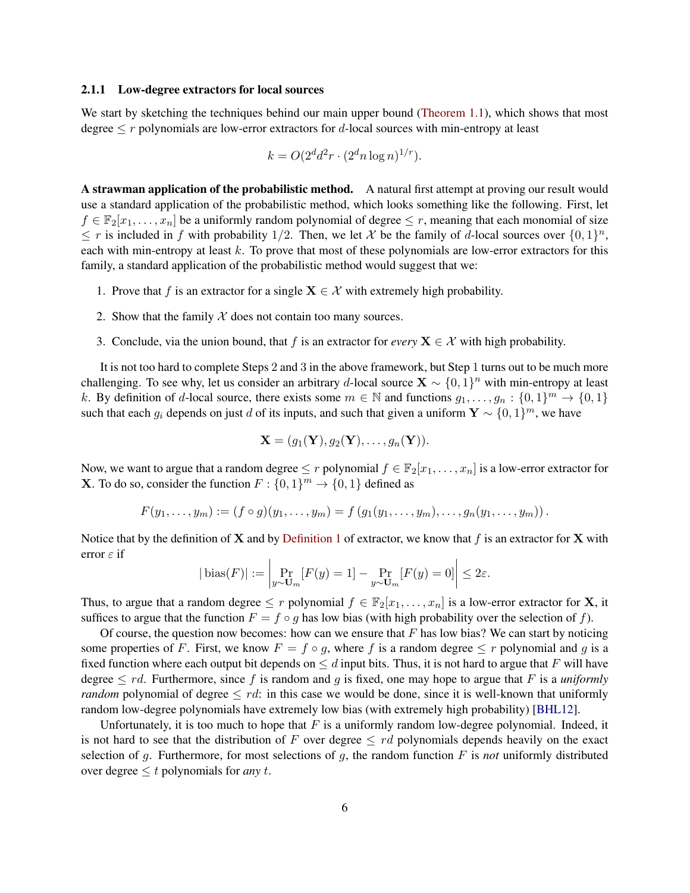### 2.1.1 Low-degree extractors for local sources

We start by sketching the techniques behind our main upper bound (Theorem 1.1), which shows that most degree $\leq r$ polynomials are low-error extractors for $d$-local sources with min-entropy at least

$$k = O(2^d d^2 r \cdot (2^d n \log n)^{1/r}).$$

**A strawman application of the probabilistic method.** A natural first attempt at proving our result would use a standard application of the probabilistic method, which looks something like the following. First, let $f \in \mathbb{F}_2[x_1, \ldots, x_n]$ be a uniformly random polynomial of degree $\leq r$, meaning that each monomial of size $\leq r$ is included in $f$ with probability $1/2$. Then, we let $\mathcal{X}$ be the family of $d$-local sources over $\{0,1\}^n$, each with min-entropy at least $k$. To prove that most of these polynomials are low-error extractors for this family, a standard application of the probabilistic method would suggest that we:

1. Prove that $f$ is an extractor for a single $\mathbf{X} \in \mathcal{X}$ with extremely high probability.
2. Show that the family $\mathcal{X}$ does not contain too many sources.
3. Conclude, via the union bound, that $f$ is an extractor for *every* $\mathbf{X} \in \mathcal{X}$ with high probability.

It is not too hard to complete Steps 2 and 3 in the above framework, but Step 1 turns out to be much more challenging. To see why, let us consider an arbitrary $d$-local source $\mathbf{X} \sim \{0,1\}^n$ with min-entropy at least $k$. By definition of $d$-local source, there exists some $m \in \mathbb{N}$ and functions $g_1, \ldots, g_n : \{0,1\}^m \to \{0,1\}$ such that each $g_i$ depends on just $d$ of its inputs, and such that given a uniform $\mathbf{Y} \sim \{0,1\}^m$, we have

$$\mathbf{X} = (g_1(\mathbf{Y}), g_2(\mathbf{Y}), \ldots, g_n(\mathbf{Y})).$$

Now, we want to argue that a random degree $\leq r$ polynomial $f \in \mathbb{F}_2[x_1, \ldots, x_n]$ is a low-error extractor for $\mathbf{X}$. To do so, consider the function $F : \{0,1\}^m \to \{0,1\}$ defined as

$$F(y_1, \ldots, y_m) := (f \circ g)(y_1, \ldots, y_m) = f\left(g_1(y_1, \ldots, y_m), \ldots, g_n(y_1, \ldots, y_m)\right).$$

Notice that by the definition of $\mathbf{X}$ and by Definition 1 of extractor, we know that $f$ is an extractor for $\mathbf{X}$ with error $\varepsilon$ if

$$|\operatorname{bias}(F)| := \left| \Pr_{y \sim \mathbf{U}_m}[F(y) = 1] - \Pr_{y \sim \mathbf{U}_m}[F(y) = 0] \right| \leq 2\varepsilon.$$

Thus, to argue that a random degree $\leq r$ polynomial $f \in \mathbb{F}_2[x_1, \ldots, x_n]$ is a low-error extractor for $\mathbf{X}$, it suffices to argue that the function $F = f \circ g$ has low bias (with high probability over the selection of $f$).

Of course, the question now becomes: how can we ensure that $F$ has low bias? We can start by noticing some properties of $F$. First, we know $F = f \circ g$, where $f$ is a random degree $\leq r$ polynomial and $g$ is a fixed function where each output bit depends on $\leq d$ input bits. Thus, it is not hard to argue that $F$ will have degree $\leq rd$. Furthermore, since $f$ is random and $g$ is fixed, one may hope to argue that $F$ is a *uniformly random* polynomial of degree $\leq rd$: in this case we would be done, since it is well-known that uniformly random low-degree polynomials have extremely low bias (with extremely high probability) [BHL12].

Unfortunately, it is too much to hope that $F$ is a uniformly random low-degree polynomial. Indeed, it is not hard to see that the distribution of $F$ over degree $\leq rd$ polynomials depends heavily on the exact selection of $g$. Furthermore, for most selections of $g$, the random function $F$ is *not* uniformly distributed over degree $\leq t$ polynomials for *any* $t$.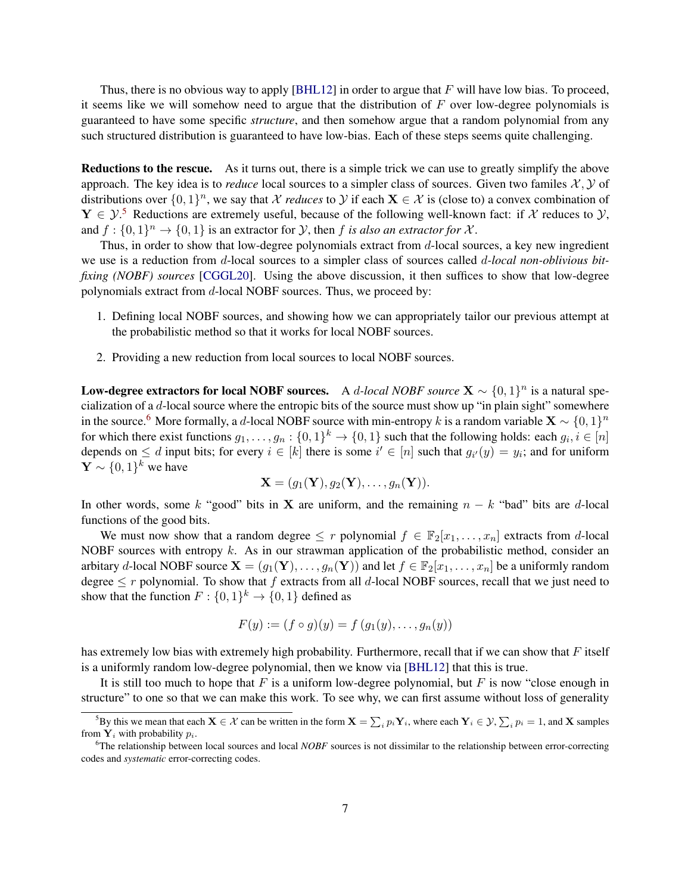Thus, there is no obvious way to apply [BHL12] in order to argue that $F$ will have low bias. To proceed, it seems like we will somehow need to argue that the distribution of $F$ over low-degree polynomials is guaranteed to have some specific *structure*, and then somehow argue that a random polynomial from any such structured distribution is guaranteed to have low-bias. Each of these steps seems quite challenging.

**Reductions to the rescue.** As it turns out, there is a simple trick we can use to greatly simplify the above approach. The key idea is to *reduce* local sources to a simpler class of sources. Given two familes $\mathcal{X}, \mathcal{Y}$ of distributions over $\{0,1\}^n$, we say that $\mathcal{X}$ *reduces* to $\mathcal{Y}$ if each $\mathbf{X} \in \mathcal{X}$ is (close to) a convex combination of $\mathbf{Y} \in \mathcal{Y}$.[5] Reductions are extremely useful, because of the following well-known fact: if $\mathcal{X}$ reduces to $\mathcal{Y}$, and $f : \{0,1\}^n \to \{0,1\}$ is an extractor for $\mathcal{Y}$, then $f$ *is also an extractor for* $\mathcal{X}$.

Thus, in order to show that low-degree polynomials extract from $d$-local sources, a key new ingredient we use is a reduction from $d$-local sources to a simpler class of sources called *$d$-local non-oblivious bit-fixing (NOBF) sources* [CGGL20]. Using the above discussion, it then suffices to show that low-degree polynomials extract from $d$-local NOBF sources. Thus, we proceed by:

1. Defining local NOBF sources, and showing how we can appropriately tailor our previous attempt at the probabilistic method so that it works for local NOBF sources.

2. Providing a new reduction from local sources to local NOBF sources.

**Low-degree extractors for local NOBF sources.** A *$d$-local NOBF source* $\mathbf{X} \sim \{0,1\}^n$ is a natural specialization of a $d$-local source where the entropic bits of the source must show up "in plain sight" somewhere in the source.[6] More formally, a $d$-local NOBF source with min-entropy $k$ is a random variable $\mathbf{X} \sim \{0,1\}^n$ for which there exist functions $g_1, \ldots, g_n : \{0,1\}^k \to \{0,1\}$ such that the following holds: each $g_i, i \in [n]$ depends on $\leq d$ input bits; for every $i \in [k]$ there is some $i' \in [n]$ such that $g_{i'}(y) = y_i$; and for uniform $\mathbf{Y} \sim \{0,1\}^k$ we have

$$\mathbf{X} = (g_1(\mathbf{Y}), g_2(\mathbf{Y}), \ldots, g_n(\mathbf{Y})).$$

In other words, some $k$ "good" bits in $\mathbf{X}$ are uniform, and the remaining $n - k$ "bad" bits are $d$-local functions of the good bits.

We must now show that a random degree $\leq r$ polynomial $f \in \mathbb{F}_2[x_1, \ldots, x_n]$ extracts from $d$-local NOBF sources with entropy $k$. As in our strawman application of the probabilistic method, consider an arbitary $d$-local NOBF source $\mathbf{X} = (g_1(\mathbf{Y}), \ldots, g_n(\mathbf{Y}))$ and let $f \in \mathbb{F}_2[x_1, \ldots, x_n]$ be a uniformly random degree $\leq r$ polynomial. To show that $f$ extracts from all $d$-local NOBF sources, recall that we just need to show that the function $F : \{0,1\}^k \to \{0,1\}$ defined as

$$F(y) := (f \circ g)(y) = f(g_1(y), \ldots, g_n(y))$$

has extremely low bias with extremely high probability. Furthermore, recall that if we can show that $F$ itself is a uniformly random low-degree polynomial, then we know via [BHL12] that this is true.

It is still too much to hope that $F$ is a uniform low-degree polynomial, but $F$ is now "close enough in structure" to one so that we can make this work. To see why, we can first assume without loss of generality

[5] By this we mean that each $\mathbf{X} \in \mathcal{X}$ can be written in the form $\mathbf{X} = \sum_i p_i \mathbf{Y}_i$, where each $\mathbf{Y}_i \in \mathcal{Y}$, $\sum_i p_i = 1$, and $\mathbf{X}$ samples from $\mathbf{Y}_i$ with probability $p_i$.

[6] The relationship between local sources and local *NOBF* sources is not dissimilar to the relationship between error-correcting codes and *systematic* error-correcting codes.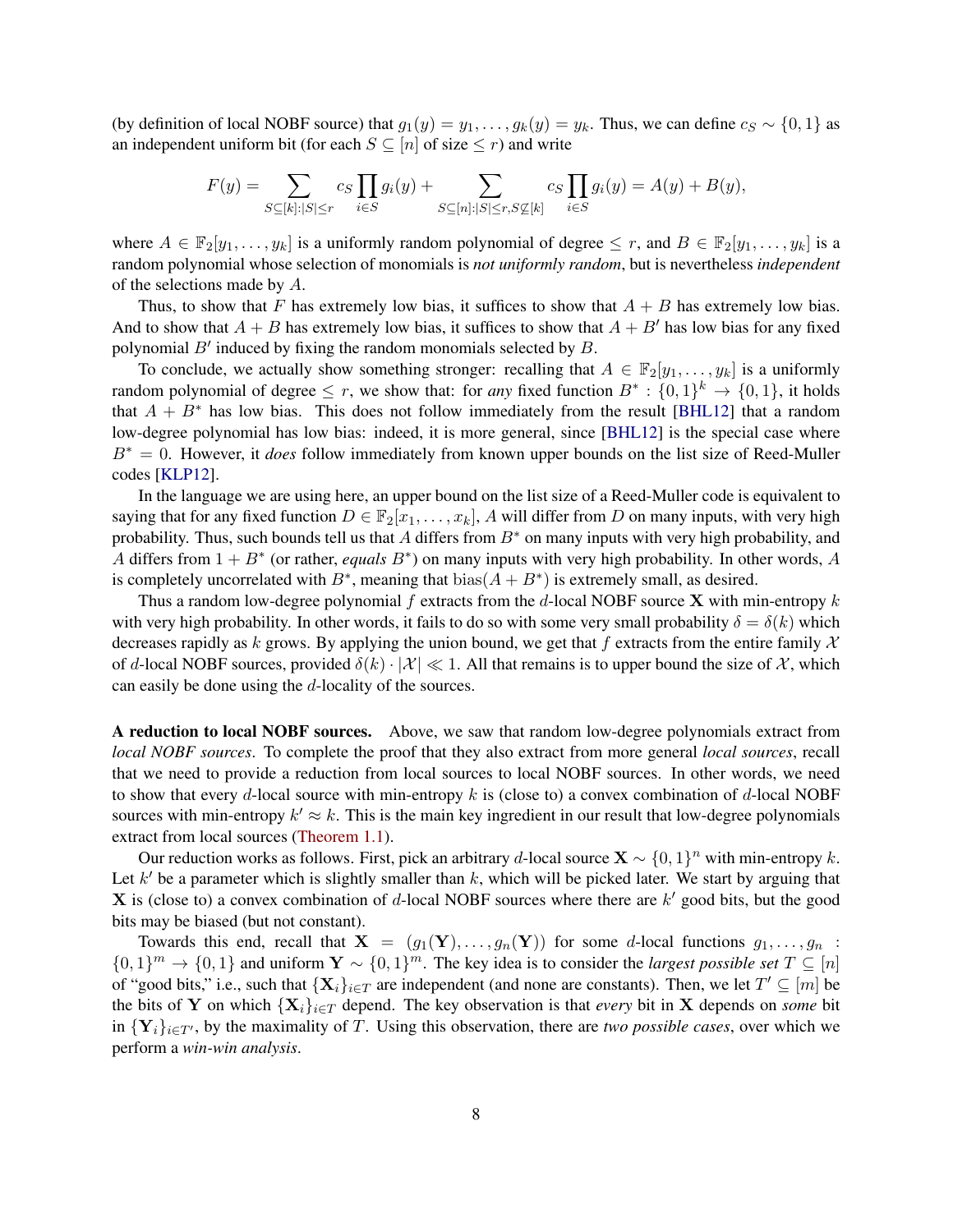(by definition of local NOBF source) that $g_1(y) = y_1, \ldots, g_k(y) = y_k$. Thus, we can define $c_S \sim \{0,1\}$ as an independent uniform bit (for each $S \subseteq [n]$ of size $\leq r$) and write

$$F(y) = \sum_{S \subseteq [k]:|S| \leq r} c_S \prod_{i \in S} g_i(y) + \sum_{S \subseteq [n]:|S| \leq r, S \not\subseteq [k]} c_S \prod_{i \in S} g_i(y) = A(y) + B(y),$$

where $A \in \mathbb{F}_2[y_1, \ldots, y_k]$ is a uniformly random polynomial of degree $\leq r$, and $B \in \mathbb{F}_2[y_1, \ldots, y_k]$ is a random polynomial whose selection of monomials is *not uniformly random*, but is nevertheless *independent* of the selections made by $A$.

Thus, to show that $F$ has extremely low bias, it suffices to show that $A + B$ has extremely low bias. And to show that $A + B$ has extremely low bias, it suffices to show that $A + B'$ has low bias for any fixed polynomial $B'$ induced by fixing the random monomials selected by $B$.

To conclude, we actually show something stronger: recalling that $A \in \mathbb{F}_2[y_1, \ldots, y_k]$ is a uniformly random polynomial of degree $\leq r$, we show that: for *any* fixed function $B^* : \{0,1\}^k \to \{0,1\}$, it holds that $A + B^*$ has low bias. This does not follow immediately from the result [BHL12] that a random low-degree polynomial has low bias: indeed, it is more general, since [BHL12] is the special case where $B^* = 0$. However, it *does* follow immediately from known upper bounds on the list size of Reed-Muller codes [KLP12].

In the language we are using here, an upper bound on the list size of a Reed-Muller code is equivalent to saying that for any fixed function $D \in \mathbb{F}_2[x_1, \ldots, x_k]$, $A$ will differ from $D$ on many inputs, with very high probability. Thus, such bounds tell us that $A$ differs from $B^*$ on many inputs with very high probability, and $A$ differs from $1 + B^*$ (or rather, *equals* $B^*$) on many inputs with very high probability. In other words, $A$ is completely uncorrelated with $B^*$, meaning that $\text{bias}(A + B^*)$ is extremely small, as desired.

Thus a random low-degree polynomial $f$ extracts from the $d$-local NOBF source $\mathbf{X}$ with min-entropy $k$ with very high probability. In other words, it fails to do so with some very small probability $\delta = \delta(k)$ which decreases rapidly as $k$ grows. By applying the union bound, we get that $f$ extracts from the entire family $\mathcal{X}$ of $d$-local NOBF sources, provided $\delta(k) \cdot |\mathcal{X}| \ll 1$. All that remains is to upper bound the size of $\mathcal{X}$, which can easily be done using the $d$-locality of the sources.

**A reduction to local NOBF sources.** Above, we saw that random low-degree polynomials extract from *local NOBF sources*. To complete the proof that they also extract from more general *local sources*, recall that we need to provide a reduction from local sources to local NOBF sources. In other words, we need to show that every $d$-local source with min-entropy $k$ is (close to) a convex combination of $d$-local NOBF sources with min-entropy $k' \approx k$. This is the main key ingredient in our result that low-degree polynomials extract from local sources (Theorem 1.1).

Our reduction works as follows. First, pick an arbitrary $d$-local source $\mathbf{X} \sim \{0,1\}^n$ with min-entropy $k$. Let $k'$ be a parameter which is slightly smaller than $k$, which will be picked later. We start by arguing that $\mathbf{X}$ is (close to) a convex combination of $d$-local NOBF sources where there are $k'$ good bits, but the good bits may be biased (but not constant).

Towards this end, recall that $\mathbf{X} = (g_1(\mathbf{Y}), \ldots, g_n(\mathbf{Y}))$ for some $d$-local functions $g_1, \ldots, g_n : \{0,1\}^m \to \{0,1\}$ and uniform $\mathbf{Y} \sim \{0,1\}^m$. The key idea is to consider the *largest possible set* $T \subseteq [n]$ of "good bits," i.e., such that $\{\mathbf{X}_i\}_{i \in T}$ are independent (and none are constants). Then, we let $T' \subseteq [m]$ be the bits of $\mathbf{Y}$ on which $\{\mathbf{X}_i\}_{i \in T}$ depend. The key observation is that *every* bit in $\mathbf{X}$ depends on *some* bit in $\{\mathbf{Y}_i\}_{i \in T'}$, by the maximality of $T$. Using this observation, there are *two possible cases*, over which we perform a *win-win analysis*.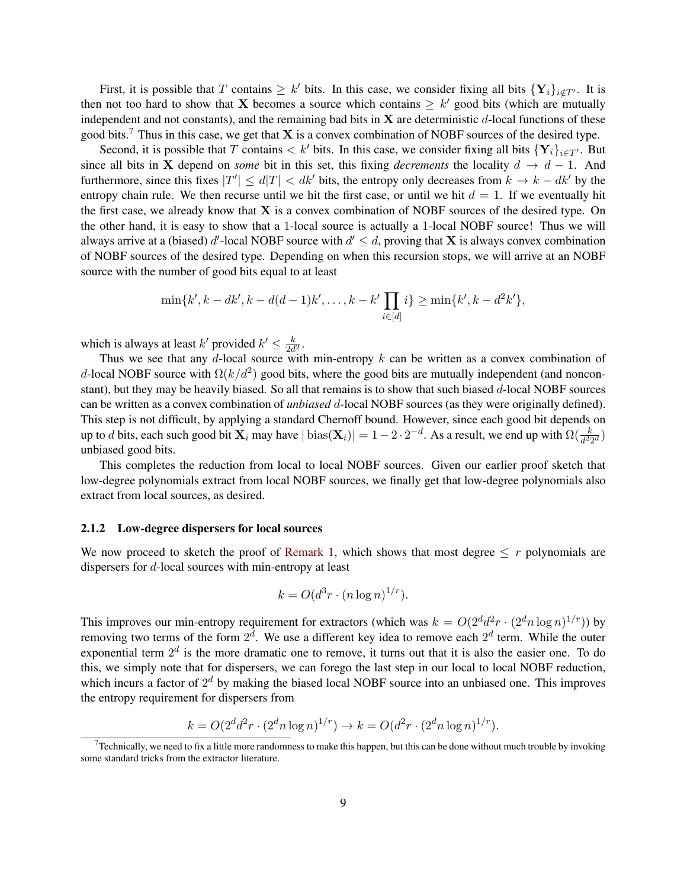First, it is possible that $T$ contains $\geq k'$ bits. In this case, we consider fixing all bits $\{\mathbf{Y}_i\}_{i \notin T'}$. It is then not too hard to show that $\mathbf{X}$ becomes a source which contains $\geq k'$ good bits (which are mutually independent and not constants), and the remaining bad bits in $\mathbf{X}$ are deterministic $d$-local functions of these good bits.[7] Thus in this case, we get that $\mathbf{X}$ is a convex combination of NOBF sources of the desired type.

Second, it is possible that $T$ contains $< k'$ bits. In this case, we consider fixing all bits $\{\mathbf{Y}_i\}_{i \in T'}$. But since all bits in $\mathbf{X}$ depend on *some* bit in this set, this fixing *decrements* the locality $d \to d-1$. And furthermore, since this fixes $|T'| \leq d|T| < dk'$ bits, the entropy only decreases from $k \to k - dk'$ by the entropy chain rule. We then recurse until we hit the first case, or until we hit $d = 1$. If we eventually hit the first case, we already know that $\mathbf{X}$ is a convex combination of NOBF sources of the desired type. On the other hand, it is easy to show that a 1-local source is actually a 1-local NOBF source! Thus we will always arrive at a (biased) $d'$-local NOBF source with $d' \leq d$, proving that $\mathbf{X}$ is always convex combination of NOBF sources of the desired type. Depending on when this recursion stops, we will arrive at an NOBF source with the number of good bits equal to at least

$$\min\{k', k - dk', k - d(d-1)k', \dots, k - k' \prod_{i \in [d]} i\} \geq \min\{k', k - d^2 k'\},$$

which is always at least $k'$ provided $k' \leq \frac{k}{2d^2}$.

Thus we see that any $d$-local source with min-entropy $k$ can be written as a convex combination of $d$-local NOBF source with $\Omega(k/d^2)$ good bits, where the good bits are mutually independent (and nonconstant), but they may be heavily biased. So all that remains is to show that such biased $d$-local NOBF sources can be written as a convex combination of *unbiased* $d$-local NOBF sources (as they were originally defined). This step is not difficult, by applying a standard Chernoff bound. However, since each good bit depends on up to $d$ bits, each such good bit $\mathbf{X}_i$ may have $|\operatorname{bias}(\mathbf{X}_i)| = 1 - 2 \cdot 2^{-d}$. As a result, we end up with $\Omega(\frac{k}{d^2 2^d})$ unbiased good bits.

This completes the reduction from local to local NOBF sources. Given our earlier proof sketch that low-degree polynomials extract from local NOBF sources, we finally get that low-degree polynomials also extract from local sources, as desired.

### 2.1.2 Low-degree dispersers for local sources

We now proceed to sketch the proof of Remark 1, which shows that most degree $\leq r$ polynomials are dispersers for $d$-local sources with min-entropy at least

$$k = O(d^3 r \cdot (n \log n)^{1/r}).$$

This improves our min-entropy requirement for extractors (which was $k = O(2^d d^2 r \cdot (2^d n \log n)^{1/r})$) by removing two terms of the form $2^d$. We use a different key idea to remove each $2^d$ term. While the outer exponential term $2^d$ is the more dramatic one to remove, it turns out that it is also the easier one. To do this, we simply note that for dispersers, we can forego the last step in our local to local NOBF reduction, which incurs a factor of $2^d$ by making the biased local NOBF source into an unbiased one. This improves the entropy requirement for dispersers from

$$k = O(2^d d^2 r \cdot (2^d n \log n)^{1/r}) \to k = O(d^2 r \cdot (2^d n \log n)^{1/r}).$$

[7] Technically, we need to fix a little more randomness to make this happen, but this can be done without much trouble by invoking some standard tricks from the extractor literature.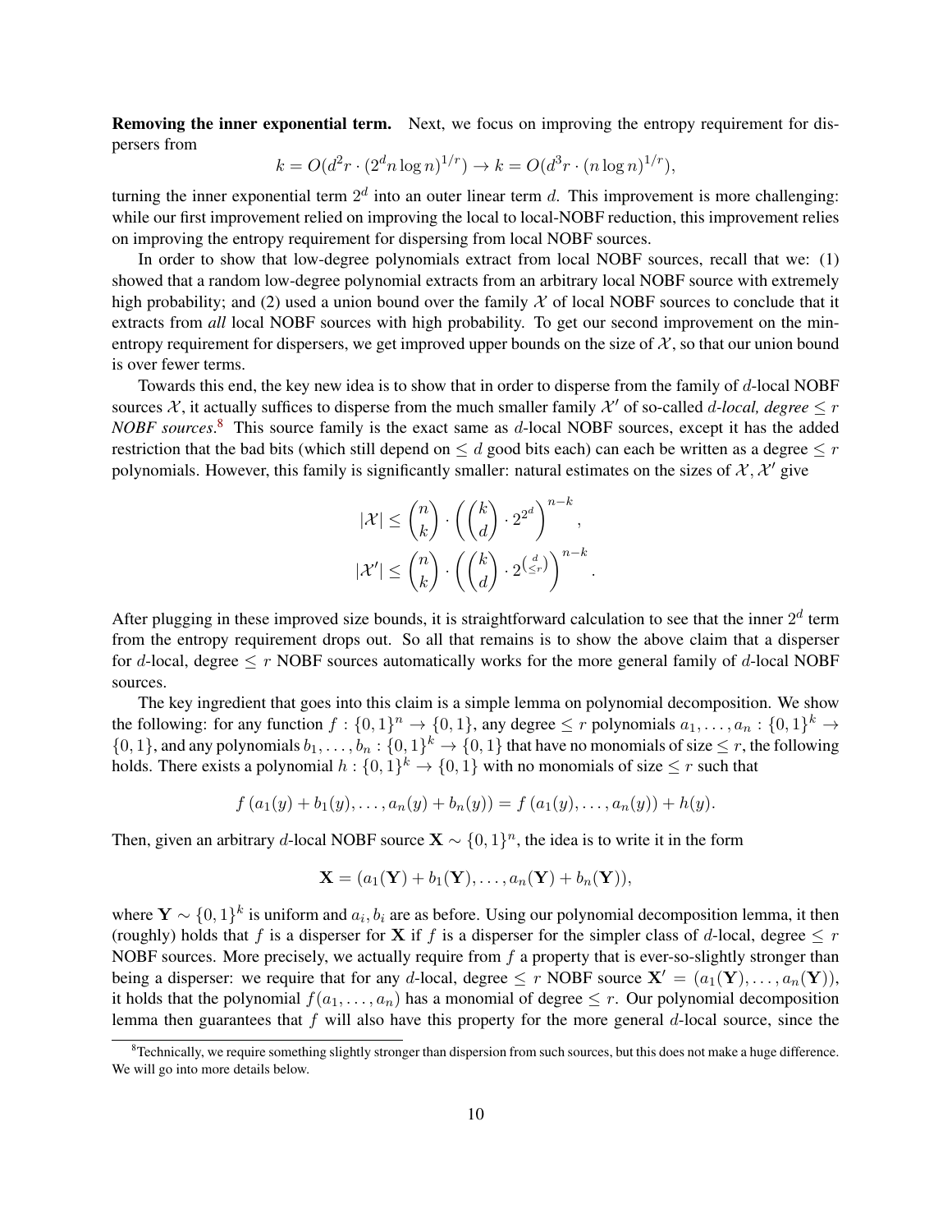**Removing the inner exponential term.** Next, we focus on improving the entropy requirement for dispersers from

$$k = O(d^2 r \cdot (2^d n \log n)^{1/r}) \to k = O(d^3 r \cdot (n \log n)^{1/r}),$$

turning the inner exponential term $2^d$ into an outer linear term $d$. This improvement is more challenging: while our first improvement relied on improving the local to local-NOBF reduction, this improvement relies on improving the entropy requirement for dispersing from local NOBF sources.

In order to show that low-degree polynomials extract from local NOBF sources, recall that we: (1) showed that a random low-degree polynomial extracts from an arbitrary local NOBF source with extremely high probability; and (2) used a union bound over the family $\mathcal{X}$ of local NOBF sources to conclude that it extracts from *all* local NOBF sources with high probability. To get our second improvement on the min-entropy requirement for dispersers, we get improved upper bounds on the size of $\mathcal{X}$, so that our union bound is over fewer terms.

Towards this end, the key new idea is to show that in order to disperse from the family of $d$-local NOBF sources $\mathcal{X}$, it actually suffices to disperse from the much smaller family $\mathcal{X}'$ of so-called *$d$-local, degree $\leq r$ NOBF sources*.[8] This source family is the exact same as $d$-local NOBF sources, except it has the added restriction that the bad bits (which still depend on $\leq d$ good bits each) can each be written as a degree $\leq r$ polynomials. However, this family is significantly smaller: natural estimates on the sizes of $\mathcal{X}, \mathcal{X}'$ give

$$|\mathcal{X}| \leq \binom{n}{k} \cdot \left( \binom{k}{d} \cdot 2^{2^d} \right)^{n-k},$$

$$|\mathcal{X}'| \leq \binom{n}{k} \cdot \left( \binom{k}{d} \cdot 2^{\binom{d}{\leq r}} \right)^{n-k}.$$

After plugging in these improved size bounds, it is straightforward calculation to see that the inner $2^d$ term from the entropy requirement drops out. So all that remains is to show the above claim that a disperser for $d$-local, degree $\leq r$ NOBF sources automatically works for the more general family of $d$-local NOBF sources.

The key ingredient that goes into this claim is a simple lemma on polynomial decomposition. We show the following: for any function $f : \{0,1\}^n \to \{0,1\}$, any degree $\leq r$ polynomials $a_1, \ldots, a_n : \{0,1\}^k \to \{0,1\}$, and any polynomials $b_1, \ldots, b_n : \{0,1\}^k \to \{0,1\}$ that have no monomials of size $\leq r$, the following holds. There exists a polynomial $h : \{0,1\}^k \to \{0,1\}$ with no monomials of size $\leq r$ such that

$$f\left(a_1(y) + b_1(y), \ldots, a_n(y) + b_n(y)\right) = f\left(a_1(y), \ldots, a_n(y)\right) + h(y).$$

Then, given an arbitrary $d$-local NOBF source $\mathbf{X} \sim \{0,1\}^n$, the idea is to write it in the form

$$\mathbf{X} = (a_1(\mathbf{Y}) + b_1(\mathbf{Y}), \ldots, a_n(\mathbf{Y}) + b_n(\mathbf{Y})),$$

where $\mathbf{Y} \sim \{0,1\}^k$ is uniform and $a_i, b_i$ are as before. Using our polynomial decomposition lemma, it then (roughly) holds that $f$ is a disperser for $\mathbf{X}$ if $f$ is a disperser for the simpler class of $d$-local, degree $\leq r$ NOBF sources. More precisely, we actually require from $f$ a property that is ever-so-slightly stronger than being a disperser: we require that for any $d$-local, degree $\leq r$ NOBF source $\mathbf{X}' = (a_1(\mathbf{Y}), \ldots, a_n(\mathbf{Y}))$, it holds that the polynomial $f(a_1, \ldots, a_n)$ has a monomial of degree $\leq r$. Our polynomial decomposition lemma then guarantees that $f$ will also have this property for the more general $d$-local source, since the

[8] Technically, we require something slightly stronger than dispersion from such sources, but this does not make a huge difference. We will go into more details below.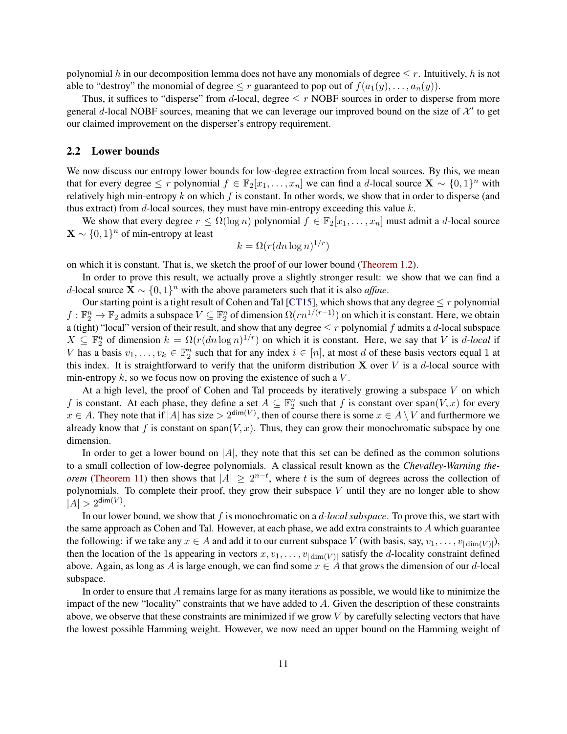polynomial $h$ in our decomposition lemma does not have any monomials of degree $\leq r$. Intuitively, $h$ is not able to "destroy" the monomial of degree $\leq r$ guaranteed to pop out of $f(a_1(y), \ldots, a_n(y))$.

Thus, it suffices to "disperse" from $d$-local, degree $\leq r$ NOBF sources in order to disperse from more general $d$-local NOBF sources, meaning that we can leverage our improved bound on the size of $\mathcal{X}'$ to get our claimed improvement on the disperser's entropy requirement.

## 2.2 Lower bounds

We now discuss our entropy lower bounds for low-degree extraction from local sources. By this, we mean that for every degree $\leq r$ polynomial $f \in \mathbb{F}_2[x_1, \ldots, x_n]$ we can find a $d$-local source $\mathbf{X} \sim \{0,1\}^n$ with relatively high min-entropy $k$ on which $f$ is constant. In other words, we show that in order to disperse (and thus extract) from $d$-local sources, they must have min-entropy exceeding this value $k$.

We show that every degree $r \leq \Omega(\log n)$ polynomial $f \in \mathbb{F}_2[x_1, \ldots, x_n]$ must admit a $d$-local source $\mathbf{X} \sim \{0,1\}^n$ of min-entropy at least

$$k = \Omega(r(dn \log n)^{1/r})$$

on which it is constant. That is, we sketch the proof of our lower bound (Theorem 1.2).

In order to prove this result, we actually prove a slightly stronger result: we show that we can find a $d$-local source $\mathbf{X} \sim \{0,1\}^n$ with the above parameters such that it is also *affine*.

Our starting point is a tight result of Cohen and Tal [CT15], which shows that any degree $\leq r$ polynomial $f : \mathbb{F}_2^n \to \mathbb{F}_2$ admits a subspace $V \subseteq \mathbb{F}_2^n$ of dimension $\Omega(rn^{1/(r-1)})$ on which it is constant. Here, we obtain a (tight) "local" version of their result, and show that any degree $\leq r$ polynomial $f$ admits a $d$-local subspace $X \subseteq \mathbb{F}_2^n$ of dimension $k = \Omega(r(dn \log n)^{1/r})$ on which it is constant. Here, we say that $V$ is $d$-*local* if $V$ has a basis $v_1, \ldots, v_k \in \mathbb{F}_2^n$ such that for any index $i \in [n]$, at most $d$ of these basis vectors equal 1 at this index. It is straightforward to verify that the uniform distribution $\mathbf{X}$ over $V$ is a $d$-local source with min-entropy $k$, so we focus now on proving the existence of such a $V$.

At a high level, the proof of Cohen and Tal proceeds by iteratively growing a subspace $V$ on which $f$ is constant. At each phase, they define a set $A \subseteq \mathbb{F}_2^n$ such that $f$ is constant over $\mathsf{span}(V, x)$ for every $x \in A$. They note that if $|A|$ has size $> 2^{\mathsf{dim}(V)}$, then of course there is some $x \in A \setminus V$ and furthermore we already know that $f$ is constant on $\mathsf{span}(V, x)$. Thus, they can grow their monochromatic subspace by one dimension.

In order to get a lower bound on $|A|$, they note that this set can be defined as the common solutions to a small collection of low-degree polynomials. A classical result known as the *Chevalley-Warning theorem* (Theorem 11) then shows that $|A| \geq 2^{n-t}$, where $t$ is the sum of degrees across the collection of polynomials. To complete their proof, they grow their subspace $V$ until they are no longer able to show $|A| > 2^{\mathsf{dim}(V)}$.

In our lower bound, we show that $f$ is monochromatic on a $d$-*local subspace*. To prove this, we start with the same approach as Cohen and Tal. However, at each phase, we add extra constraints to $A$ which guarantee the following: if we take any $x \in A$ and add it to our current subspace $V$ (with basis, say, $v_1, \ldots, v_{|\dim(V)|}$), then the location of the 1s appearing in vectors $x, v_1, \ldots, v_{|\dim(V)|}$ satisfy the $d$-locality constraint defined above. Again, as long as $A$ is large enough, we can find some $x \in A$ that grows the dimension of our $d$-local subspace.

In order to ensure that $A$ remains large for as many iterations as possible, we would like to minimize the impact of the new "locality" constraints that we have added to $A$. Given the description of these constraints above, we observe that these constraints are minimized if we grow $V$ by carefully selecting vectors that have the lowest possible Hamming weight. However, we now need an upper bound on the Hamming weight of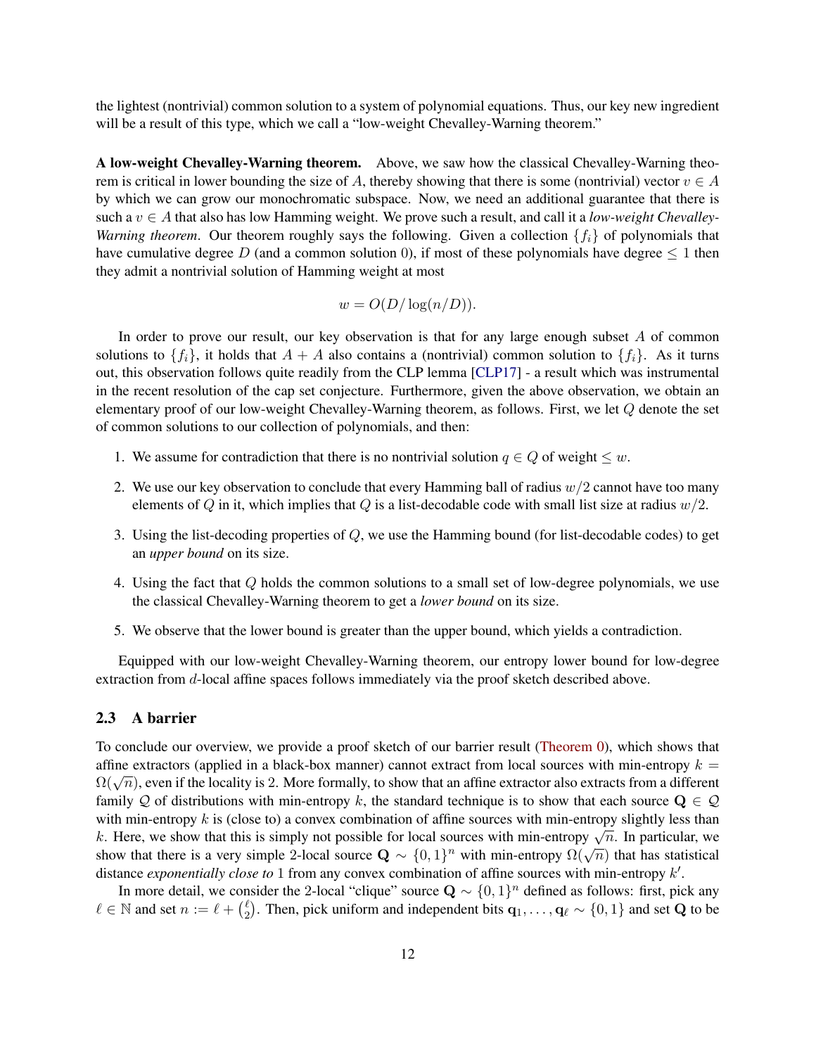the lightest (nontrivial) common solution to a system of polynomial equations. Thus, our key new ingredient will be a result of this type, which we call a "low-weight Chevalley-Warning theorem."

**A low-weight Chevalley-Warning theorem.** Above, we saw how the classical Chevalley-Warning theorem is critical in lower bounding the size of $A$, thereby showing that there is some (nontrivial) vector $v \in A$ by which we can grow our monochromatic subspace. Now, we need an additional guarantee that there is such a $v \in A$ that also has low Hamming weight. We prove such a result, and call it a *low-weight Chevalley-Warning theorem*. Our theorem roughly says the following. Given a collection $\{f_i\}$ of polynomials that have cumulative degree $D$ (and a common solution 0), if most of these polynomials have degree $\leq 1$ then they admit a nontrivial solution of Hamming weight at most

$$w = O(D/\log(n/D)).$$

In order to prove our result, our key observation is that for any large enough subset $A$ of common solutions to $\{f_i\}$, it holds that $A + A$ also contains a (nontrivial) common solution to $\{f_i\}$. As it turns out, this observation follows quite readily from the CLP lemma [CLP17] - a result which was instrumental in the recent resolution of the cap set conjecture. Furthermore, given the above observation, we obtain an elementary proof of our low-weight Chevalley-Warning theorem, as follows. First, we let $Q$ denote the set of common solutions to our collection of polynomials, and then:

1. We assume for contradiction that there is no nontrivial solution $q \in Q$ of weight $\leq w$.
2. We use our key observation to conclude that every Hamming ball of radius $w/2$ cannot have too many elements of $Q$ in it, which implies that $Q$ is a list-decodable code with small list size at radius $w/2$.
3. Using the list-decoding properties of $Q$, we use the Hamming bound (for list-decodable codes) to get an *upper bound* on its size.
4. Using the fact that $Q$ holds the common solutions to a small set of low-degree polynomials, we use the classical Chevalley-Warning theorem to get a *lower bound* on its size.
5. We observe that the lower bound is greater than the upper bound, which yields a contradiction.

Equipped with our low-weight Chevalley-Warning theorem, our entropy lower bound for low-degree extraction from $d$-local affine spaces follows immediately via the proof sketch described above.

### 2.3 A barrier

To conclude our overview, we provide a proof sketch of our barrier result (Theorem 0), which shows that affine extractors (applied in a black-box manner) cannot extract from local sources with min-entropy $k = \Omega(\sqrt{n})$, even if the locality is 2. More formally, to show that an affine extractor also extracts from a different family $\mathcal{Q}$ of distributions with min-entropy $k$, the standard technique is to show that each source $\mathbf{Q} \in \mathcal{Q}$ with min-entropy $k$ is (close to) a convex combination of affine sources with min-entropy slightly less than $k$. Here, we show that this is simply not possible for local sources with min-entropy $\sqrt{n}$. In particular, we show that there is a very simple 2-local source $\mathbf{Q} \sim \{0,1\}^n$ with min-entropy $\Omega(\sqrt{n})$ that has statistical distance *exponentially close to* 1 from any convex combination of affine sources with min-entropy $k'$.

In more detail, we consider the 2-local "clique" source $\mathbf{Q} \sim \{0,1\}^n$ defined as follows: first, pick any $\ell \in \mathbb{N}$ and set $n := \ell + \binom{\ell}{2}$. Then, pick uniform and independent bits $\mathbf{q}_1, \ldots, \mathbf{q}_\ell \sim \{0,1\}$ and set $\mathbf{Q}$ to be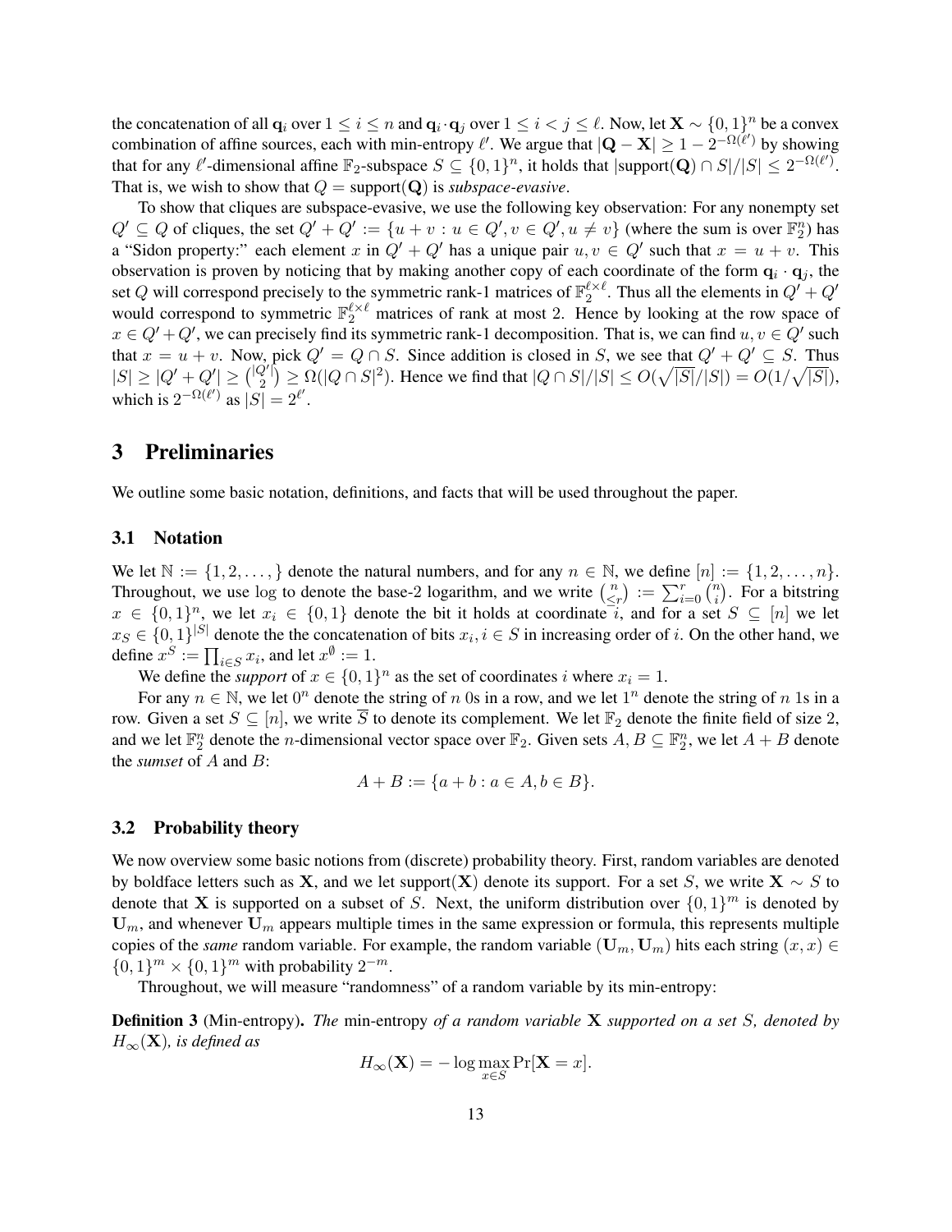the concatenation of all $\mathbf{q}_i$ over $1 \leq i \leq n$ and $\mathbf{q}_i \cdot \mathbf{q}_j$ over $1 \leq i < j \leq \ell$. Now, let $\mathbf{X} \sim \{0,1\}^n$ be a convex combination of affine sources, each with min-entropy $\ell'$. We argue that $|\mathbf{Q} - \mathbf{X}| \geq 1 - 2^{-\Omega(\ell')}$ by showing that for any $\ell'$-dimensional affine $\mathbb{F}_2$-subspace $S \subseteq \{0,1\}^n$, it holds that $|\text{support}(\mathbf{Q}) \cap S|/|S| \leq 2^{-\Omega(\ell')}$. That is, we wish to show that $Q = \text{support}(\mathbf{Q})$ is *subspace-evasive*.

To show that cliques are subspace-evasive, we use the following key observation: For any nonempty set $Q' \subseteq Q$ of cliques, the set $Q' + Q' := \{u + v : u \in Q', v \in Q', u \neq v\}$ (where the sum is over $\mathbb{F}_2^n$) has a "Sidon property:" each element $x$ in $Q' + Q'$ has a unique pair $u, v \in Q'$ such that $x = u + v$. This observation is proven by noticing that by making another copy of each coordinate of the form $\mathbf{q}_i \cdot \mathbf{q}_j$, the set $Q$ will correspond precisely to the symmetric rank-1 matrices of $\mathbb{F}_2^{\ell \times \ell}$. Thus all the elements in $Q' + Q'$ would correspond to symmetric $\mathbb{F}_2^{\ell \times \ell}$ matrices of rank at most 2. Hence by looking at the row space of $x \in Q' + Q'$, we can precisely find its symmetric rank-1 decomposition. That is, we can find $u, v \in Q'$ such that $x = u + v$. Now, pick $Q' = Q \cap S$. Since addition is closed in $S$, we see that $Q' + Q' \subseteq S$. Thus $|S| \geq |Q' + Q'| \geq \binom{|Q'|}{2} \geq \Omega(|Q \cap S|^2)$. Hence we find that $|Q \cap S|/|S| \leq O(\sqrt{|S|}/|S|) = O(1/\sqrt{|S|})$, which is $2^{-\Omega(\ell')}$ as $|S| = 2^{\ell'}$.

# 3 Preliminaries

We outline some basic notation, definitions, and facts that will be used throughout the paper.

## 3.1 Notation

We let $\mathbb{N} := \{1, 2, \ldots, \}$ denote the natural numbers, and for any $n \in \mathbb{N}$, we define $[n] := \{1, 2, \ldots, n\}$. Throughout, we use $\log$ to denote the base-2 logarithm, and we write $\binom{n}{\leq r} := \sum_{i=0}^{r} \binom{n}{i}$. For a bitstring $x \in \{0,1\}^n$, we let $x_i \in \{0,1\}$ denote the bit it holds at coordinate $i$, and for a set $S \subseteq [n]$ we let $x_S \in \{0,1\}^{|S|}$ denote the the concatenation of bits $x_i, i \in S$ in increasing order of $i$. On the other hand, we define $x^S := \prod_{i \in S} x_i$, and let $x^{\emptyset} := 1$.

We define the *support* of $x \in \{0,1\}^n$ as the set of coordinates $i$ where $x_i = 1$.

For any $n \in \mathbb{N}$, we let $0^n$ denote the string of $n$ 0s in a row, and we let $1^n$ denote the string of $n$ 1s in a row. Given a set $S \subseteq [n]$, we write $\overline{S}$ to denote its complement. We let $\mathbb{F}_2$ denote the finite field of size 2, and we let $\mathbb{F}_2^n$ denote the $n$-dimensional vector space over $\mathbb{F}_2$. Given sets $A, B \subseteq \mathbb{F}_2^n$, we let $A + B$ denote the *sumset* of $A$ and $B$:

$$A + B := \{a + b : a \in A, b \in B\}.$$

## 3.2 Probability theory

We now overview some basic notions from (discrete) probability theory. First, random variables are denoted by boldface letters such as $\mathbf{X}$, and we let support($\mathbf{X}$) denote its support. For a set $S$, we write $\mathbf{X} \sim S$ to denote that $\mathbf{X}$ is supported on a subset of $S$. Next, the uniform distribution over $\{0,1\}^m$ is denoted by $\mathbf{U}_m$, and whenever $\mathbf{U}_m$ appears multiple times in the same expression or formula, this represents multiple copies of the *same* random variable. For example, the random variable $(\mathbf{U}_m, \mathbf{U}_m)$ hits each string $(x, x) \in \{0,1\}^m \times \{0,1\}^m$ with probability $2^{-m}$.

Throughout, we will measure "randomness" of a random variable by its min-entropy:

**Definition 3** (Min-entropy)**.** *The* min-entropy *of a random variable* $\mathbf{X}$ *supported on a set* $S$*, denoted by* $H_\infty(\mathbf{X})$*, is defined as*

$$H_\infty(\mathbf{X}) = -\log \max_{x \in S} \Pr[\mathbf{X} = x].$$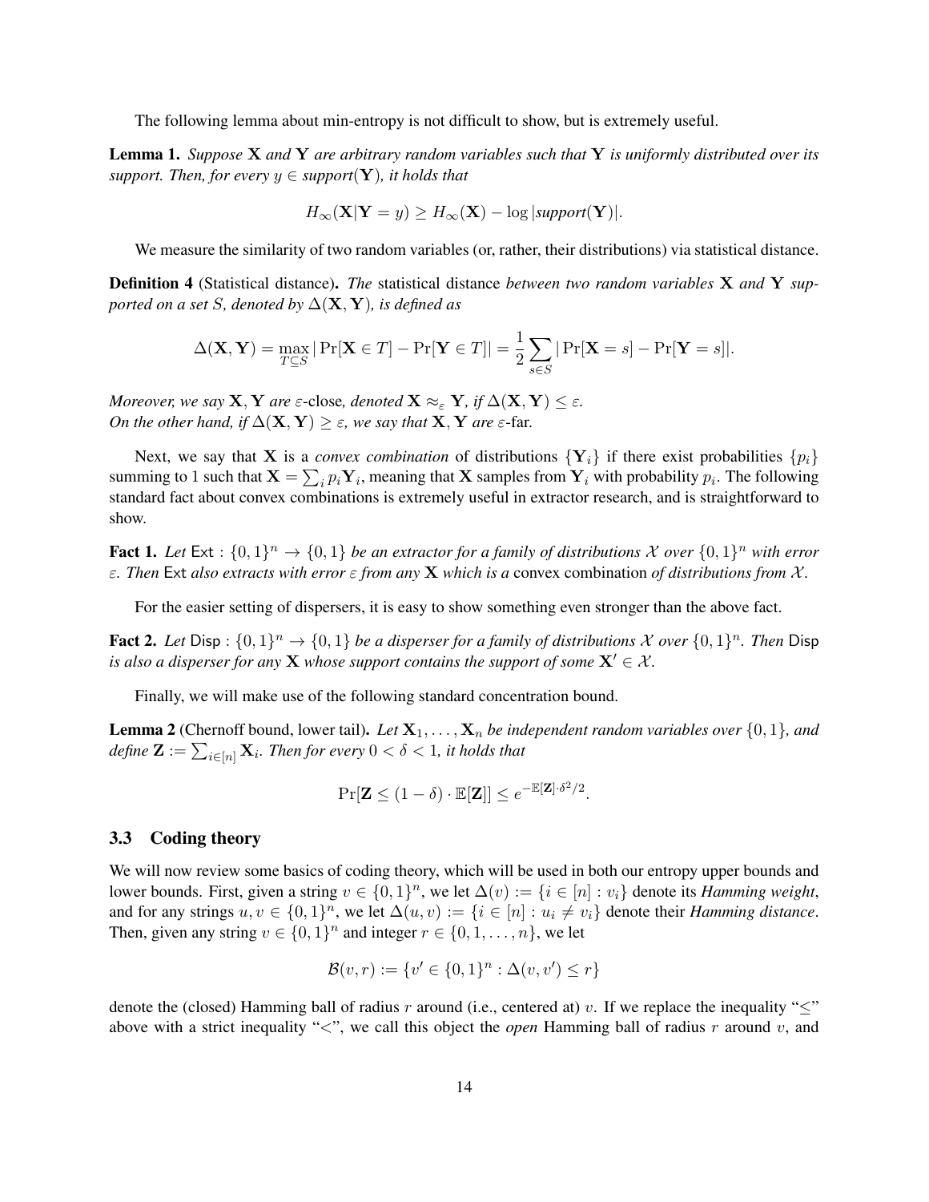The following lemma about min-entropy is not difficult to show, but is extremely useful.

**Lemma 1.** *Suppose* $\mathbf{X}$ *and* $\mathbf{Y}$ *are arbitrary random variables such that* $\mathbf{Y}$ *is uniformly distributed over its support. Then, for every* $y \in$ *support*$(\mathbf{Y})$*, it holds that*

$$H_\infty(\mathbf{X}|\mathbf{Y} = y) \geq H_\infty(\mathbf{X}) - \log |\mathit{support}(\mathbf{Y})|.$$

We measure the similarity of two random variables (or, rather, their distributions) via statistical distance.

**Definition 4** (Statistical distance)**.** *The* statistical distance *between two random variables* $\mathbf{X}$ *and* $\mathbf{Y}$ *supported on a set* $S$*, denoted by* $\Delta(\mathbf{X}, \mathbf{Y})$*, is defined as*

$$\Delta(\mathbf{X}, \mathbf{Y}) = \max_{T \subseteq S} |\Pr[\mathbf{X} \in T] - \Pr[\mathbf{Y} \in T]| = \frac{1}{2} \sum_{s \in S} |\Pr[\mathbf{X} = s] - \Pr[\mathbf{Y} = s]|.$$

*Moreover, we say* $\mathbf{X}, \mathbf{Y}$ *are* $\varepsilon$-close*, denoted* $\mathbf{X} \approx_\varepsilon \mathbf{Y}$*, if* $\Delta(\mathbf{X}, \mathbf{Y}) \leq \varepsilon$*.*
*On the other hand, if* $\Delta(\mathbf{X}, \mathbf{Y}) \geq \varepsilon$*, we say that* $\mathbf{X}, \mathbf{Y}$ *are* $\varepsilon$-far*.*

Next, we say that $\mathbf{X}$ is a *convex combination* of distributions $\{\mathbf{Y}_i\}$ if there exist probabilities $\{p_i\}$ summing to 1 such that $\mathbf{X} = \sum_i p_i \mathbf{Y}_i$, meaning that $\mathbf{X}$ samples from $\mathbf{Y}_i$ with probability $p_i$. The following standard fact about convex combinations is extremely useful in extractor research, and is straightforward to show.

**Fact 1.** *Let* $\mathsf{Ext} : \{0,1\}^n \to \{0,1\}$ *be an extractor for a family of distributions* $\mathcal{X}$ *over* $\{0,1\}^n$ *with error* $\varepsilon$*. Then* $\mathsf{Ext}$ *also extracts with error* $\varepsilon$ *from any* $\mathbf{X}$ *which is a* convex combination *of distributions from* $\mathcal{X}$*.*

For the easier setting of dispersers, it is easy to show something even stronger than the above fact.

**Fact 2.** *Let* $\mathsf{Disp} : \{0,1\}^n \to \{0,1\}$ *be a disperser for a family of distributions* $\mathcal{X}$ *over* $\{0,1\}^n$*. Then* $\mathsf{Disp}$ *is also a disperser for any* $\mathbf{X}$ *whose support contains the support of some* $\mathbf{X}' \in \mathcal{X}$*.*

Finally, we will make use of the following standard concentration bound.

**Lemma 2** (Chernoff bound, lower tail)**.** *Let* $\mathbf{X}_1, \ldots, \mathbf{X}_n$ *be independent random variables over* $\{0,1\}$*, and define* $\mathbf{Z} := \sum_{i \in [n]} \mathbf{X}_i$*. Then for every* $0 < \delta < 1$*, it holds that*

$$\Pr[\mathbf{Z} \leq (1 - \delta) \cdot \mathbb{E}[\mathbf{Z}]] \leq e^{-\mathbb{E}[\mathbf{Z}] \cdot \delta^2 / 2}.$$

### 3.3 Coding theory

We will now review some basics of coding theory, which will be used in both our entropy upper bounds and lower bounds. First, given a string $v \in \{0,1\}^n$, we let $\Delta(v) := \{i \in [n] : v_i\}$ denote its *Hamming weight*, and for any strings $u, v \in \{0,1\}^n$, we let $\Delta(u, v) := \{i \in [n] : u_i \neq v_i\}$ denote their *Hamming distance*. Then, given any string $v \in \{0,1\}^n$ and integer $r \in \{0, 1, \ldots, n\}$, we let

$$\mathcal{B}(v, r) := \{v' \in \{0,1\}^n : \Delta(v, v') \leq r\}$$

denote the (closed) Hamming ball of radius $r$ around (i.e., centered at) $v$. If we replace the inequality "$\leq$" above with a strict inequality "$<$", we call this object the *open* Hamming ball of radius $r$ around $v$, and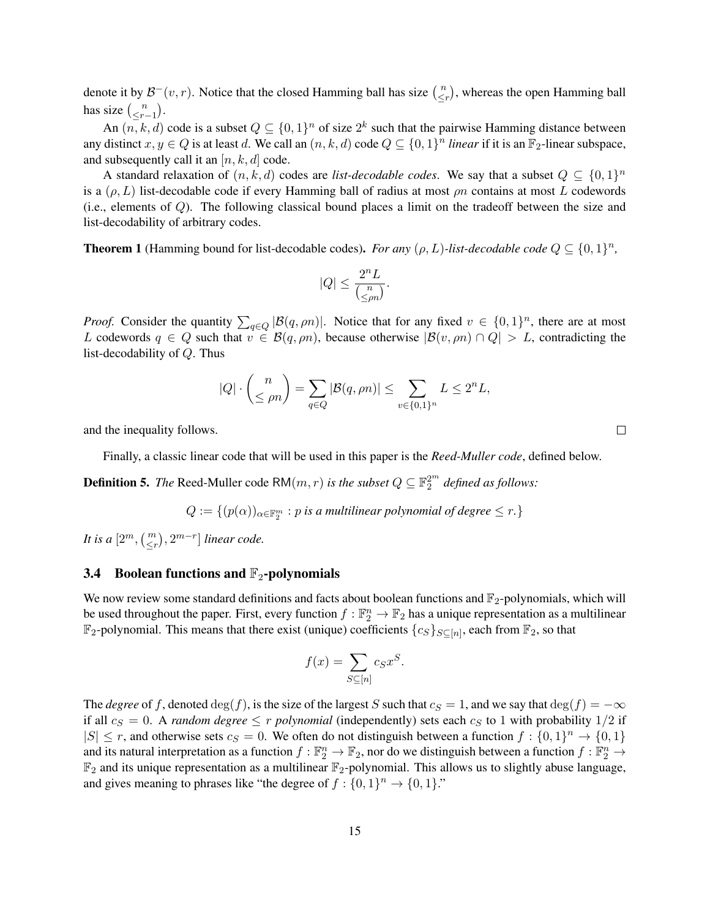denote it by $\mathcal{B}^-(v, r)$. Notice that the closed Hamming ball has size $\binom{n}{\leq r}$, whereas the open Hamming ball has size $\binom{n}{\leq r-1}$.

An $(n, k, d)$ code is a subset $Q \subseteq \{0,1\}^n$ of size $2^k$ such that the pairwise Hamming distance between any distinct $x, y \in Q$ is at least $d$. We call an $(n, k, d)$ code $Q \subseteq \{0,1\}^n$ *linear* if it is an $\mathbb{F}_2$-linear subspace, and subsequently call it an $[n, k, d]$ code.

A standard relaxation of $(n, k, d)$ codes are *list-decodable codes*. We say that a subset $Q \subseteq \{0,1\}^n$ is a $(\rho, L)$ list-decodable code if every Hamming ball of radius at most $\rho n$ contains at most $L$ codewords (i.e., elements of $Q$). The following classical bound places a limit on the tradeoff between the size and list-decodability of arbitrary codes.

**Theorem 1** (Hamming bound for list-decodable codes)**.** *For any $(\rho, L)$-list-decodable code $Q \subseteq \{0,1\}^n$,*

$$|Q| \leq \frac{2^n L}{\binom{n}{\leq \rho n}}.$$

*Proof.* Consider the quantity $\sum_{q \in Q} |\mathcal{B}(q, \rho n)|$. Notice that for any fixed $v \in \{0,1\}^n$, there are at most $L$ codewords $q \in Q$ such that $v \in \mathcal{B}(q, \rho n)$, because otherwise $|\mathcal{B}(v, \rho n) \cap Q| > L$, contradicting the list-decodability of $Q$. Thus

$$|Q| \cdot \binom{n}{\leq \rho n} = \sum_{q \in Q} |\mathcal{B}(q, \rho n)| \leq \sum_{v \in \{0,1\}^n} L \leq 2^n L,$$

and the inequality follows. $\square$

Finally, a classic linear code that will be used in this paper is the ***Reed-Muller code***, defined below.

**Definition 5.** *The* Reed-Muller code $\mathsf{RM}(m, r)$ *is the subset $Q \subseteq \mathbb{F}_2^{2^m}$ defined as follows:*

$$Q := \{(p(\alpha))_{\alpha \in \mathbb{F}_2^m} : p \text{ is a multilinear polynomial of degree } \leq r.\}$$

*It is a $[2^m, \binom{m}{\leq r}, 2^{m-r}]$ linear code.*

### 3.4 Boolean functions and $\mathbb{F}_2$-polynomials

We now review some standard definitions and facts about boolean functions and $\mathbb{F}_2$-polynomials, which will be used throughout the paper. First, every function $f : \mathbb{F}_2^n \to \mathbb{F}_2$ has a unique representation as a multilinear $\mathbb{F}_2$-polynomial. This means that there exist (unique) coefficients $\{c_S\}_{S \subseteq [n]}$, each from $\mathbb{F}_2$, so that

$$f(x) = \sum_{S \subseteq [n]} c_S x^S.$$

The *degree* of $f$, denoted $\deg(f)$, is the size of the largest $S$ such that $c_S = 1$, and we say that $\deg(f) = -\infty$ if all $c_S = 0$. A *random degree $\leq r$ polynomial* (independently) sets each $c_S$ to 1 with probability $1/2$ if $|S| \leq r$, and otherwise sets $c_S = 0$. We often do not distinguish between a function $f : \{0,1\}^n \to \{0,1\}$ and its natural interpretation as a function $f : \mathbb{F}_2^n \to \mathbb{F}_2$, nor do we distinguish between a function $f : \mathbb{F}_2^n \to \mathbb{F}_2$ and its unique representation as a multilinear $\mathbb{F}_2$-polynomial. This allows us to slightly abuse language, and gives meaning to phrases like "the degree of $f : \{0,1\}^n \to \{0,1\}$."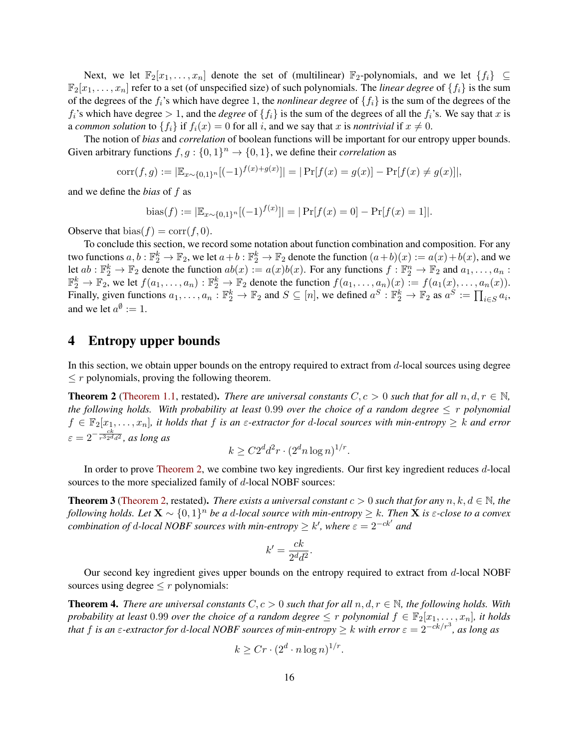Next, we let $\mathbb{F}_2[x_1, \ldots, x_n]$ denote the set of (multilinear) $\mathbb{F}_2$-polynomials, and we let $\{f_i\} \subseteq \mathbb{F}_2[x_1, \ldots, x_n]$ refer to a set (of unspecified size) of such polynomials. The *linear degree* of $\{f_i\}$ is the sum of the degrees of the $f_i$'s which have degree 1, the *nonlinear degree* of $\{f_i\}$ is the sum of the degrees of the $f_i$'s which have degree $> 1$, and the *degree* of $\{f_i\}$ is the sum of the degrees of all the $f_i$'s. We say that $x$ is a *common solution* to $\{f_i\}$ if $f_i(x) = 0$ for all $i$, and we say that $x$ is *nontrivial* if $x \neq 0$.

The notion of *bias* and *correlation* of boolean functions will be important for our entropy upper bounds. Given arbitrary functions $f, g : \{0,1\}^n \to \{0,1\}$, we define their *correlation* as

$$\mathrm{corr}(f, g) := |\mathbb{E}_{x \sim \{0,1\}^n}[(-1)^{f(x)+g(x)}]| = |\Pr[f(x) = g(x)] - \Pr[f(x) \neq g(x)]|,$$

and we define the *bias* of $f$ as

$$\mathrm{bias}(f) := |\mathbb{E}_{x \sim \{0,1\}^n}[(-1)^{f(x)}]| = |\Pr[f(x) = 0] - \Pr[f(x) = 1]|.$$

Observe that $\mathrm{bias}(f) = \mathrm{corr}(f, 0)$.

To conclude this section, we record some notation about function combination and composition. For any two functions $a, b : \mathbb{F}_2^k \to \mathbb{F}_2$, we let $a + b : \mathbb{F}_2^k \to \mathbb{F}_2$ denote the function $(a+b)(x) := a(x) + b(x)$, and we let $ab : \mathbb{F}_2^k \to \mathbb{F}_2$ denote the function $ab(x) := a(x)b(x)$. For any functions $f : \mathbb{F}_2^n \to \mathbb{F}_2$ and $a_1, \ldots, a_n : \mathbb{F}_2^k \to \mathbb{F}_2$, we let $f(a_1, \ldots, a_n) : \mathbb{F}_2^k \to \mathbb{F}_2$ denote the function $f(a_1, \ldots, a_n)(x) := f(a_1(x), \ldots, a_n(x))$. Finally, given functions $a_1, \ldots, a_n : \mathbb{F}_2^k \to \mathbb{F}_2$ and $S \subseteq [n]$, we defined $a^S : \mathbb{F}_2^k \to \mathbb{F}_2$ as $a^S := \prod_{i \in S} a_i$, and we let $a^{\emptyset} := 1$.

## 4 Entropy upper bounds

In this section, we obtain upper bounds on the entropy required to extract from $d$-local sources using degree $\leq r$ polynomials, proving the following theorem.

**Theorem 2** (Theorem 1.1, restated)**.** *There are universal constants $C, c > 0$ such that for all $n, d, r \in \mathbb{N}$, the following holds. With probability at least $0.99$ over the choice of a random degree $\leq r$ polynomial $f \in \mathbb{F}_2[x_1, \ldots, x_n]$, it holds that $f$ is an $\varepsilon$-extractor for $d$-local sources with min-entropy $\geq k$ and error $\varepsilon = 2^{-\frac{ck}{r^3 2^d d^2}}$, as long as*

$$k \geq C 2^d d^2 r \cdot (2^d n \log n)^{1/r}.$$

In order to prove Theorem 2, we combine two key ingredients. Our first key ingredient reduces $d$-local sources to the more specialized family of $d$-local NOBF sources:

**Theorem 3** (Theorem 2, restated)**.** *There exists a universal constant $c > 0$ such that for any $n, k, d \in \mathbb{N}$, the following holds. Let $\mathbf{X} \sim \{0,1\}^n$ be a $d$-local source with min-entropy $\geq k$. Then $\mathbf{X}$ is $\varepsilon$-close to a convex combination of $d$-local NOBF sources with min-entropy $\geq k'$, where $\varepsilon = 2^{-ck'}$ and*

$$k' = \frac{ck}{2^d d^2}.$$

Our second key ingredient gives upper bounds on the entropy required to extract from $d$-local NOBF sources using degree $\leq r$ polynomials:

**Theorem 4.** *There are universal constants $C, c > 0$ such that for all $n, d, r \in \mathbb{N}$, the following holds. With probability at least $0.99$ over the choice of a random degree $\leq r$ polynomial $f \in \mathbb{F}_2[x_1, \ldots, x_n]$, it holds that $f$ is an $\varepsilon$-extractor for $d$-local NOBF sources of min-entropy $\geq k$ with error $\varepsilon = 2^{-ck/r^3}$, as long as*

$$k \geq Cr \cdot (2^d \cdot n \log n)^{1/r}.$$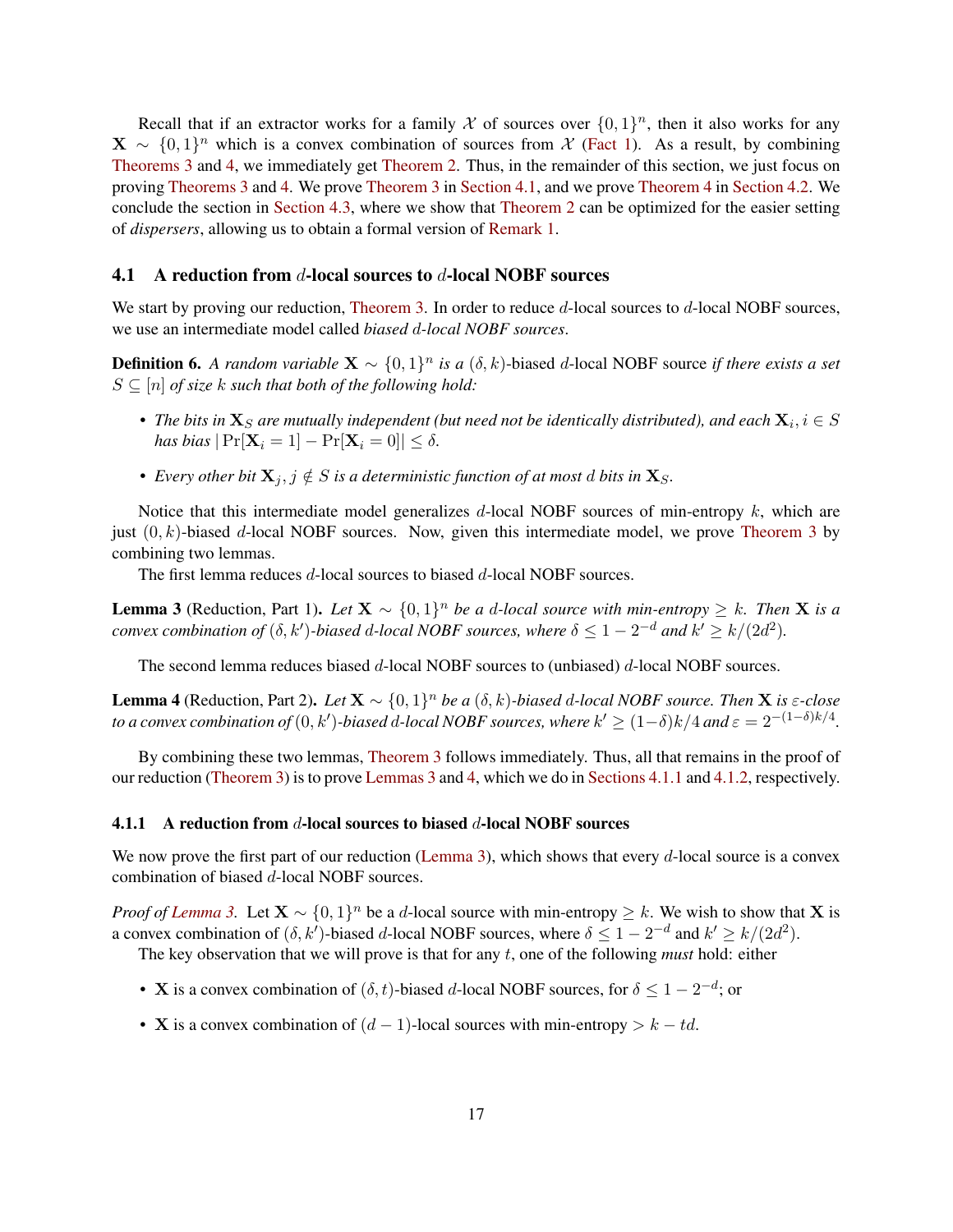Recall that if an extractor works for a family $\mathcal{X}$ of sources over $\{0,1\}^n$, then it also works for any $\mathbf{X} \sim \{0,1\}^n$ which is a convex combination of sources from $\mathcal{X}$ (Fact 1). As a result, by combining Theorems 3 and 4, we immediately get Theorem 2. Thus, in the remainder of this section, we just focus on proving Theorems 3 and 4. We prove Theorem 3 in Section 4.1, and we prove Theorem 4 in Section 4.2. We conclude the section in Section 4.3, where we show that Theorem 2 can be optimized for the easier setting of *dispersers*, allowing us to obtain a formal version of Remark 1.

## 4.1 A reduction from $d$-local sources to $d$-local NOBF sources

We start by proving our reduction, Theorem 3. In order to reduce $d$-local sources to $d$-local NOBF sources, we use an intermediate model called *biased $d$-local NOBF sources*.

**Definition 6.** *A random variable $\mathbf{X} \sim \{0,1\}^n$ is a $(\delta, k)$-biased $d$-local NOBF source if there exists a set $S \subseteq [n]$ of size $k$ such that both of the following hold:*

- *The bits in $\mathbf{X}_S$ are mutually independent (but need not be identically distributed), and each $\mathbf{X}_i, i \in S$ has bias $|\Pr[\mathbf{X}_i = 1] - \Pr[\mathbf{X}_i = 0]| \leq \delta$.*
- *Every other bit $\mathbf{X}_j, j \notin S$ is a deterministic function of at most $d$ bits in $\mathbf{X}_S$.*

Notice that this intermediate model generalizes $d$-local NOBF sources of min-entropy $k$, which are just $(0, k)$-biased $d$-local NOBF sources. Now, given this intermediate model, we prove Theorem 3 by combining two lemmas.

The first lemma reduces $d$-local sources to biased $d$-local NOBF sources.

**Lemma 3** (Reduction, Part 1)**.** *Let $\mathbf{X} \sim \{0,1\}^n$ be a $d$-local source with min-entropy $\geq k$. Then $\mathbf{X}$ is a convex combination of $(\delta, k')$-biased $d$-local NOBF sources, where $\delta \leq 1 - 2^{-d}$ and $k' \geq k/(2d^2)$.*

The second lemma reduces biased $d$-local NOBF sources to (unbiased) $d$-local NOBF sources.

**Lemma 4** (Reduction, Part 2)**.** *Let $\mathbf{X} \sim \{0,1\}^n$ be a $(\delta, k)$-biased $d$-local NOBF source. Then $\mathbf{X}$ is $\varepsilon$-close to a convex combination of $(0, k')$-biased $d$-local NOBF sources, where $k' \geq (1-\delta)k/4$ and $\varepsilon = 2^{-(1-\delta)k/4}$.*

By combining these two lemmas, Theorem 3 follows immediately. Thus, all that remains in the proof of our reduction (Theorem 3) is to prove Lemmas 3 and 4, which we do in Sections 4.1.1 and 4.1.2, respectively.

### 4.1.1 A reduction from $d$-local sources to biased $d$-local NOBF sources

We now prove the first part of our reduction (Lemma 3), which shows that every $d$-local source is a convex combination of biased $d$-local NOBF sources.

*Proof of Lemma 3.* Let $\mathbf{X} \sim \{0,1\}^n$ be a $d$-local source with min-entropy $\geq k$. We wish to show that $\mathbf{X}$ is a convex combination of $(\delta, k')$-biased $d$-local NOBF sources, where $\delta \leq 1 - 2^{-d}$ and $k' \geq k/(2d^2)$.

The key observation that we will prove is that for any $t$, one of the following *must* hold: either

- $\mathbf{X}$ is a convex combination of $(\delta, t)$-biased $d$-local NOBF sources, for $\delta \leq 1 - 2^{-d}$; or
- $\mathbf{X}$ is a convex combination of $(d-1)$-local sources with min-entropy $> k - td$.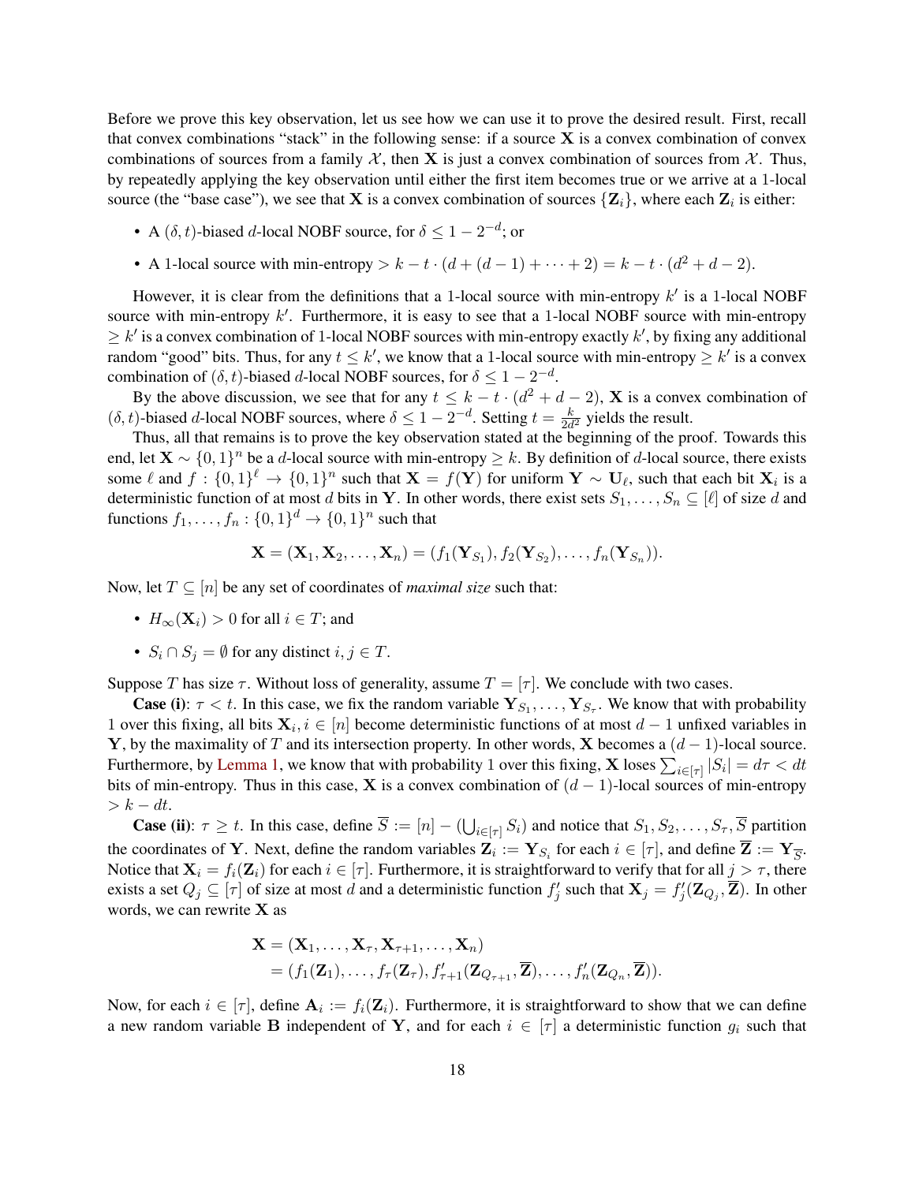Before we prove this key observation, let us see how we can use it to prove the desired result. First, recall that convex combinations "stack" in the following sense: if a source $\mathbf{X}$ is a convex combination of convex combinations of sources from a family $\mathcal{X}$, then $\mathbf{X}$ is just a convex combination of sources from $\mathcal{X}$. Thus, by repeatedly applying the key observation until either the first item becomes true or we arrive at a 1-local source (the "base case"), we see that $\mathbf{X}$ is a convex combination of sources $\{\mathbf{Z}_i\}$, where each $\mathbf{Z}_i$ is either:

- A $(\delta, t)$-biased $d$-local NOBF source, for $\delta \leq 1 - 2^{-d}$; or
- A 1-local source with min-entropy $> k - t \cdot (d + (d-1) + \cdots + 2) = k - t \cdot (d^2 + d - 2)$.

However, it is clear from the definitions that a 1-local source with min-entropy $k'$ is a 1-local NOBF source with min-entropy $k'$. Furthermore, it is easy to see that a 1-local NOBF source with min-entropy $\geq k'$ is a convex combination of 1-local NOBF sources with min-entropy exactly $k'$, by fixing any additional random "good" bits. Thus, for any $t \leq k'$, we know that a 1-local source with min-entropy $\geq k'$ is a convex combination of $(\delta, t)$-biased $d$-local NOBF sources, for $\delta \leq 1 - 2^{-d}$.

By the above discussion, we see that for any $t \leq k - t \cdot (d^2 + d - 2)$, $\mathbf{X}$ is a convex combination of $(\delta, t)$-biased $d$-local NOBF sources, where $\delta \leq 1 - 2^{-d}$. Setting $t = \frac{k}{2d^2}$ yields the result.

Thus, all that remains is to prove the key observation stated at the beginning of the proof. Towards this end, let $\mathbf{X} \sim \{0,1\}^n$ be a $d$-local source with min-entropy $\geq k$. By definition of $d$-local source, there exists some $\ell$ and $f : \{0,1\}^\ell \to \{0,1\}^n$ such that $\mathbf{X} = f(\mathbf{Y})$ for uniform $\mathbf{Y} \sim \mathbf{U}_\ell$, such that each bit $\mathbf{X}_i$ is a deterministic function of at most $d$ bits in $\mathbf{Y}$. In other words, there exist sets $S_1, \ldots, S_n \subseteq [\ell]$ of size $d$ and functions $f_1, \ldots, f_n : \{0,1\}^d \to \{0,1\}^n$ such that

$$\mathbf{X} = (\mathbf{X}_1, \mathbf{X}_2, \ldots, \mathbf{X}_n) = (f_1(\mathbf{Y}_{S_1}), f_2(\mathbf{Y}_{S_2}), \ldots, f_n(\mathbf{Y}_{S_n})).$$

Now, let $T \subseteq [n]$ be any set of coordinates of *maximal size* such that:

- $H_\infty(\mathbf{X}_i) > 0$ for all $i \in T$; and
- $S_i \cap S_j = \emptyset$ for any distinct $i, j \in T$.

Suppose $T$ has size $\tau$. Without loss of generality, assume $T = [\tau]$. We conclude with two cases.

**Case (i)**: $\tau < t$. In this case, we fix the random variable $\mathbf{Y}_{S_1}, \ldots, \mathbf{Y}_{S_\tau}$. We know that with probability 1 over this fixing, all bits $\mathbf{X}_i, i \in [n]$ become deterministic functions of at most $d-1$ unfixed variables in $\mathbf{Y}$, by the maximality of $T$ and its intersection property. In other words, $\mathbf{X}$ becomes a $(d-1)$-local source. Furthermore, by Lemma 1, we know that with probability 1 over this fixing, $\mathbf{X}$ loses $\sum_{i \in [\tau]} |S_i| = d\tau < dt$ bits of min-entropy. Thus in this case, $\mathbf{X}$ is a convex combination of $(d-1)$-local sources of min-entropy $> k - dt$.

**Case (ii)**: $\tau \geq t$. In this case, define $\overline{S} := [n] - (\bigcup_{i \in [\tau]} S_i)$ and notice that $S_1, S_2, \ldots, S_\tau, \overline{S}$ partition the coordinates of $\mathbf{Y}$. Next, define the random variables $\mathbf{Z}_i := \mathbf{Y}_{S_i}$ for each $i \in [\tau]$, and define $\overline{\mathbf{Z}} := \mathbf{Y}_{\overline{S}}$. Notice that $\mathbf{X}_i = f_i(\mathbf{Z}_i)$ for each $i \in [\tau]$. Furthermore, it is straightforward to verify that for all $j > \tau$, there exists a set $Q_j \subseteq [\tau]$ of size at most $d$ and a deterministic function $f'_j$ such that $\mathbf{X}_j = f'_j(\mathbf{Z}_{Q_j}, \overline{\mathbf{Z}})$. In other words, we can rewrite $\mathbf{X}$ as

$$\begin{aligned}
\mathbf{X} &= (\mathbf{X}_1, \ldots, \mathbf{X}_\tau, \mathbf{X}_{\tau+1}, \ldots, \mathbf{X}_n) \\
&= (f_1(\mathbf{Z}_1), \ldots, f_\tau(\mathbf{Z}_\tau), f'_{\tau+1}(\mathbf{Z}_{Q_{\tau+1}}, \overline{\mathbf{Z}}), \ldots, f'_n(\mathbf{Z}_{Q_n}, \overline{\mathbf{Z}})).
\end{aligned}$$

Now, for each $i \in [\tau]$, define $\mathbf{A}_i := f_i(\mathbf{Z}_i)$. Furthermore, it is straightforward to show that we can define a new random variable $\mathbf{B}$ independent of $\mathbf{Y}$, and for each $i \in [\tau]$ a deterministic function $g_i$ such that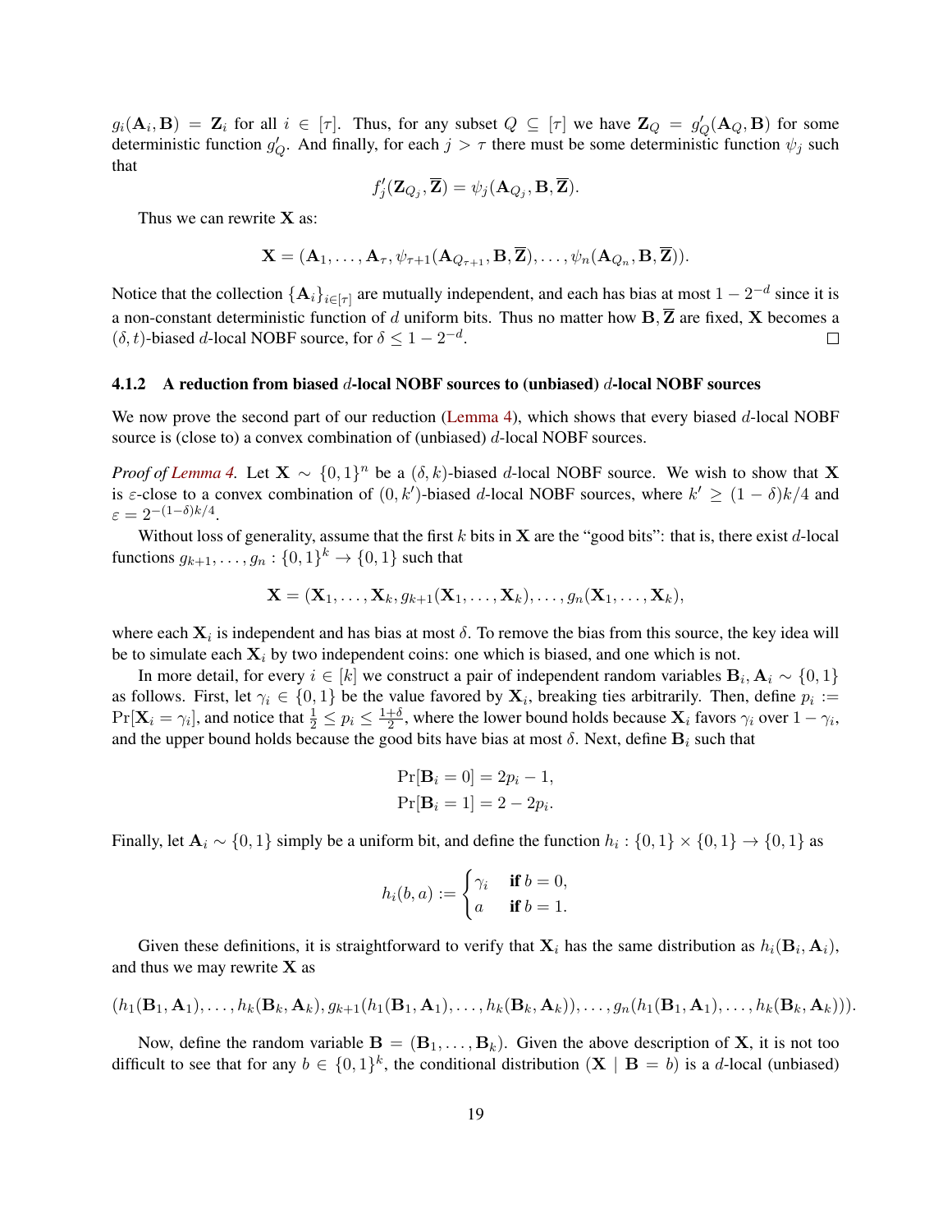$g_i(\mathbf{A}_i, \mathbf{B}) = \mathbf{Z}_i$ for all $i \in [\tau]$. Thus, for any subset $Q \subseteq [\tau]$ we have $\mathbf{Z}_Q = g'_Q(\mathbf{A}_Q, \mathbf{B})$ for some deterministic function $g'_Q$. And finally, for each $j > \tau$ there must be some deterministic function $\psi_j$ such that

$$f'_j(\mathbf{Z}_{Q_j}, \overline{\mathbf{Z}}) = \psi_j(\mathbf{A}_{Q_j}, \mathbf{B}, \overline{\mathbf{Z}}).$$

Thus we can rewrite $\mathbf{X}$ as:

$$\mathbf{X} = (\mathbf{A}_1, \ldots, \mathbf{A}_\tau, \psi_{\tau+1}(\mathbf{A}_{Q_{\tau+1}}, \mathbf{B}, \overline{\mathbf{Z}}), \ldots, \psi_n(\mathbf{A}_{Q_n}, \mathbf{B}, \overline{\mathbf{Z}})).$$

Notice that the collection $\{\mathbf{A}_i\}_{i \in [\tau]}$ are mutually independent, and each has bias at most $1 - 2^{-d}$ since it is a non-constant deterministic function of $d$ uniform bits. Thus no matter how $\mathbf{B}, \overline{\mathbf{Z}}$ are fixed, $\mathbf{X}$ becomes a $(\delta, t)$-biased $d$-local NOBF source, for $\delta \leq 1 - 2^{-d}$. □

#### 4.1.2 A reduction from biased $d$-local NOBF sources to (unbiased) $d$-local NOBF sources

We now prove the second part of our reduction (Lemma 4), which shows that every biased $d$-local NOBF source is (close to) a convex combination of (unbiased) $d$-local NOBF sources.

*Proof of Lemma 4.* Let $\mathbf{X} \sim \{0,1\}^n$ be a $(\delta, k)$-biased $d$-local NOBF source. We wish to show that $\mathbf{X}$ is $\varepsilon$-close to a convex combination of $(0, k')$-biased $d$-local NOBF sources, where $k' \geq (1 - \delta)k/4$ and $\varepsilon = 2^{-(1-\delta)k/4}$.

Without loss of generality, assume that the first $k$ bits in $\mathbf{X}$ are the "good bits": that is, there exist $d$-local functions $g_{k+1}, \ldots, g_n : \{0,1\}^k \to \{0,1\}$ such that

$$\mathbf{X} = (\mathbf{X}_1, \ldots, \mathbf{X}_k, g_{k+1}(\mathbf{X}_1, \ldots, \mathbf{X}_k), \ldots, g_n(\mathbf{X}_1, \ldots, \mathbf{X}_k),$$

where each $\mathbf{X}_i$ is independent and has bias at most $\delta$. To remove the bias from this source, the key idea will be to simulate each $\mathbf{X}_i$ by two independent coins: one which is biased, and one which is not.

In more detail, for every $i \in [k]$ we construct a pair of independent random variables $\mathbf{B}_i, \mathbf{A}_i \sim \{0,1\}$ as follows. First, let $\gamma_i \in \{0,1\}$ be the value favored by $\mathbf{X}_i$, breaking ties arbitrarily. Then, define $p_i := \Pr[\mathbf{X}_i = \gamma_i]$, and notice that $\frac{1}{2} \leq p_i \leq \frac{1+\delta}{2}$, where the lower bound holds because $\mathbf{X}_i$ favors $\gamma_i$ over $1 - \gamma_i$, and the upper bound holds because the good bits have bias at most $\delta$. Next, define $\mathbf{B}_i$ such that

$$\Pr[\mathbf{B}_i = 0] = 2p_i - 1,$$
$$\Pr[\mathbf{B}_i = 1] = 2 - 2p_i.$$

Finally, let $\mathbf{A}_i \sim \{0,1\}$ simply be a uniform bit, and define the function $h_i : \{0,1\} \times \{0,1\} \to \{0,1\}$ as

$$h_i(b, a) := \begin{cases} \gamma_i & \textbf{if } b = 0, \\ a & \textbf{if } b = 1. \end{cases}$$

Given these definitions, it is straightforward to verify that $\mathbf{X}_i$ has the same distribution as $h_i(\mathbf{B}_i, \mathbf{A}_i)$, and thus we may rewrite $\mathbf{X}$ as

$$(h_1(\mathbf{B}_1, \mathbf{A}_1), \ldots, h_k(\mathbf{B}_k, \mathbf{A}_k), g_{k+1}(h_1(\mathbf{B}_1, \mathbf{A}_1), \ldots, h_k(\mathbf{B}_k, \mathbf{A}_k)), \ldots, g_n(h_1(\mathbf{B}_1, \mathbf{A}_1), \ldots, h_k(\mathbf{B}_k, \mathbf{A}_k))).$$

Now, define the random variable $\mathbf{B} = (\mathbf{B}_1, \ldots, \mathbf{B}_k)$. Given the above description of $\mathbf{X}$, it is not too difficult to see that for any $b \in \{0,1\}^k$, the conditional distribution $(\mathbf{X} \mid \mathbf{B} = b)$ is a $d$-local (unbiased)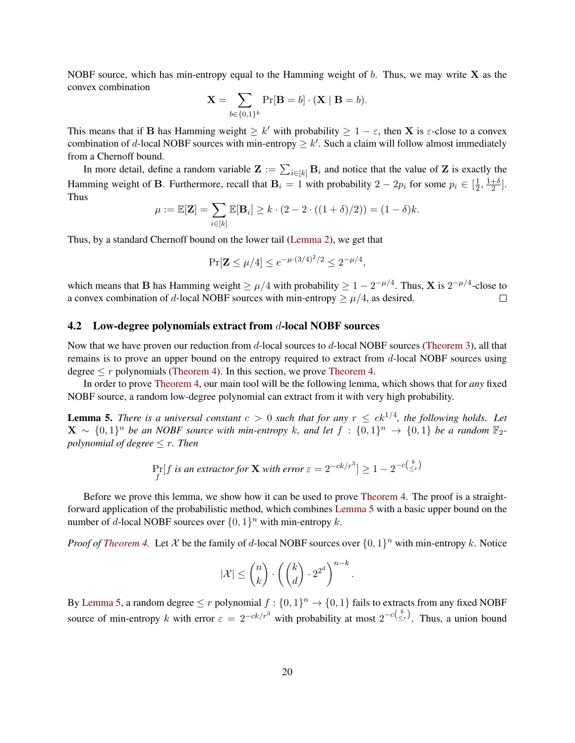NOBF source, which has min-entropy equal to the Hamming weight of $b$. Thus, we may write $\mathbf{X}$ as the convex combination

$$\mathbf{X} = \sum_{b \in \{0,1\}^k} \Pr[\mathbf{B} = b] \cdot (\mathbf{X} \mid \mathbf{B} = b).$$

This means that if $\mathbf{B}$ has Hamming weight $\geq k'$ with probability $\geq 1 - \varepsilon$, then $\mathbf{X}$ is $\varepsilon$-close to a convex combination of $d$-local NOBF sources with min-entropy $\geq k'$. Such a claim will follow almost immediately from a Chernoff bound.

In more detail, define a random variable $\mathbf{Z} := \sum_{i \in [k]} \mathbf{B}_i$ and notice that the value of $\mathbf{Z}$ is exactly the Hamming weight of $\mathbf{B}$. Furthermore, recall that $\mathbf{B}_i = 1$ with probability $2 - 2p_i$ for some $p_i \in [\frac{1}{2}, \frac{1+\delta}{2}]$. Thus

$$\mu := \mathbb{E}[\mathbf{Z}] = \sum_{i \in [k]} \mathbb{E}[\mathbf{B}_i] \geq k \cdot (2 - 2 \cdot ((1+\delta)/2)) = (1 - \delta)k.$$

Thus, by a standard Chernoff bound on the lower tail (Lemma 2), we get that

$$\Pr[\mathbf{Z} \leq \mu/4] \leq e^{-\mu \cdot (3/4)^2/2} \leq 2^{-\mu/4},$$

which means that $\mathbf{B}$ has Hamming weight $\geq \mu/4$ with probability $\geq 1 - 2^{-\mu/4}$. Thus, $\mathbf{X}$ is $2^{-\mu/4}$-close to a convex combination of $d$-local NOBF sources with min-entropy $\geq \mu/4$, as desired. $\square$

## 4.2 Low-degree polynomials extract from $d$-local NOBF sources

Now that we have proven our reduction from $d$-local sources to $d$-local NOBF sources (Theorem 3), all that remains is to prove an upper bound on the entropy required to extract from $d$-local NOBF sources using degree $\leq r$ polynomials (Theorem 4). In this section, we prove Theorem 4.

In order to prove Theorem 4, our main tool will be the following lemma, which shows that for *any* fixed NOBF source, a random low-degree polynomial can extract from it with very high probability.

**Lemma 5.** *There is a universal constant $c > 0$ such that for any $r \leq ck^{1/4}$, the following holds. Let $\mathbf{X} \sim \{0,1\}^n$ be an NOBF source with min-entropy $k$, and let $f : \{0,1\}^n \to \{0,1\}$ be a random $\mathbb{F}_2$-polynomial of degree $\leq r$. Then*

$$\Pr_f[f \text{ is an extractor for } \mathbf{X} \text{ with error } \varepsilon = 2^{-ck/r^3}] \geq 1 - 2^{-c\binom{k}{\leq r}}$$

Before we prove this lemma, we show how it can be used to prove Theorem 4. The proof is a straightforward application of the probabilistic method, which combines Lemma 5 with a basic upper bound on the number of $d$-local NOBF sources over $\{0,1\}^n$ with min-entropy $k$.

*Proof of Theorem 4.* Let $\mathcal{X}$ be the family of $d$-local NOBF sources over $\{0,1\}^n$ with min-entropy $k$. Notice

$$|\mathcal{X}| \leq \binom{n}{k} \cdot \left( \binom{k}{d} \cdot 2^{2^d} \right)^{n-k}.$$

By Lemma 5, a random degree $\leq r$ polynomial $f : \{0,1\}^n \to \{0,1\}$ fails to extracts from any fixed NOBF source of min-entropy $k$ with error $\varepsilon = 2^{-ck/r^3}$ with probability at most $2^{-c\binom{k}{\leq r}}$. Thus, a union bound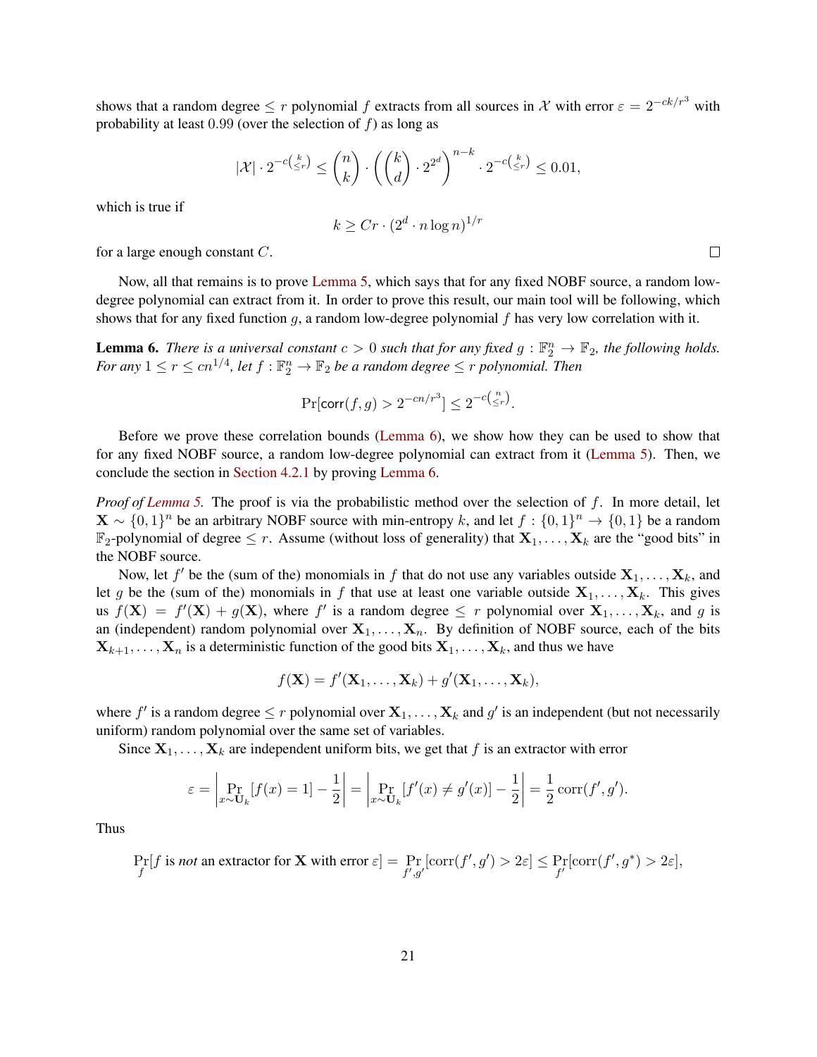shows that a random degree $\leq r$ polynomial $f$ extracts from all sources in $\mathcal{X}$ with error $\varepsilon = 2^{-ck/r^3}$ with probability at least $0.99$ (over the selection of $f$) as long as

$$|\mathcal{X}| \cdot 2^{-c\binom{k}{\leq r}} \leq \binom{n}{k} \cdot \left(\binom{k}{d} \cdot 2^{2^d}\right)^{n-k} \cdot 2^{-c\binom{k}{\leq r}} \leq 0.01,$$

which is true if

$$k \geq Cr \cdot (2^d \cdot n \log n)^{1/r}$$

for a large enough constant $C$. $\square$

Now, all that remains is to prove Lemma 5, which says that for any fixed NOBF source, a random low-degree polynomial can extract from it. In order to prove this result, our main tool will be following, which shows that for any fixed function $g$, a random low-degree polynomial $f$ has very low correlation with it.

**Lemma 6.** *There is a universal constant $c > 0$ such that for any fixed $g : \mathbb{F}_2^n \to \mathbb{F}_2$, the following holds. For any $1 \leq r \leq cn^{1/4}$, let $f : \mathbb{F}_2^n \to \mathbb{F}_2$ be a random degree $\leq r$ polynomial. Then*

$$\Pr[\mathsf{corr}(f, g) > 2^{-cn/r^3}] \leq 2^{-c\binom{n}{\leq r}}.$$

Before we prove these correlation bounds (Lemma 6), we show how they can be used to show that for any fixed NOBF source, a random low-degree polynomial can extract from it (Lemma 5). Then, we conclude the section in Section 4.2.1 by proving Lemma 6.

*Proof of Lemma 5.* The proof is via the probabilistic method over the selection of $f$. In more detail, let $\mathbf{X} \sim \{0,1\}^n$ be an arbitrary NOBF source with min-entropy $k$, and let $f : \{0,1\}^n \to \{0,1\}$ be a random $\mathbb{F}_2$-polynomial of degree $\leq r$. Assume (without loss of generality) that $\mathbf{X}_1, \ldots, \mathbf{X}_k$ are the "good bits" in the NOBF source.

Now, let $f'$ be the (sum of the) monomials in $f$ that do not use any variables outside $\mathbf{X}_1, \ldots, \mathbf{X}_k$, and let $g$ be the (sum of the) monomials in $f$ that use at least one variable outside $\mathbf{X}_1, \ldots, \mathbf{X}_k$. This gives us $f(\mathbf{X}) = f'(\mathbf{X}) + g(\mathbf{X})$, where $f'$ is a random degree $\leq r$ polynomial over $\mathbf{X}_1, \ldots, \mathbf{X}_k$, and $g$ is an (independent) random polynomial over $\mathbf{X}_1, \ldots, \mathbf{X}_n$. By definition of NOBF source, each of the bits $\mathbf{X}_{k+1}, \ldots, \mathbf{X}_n$ is a deterministic function of the good bits $\mathbf{X}_1, \ldots, \mathbf{X}_k$, and thus we have

$$f(\mathbf{X}) = f'(\mathbf{X}_1, \ldots, \mathbf{X}_k) + g'(\mathbf{X}_1, \ldots, \mathbf{X}_k),$$

where $f'$ is a random degree $\leq r$ polynomial over $\mathbf{X}_1, \ldots, \mathbf{X}_k$ and $g'$ is an independent (but not necessarily uniform) random polynomial over the same set of variables.

Since $\mathbf{X}_1, \ldots, \mathbf{X}_k$ are independent uniform bits, we get that $f$ is an extractor with error

$$\varepsilon = \left| \Pr_{x \sim \mathbf{U}_k}[f(x) = 1] - \frac{1}{2} \right| = \left| \Pr_{x \sim \mathbf{U}_k}[f'(x) \neq g'(x)] - \frac{1}{2} \right| = \frac{1}{2}\operatorname{corr}(f', g').$$

Thus

$$\Pr_f[f \text{ is } \textit{not} \text{ an extractor for } \mathbf{X} \text{ with error } \varepsilon] = \Pr_{f',g'}[\operatorname{corr}(f', g') > 2\varepsilon] \leq \Pr_{f'}[\operatorname{corr}(f', g^*) > 2\varepsilon],$$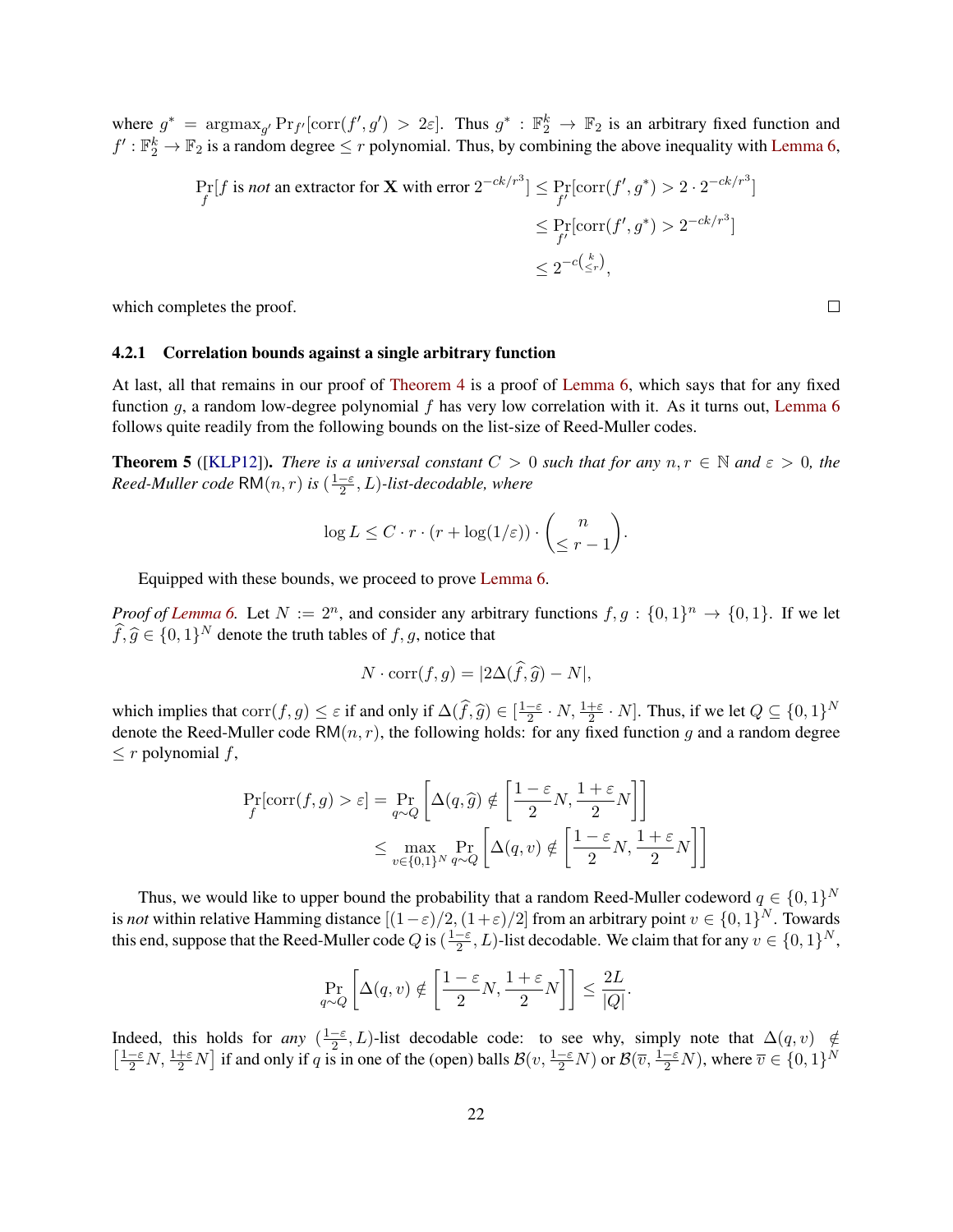where $g^* = \text{argmax}_{g'} \Pr_{f'}[\text{corr}(f', g') > 2\varepsilon]$. Thus $g^* : \mathbb{F}_2^k \to \mathbb{F}_2$ is an arbitrary fixed function and $f' : \mathbb{F}_2^k \to \mathbb{F}_2$ is a random degree $\leq r$ polynomial. Thus, by combining the above inequality with Lemma 6,

$$\begin{aligned}
\Pr_f[f \text{ is } \textit{not} \text{ an extractor for } \mathbf{X} \text{ with error } 2^{-ck/r^3}] &\leq \Pr_{f'}[\text{corr}(f', g^*) > 2 \cdot 2^{-ck/r^3}] \\
&\leq \Pr_{f'}[\text{corr}(f', g^*) > 2^{-ck/r^3}] \\
&\leq 2^{-c\binom{k}{\leq r}},
\end{aligned}$$

which completes the proof. □

#### 4.2.1 Correlation bounds against a single arbitrary function

At last, all that remains in our proof of Theorem 4 is a proof of Lemma 6, which says that for any fixed function $g$, a random low-degree polynomial $f$ has very low correlation with it. As it turns out, Lemma 6 follows quite readily from the following bounds on the list-size of Reed-Muller codes.

**Theorem 5** ([KLP12]). *There is a universal constant $C > 0$ such that for any $n, r \in \mathbb{N}$ and $\varepsilon > 0$, the Reed-Muller code $\mathsf{RM}(n, r)$ is $(\frac{1-\varepsilon}{2}, L)$-list-decodable, where*

$$\log L \leq C \cdot r \cdot (r + \log(1/\varepsilon)) \cdot \binom{n}{\leq r-1}.$$

Equipped with these bounds, we proceed to prove Lemma 6.

*Proof of Lemma 6.* Let $N := 2^n$, and consider any arbitrary functions $f, g : \{0,1\}^n \to \{0,1\}$. If we let $\widehat{f}, \widehat{g} \in \{0,1\}^N$ denote the truth tables of $f, g$, notice that

$$N \cdot \text{corr}(f, g) = |2\Delta(\widehat{f}, \widehat{g}) - N|,$$

which implies that $\text{corr}(f, g) \leq \varepsilon$ if and only if $\Delta(\widehat{f}, \widehat{g}) \in [\frac{1-\varepsilon}{2} \cdot N, \frac{1+\varepsilon}{2} \cdot N]$. Thus, if we let $Q \subseteq \{0,1\}^N$ denote the Reed-Muller code $\mathsf{RM}(n, r)$, the following holds: for any fixed function $g$ and a random degree $\leq r$ polynomial $f$,

$$\begin{aligned}
\Pr_f[\text{corr}(f, g) > \varepsilon] &= \Pr_{q \sim Q}\left[\Delta(q, \widehat{g}) \notin \left[\frac{1-\varepsilon}{2}N, \frac{1+\varepsilon}{2}N\right]\right] \\
&\leq \max_{v \in \{0,1\}^N} \Pr_{q \sim Q}\left[\Delta(q, v) \notin \left[\frac{1-\varepsilon}{2}N, \frac{1+\varepsilon}{2}N\right]\right]
\end{aligned}$$

Thus, we would like to upper bound the probability that a random Reed-Muller codeword $q \in \{0,1\}^N$ is *not* within relative Hamming distance $[(1-\varepsilon)/2, (1+\varepsilon)/2]$ from an arbitrary point $v \in \{0,1\}^N$. Towards this end, suppose that the Reed-Muller code $Q$ is $(\frac{1-\varepsilon}{2}, L)$-list decodable. We claim that for any $v \in \{0,1\}^N$,

$$\Pr_{q \sim Q}\left[\Delta(q, v) \notin \left[\frac{1-\varepsilon}{2}N, \frac{1+\varepsilon}{2}N\right]\right] \leq \frac{2L}{|Q|}.$$

Indeed, this holds for *any* $(\frac{1-\varepsilon}{2}, L)$-list decodable code: to see why, simply note that $\Delta(q, v) \notin \left[\frac{1-\varepsilon}{2}N, \frac{1+\varepsilon}{2}N\right]$ if and only if $q$ is in one of the (open) balls $\mathcal{B}(v, \frac{1-\varepsilon}{2}N)$ or $\mathcal{B}(\overline{v}, \frac{1-\varepsilon}{2}N)$, where $\overline{v} \in \{0,1\}^N$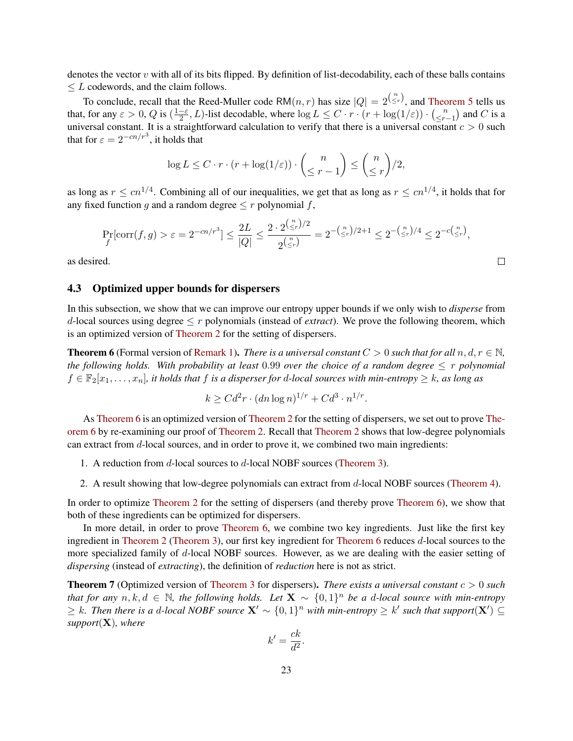denotes the vector $v$ with all of its bits flipped. By definition of list-decodability, each of these balls contains $\leq L$ codewords, and the claim follows.

To conclude, recall that the Reed-Muller code $\mathsf{RM}(n, r)$ has size $|Q| = 2^{\binom{n}{\leq r}}$, and Theorem 5 tells us that, for any $\varepsilon > 0$, $Q$ is $(\frac{1-\varepsilon}{2}, L)$-list decodable, where $\log L \leq C \cdot r \cdot (r + \log(1/\varepsilon)) \cdot \binom{n}{\leq r-1}$ and $C$ is a universal constant. It is a straightforward calculation to verify that there is a universal constant $c > 0$ such that for $\varepsilon = 2^{-cn/r^3}$, it holds that

$$\log L \leq C \cdot r \cdot (r + \log(1/\varepsilon)) \cdot \binom{n}{\leq r-1} \leq \binom{n}{\leq r}/2,$$

as long as $r \leq cn^{1/4}$. Combining all of our inequalities, we get that as long as $r \leq cn^{1/4}$, it holds that for any fixed function $g$ and a random degree $\leq r$ polynomial $f$,

$$\Pr_f[\mathrm{corr}(f, g) > \varepsilon = 2^{-cn/r^3}] \leq \frac{2L}{|Q|} \leq \frac{2 \cdot 2^{\binom{n}{\leq r}/2}}{2^{\binom{n}{\leq r}}} = 2^{-\binom{n}{\leq r}/2+1} \leq 2^{-\binom{n}{\leq r}/4} \leq 2^{-c\binom{n}{\leq r}},$$

as desired. □

### 4.3 Optimized upper bounds for dispersers

In this subsection, we show that we can improve our entropy upper bounds if we only wish to *disperse* from $d$-local sources using degree $\leq r$ polynomials (instead of *extract*). We prove the following theorem, which is an optimized version of Theorem 2 for the setting of dispersers.

**Theorem 6** (Formal version of Remark 1)**.** *There is a universal constant $C > 0$ such that for all $n, d, r \in \mathbb{N}$, the following holds. With probability at least 0.99 over the choice of a random degree $\leq r$ polynomial $f \in \mathbb{F}_2[x_1, \ldots, x_n]$, it holds that $f$ is a disperser for $d$-local sources with min-entropy $\geq k$, as long as*

$$k \geq Cd^2 r \cdot (dn \log n)^{1/r} + Cd^3 \cdot n^{1/r}.$$

As Theorem 6 is an optimized version of Theorem 2 for the setting of dispersers, we set out to prove Theorem 6 by re-examining our proof of Theorem 2. Recall that Theorem 2 shows that low-degree polynomials can extract from $d$-local sources, and in order to prove it, we combined two main ingredients:

1. A reduction from $d$-local sources to $d$-local NOBF sources (Theorem 3).
2. A result showing that low-degree polynomials can extract from $d$-local NOBF sources (Theorem 4).

In order to optimize Theorem 2 for the setting of dispersers (and thereby prove Theorem 6), we show that both of these ingredients can be optimized for dispersers.

In more detail, in order to prove Theorem 6, we combine two key ingredients. Just like the first key ingredient in Theorem 2 (Theorem 3), our first key ingredient for Theorem 6 reduces $d$-local sources to the more specialized family of $d$-local NOBF sources. However, as we are dealing with the easier setting of *dispersing* (instead of *extracting*), the definition of *reduction* here is not as strict.

**Theorem 7** (Optimized version of Theorem 3 for dispersers)**.** *There exists a universal constant $c > 0$ such that for any $n, k, d \in \mathbb{N}$, the following holds. Let $\mathbf{X} \sim \{0,1\}^n$ be a $d$-local source with min-entropy $\geq k$. Then there is a $d$-local NOBF source $\mathbf{X}' \sim \{0,1\}^n$ with min-entropy $\geq k'$ such that support$(\mathbf{X}') \subseteq$ support$(\mathbf{X})$, where*

$$k' = \frac{ck}{d^2}.$$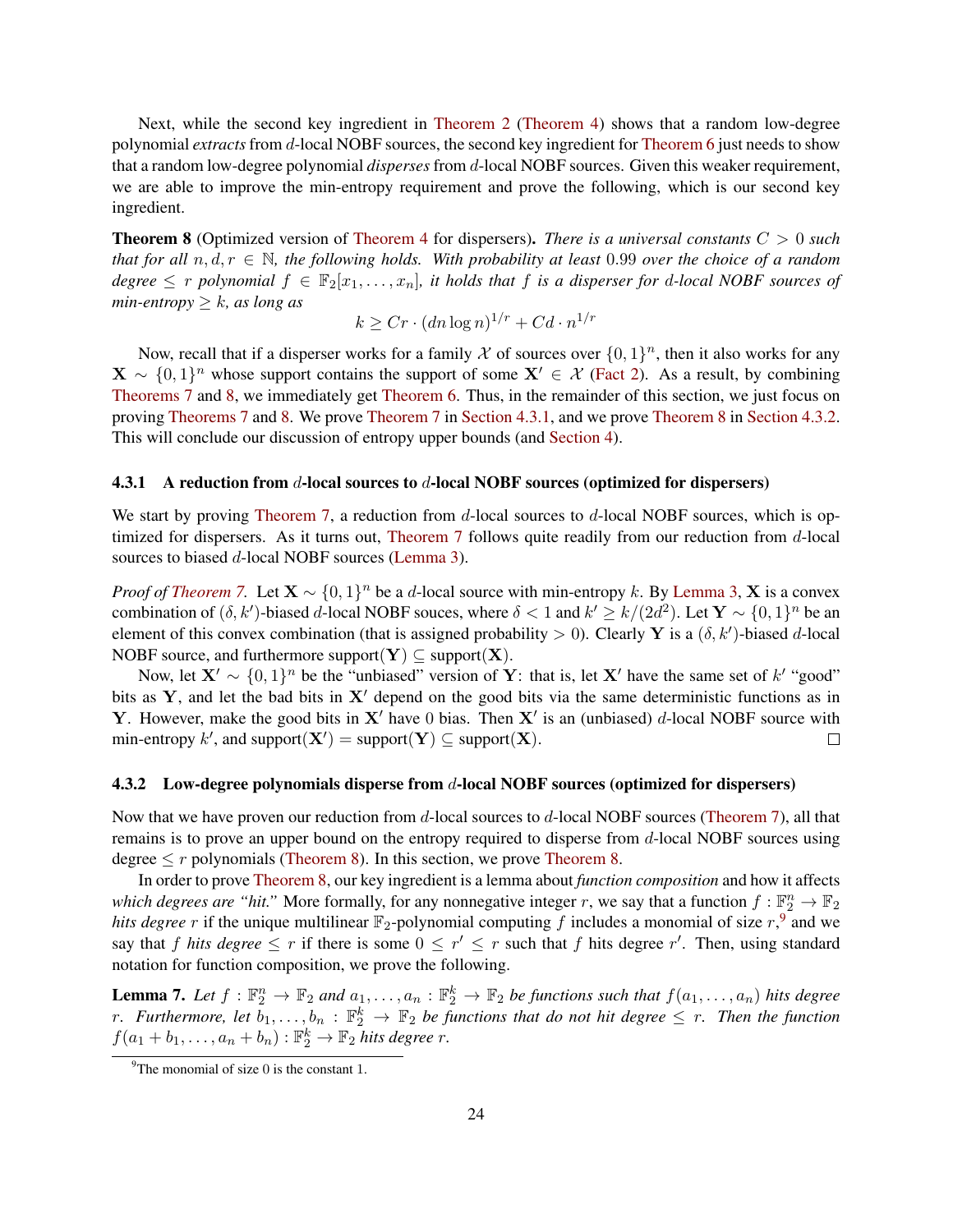Next, while the second key ingredient in Theorem 2 (Theorem 4) shows that a random low-degree polynomial *extracts* from $d$-local NOBF sources, the second key ingredient for Theorem 6 just needs to show that a random low-degree polynomial *disperses* from $d$-local NOBF sources. Given this weaker requirement, we are able to improve the min-entropy requirement and prove the following, which is our second key ingredient.

**Theorem 8** (Optimized version of Theorem 4 for dispersers)**.** *There is a universal constants $C > 0$ such that for all $n, d, r \in \mathbb{N}$, the following holds. With probability at least 0.99 over the choice of a random degree $\leq r$ polynomial $f \in \mathbb{F}_2[x_1, \ldots, x_n]$, it holds that $f$ is a disperser for $d$-local NOBF sources of min-entropy $\geq k$, as long as*

$$k \geq Cr \cdot (dn \log n)^{1/r} + Cd \cdot n^{1/r}$$

Now, recall that if a disperser works for a family $\mathcal{X}$ of sources over $\{0,1\}^n$, then it also works for any $\mathbf{X} \sim \{0,1\}^n$ whose support contains the support of some $\mathbf{X}' \in \mathcal{X}$ (Fact 2). As a result, by combining Theorems 7 and 8, we immediately get Theorem 6. Thus, in the remainder of this section, we just focus on proving Theorems 7 and 8. We prove Theorem 7 in Section 4.3.1, and we prove Theorem 8 in Section 4.3.2. This will conclude our discussion of entropy upper bounds (and Section 4).

### 4.3.1 A reduction from $d$-local sources to $d$-local NOBF sources (optimized for dispersers)

We start by proving Theorem 7, a reduction from $d$-local sources to $d$-local NOBF sources, which is optimized for dispersers. As it turns out, Theorem 7 follows quite readily from our reduction from $d$-local sources to biased $d$-local NOBF sources (Lemma 3).

*Proof of Theorem 7.* Let $\mathbf{X} \sim \{0,1\}^n$ be a $d$-local source with min-entropy $k$. By Lemma 3, $\mathbf{X}$ is a convex combination of $(\delta, k')$-biased $d$-local NOBF souces, where $\delta < 1$ and $k' \geq k/(2d^2)$. Let $\mathbf{Y} \sim \{0,1\}^n$ be an element of this convex combination (that is assigned probability $> 0$). Clearly $\mathbf{Y}$ is a $(\delta, k')$-biased $d$-local NOBF source, and furthermore support$(\mathbf{Y}) \subseteq$ support$(\mathbf{X})$.

Now, let $\mathbf{X}' \sim \{0,1\}^n$ be the "unbiased" version of $\mathbf{Y}$: that is, let $\mathbf{X}'$ have the same set of $k'$ "good" bits as $\mathbf{Y}$, and let the bad bits in $\mathbf{X}'$ depend on the good bits via the same deterministic functions as in $\mathbf{Y}$. However, make the good bits in $\mathbf{X}'$ have 0 bias. Then $\mathbf{X}'$ is an (unbiased) $d$-local NOBF source with min-entropy $k'$, and support$(\mathbf{X}') =$ support$(\mathbf{Y}) \subseteq$ support$(\mathbf{X})$. $\square$

### 4.3.2 Low-degree polynomials disperse from $d$-local NOBF sources (optimized for dispersers)

Now that we have proven our reduction from $d$-local sources to $d$-local NOBF sources (Theorem 7), all that remains is to prove an upper bound on the entropy required to disperse from $d$-local NOBF sources using degree $\leq r$ polynomials (Theorem 8). In this section, we prove Theorem 8.

In order to prove Theorem 8, our key ingredient is a lemma about *function composition* and how it affects *which degrees are "hit."* More formally, for any nonnegative integer $r$, we say that a function $f : \mathbb{F}_2^n \to \mathbb{F}_2$ *hits degree* $r$ if the unique multilinear $\mathbb{F}_2$-polynomial computing $f$ includes a monomial of size $r$,[9] and we say that $f$ *hits degree* $\leq r$ if there is some $0 \leq r' \leq r$ such that $f$ hits degree $r'$. Then, using standard notation for function composition, we prove the following.

**Lemma 7.** *Let $f : \mathbb{F}_2^n \to \mathbb{F}_2$ and $a_1, \ldots, a_n : \mathbb{F}_2^k \to \mathbb{F}_2$ be functions such that $f(a_1, \ldots, a_n)$ hits degree $r$. Furthermore, let $b_1, \ldots, b_n : \mathbb{F}_2^k \to \mathbb{F}_2$ be functions that do not hit degree $\leq r$. Then the function $f(a_1 + b_1, \ldots, a_n + b_n) : \mathbb{F}_2^k \to \mathbb{F}_2$ hits degree $r$.*

[9] The monomial of size 0 is the constant 1.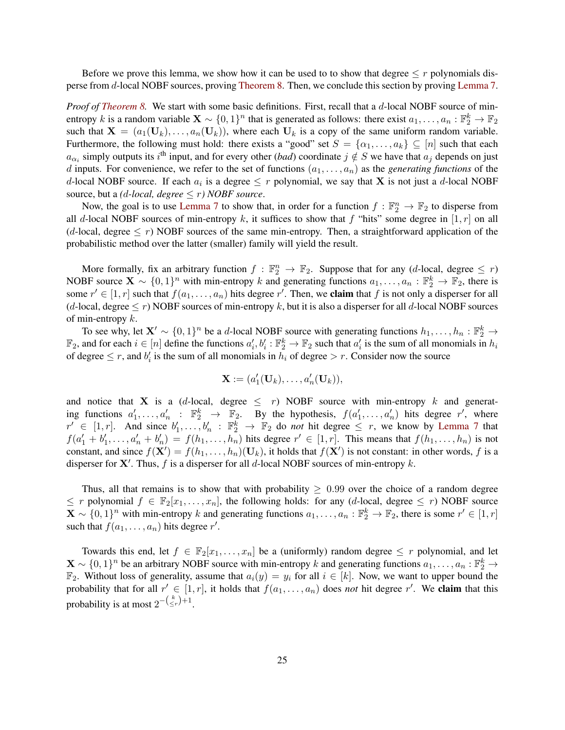Before we prove this lemma, we show how it can be used to to show that degree $\leq r$ polynomials disperse from $d$-local NOBF sources, proving Theorem 8. Then, we conclude this section by proving Lemma 7.

*Proof of Theorem 8.* We start with some basic definitions. First, recall that a $d$-local NOBF source of min-entropy $k$ is a random variable $\mathbf{X} \sim \{0,1\}^n$ that is generated as follows: there exist $a_1, \ldots, a_n : \mathbb{F}_2^k \to \mathbb{F}_2$ such that $\mathbf{X} = (a_1(\mathbf{U}_k), \ldots, a_n(\mathbf{U}_k))$, where each $\mathbf{U}_k$ is a copy of the same uniform random variable. Furthermore, the following must hold: there exists a "good" set $S = \{\alpha_1, \ldots, \alpha_k\} \subseteq [n]$ such that each $a_{\alpha_i}$ simply outputs its $i^{\text{th}}$ input, and for every other (*bad*) coordinate $j \notin S$ we have that $a_j$ depends on just $d$ inputs. For convenience, we refer to the set of functions $(a_1, \ldots, a_n)$ as the ***generating functions*** of the $d$-local NOBF source. If each $a_i$ is a degree $\leq r$ polynomial, we say that $\mathbf{X}$ is not just a $d$-local NOBF source, but a *($d$-local, degree $\leq r$) NOBF source*.

Now, the goal is to use Lemma 7 to show that, in order for a function $f : \mathbb{F}_2^n \to \mathbb{F}_2$ to disperse from all $d$-local NOBF sources of min-entropy $k$, it suffices to show that $f$ "hits" some degree in $[1, r]$ on all ($d$-local, degree $\leq r$) NOBF sources of the same min-entropy. Then, a straightforward application of the probabilistic method over the latter (smaller) family will yield the result.

More formally, fix an arbitrary function $f : \mathbb{F}_2^n \to \mathbb{F}_2$. Suppose that for any ($d$-local, degree $\leq r$) NOBF source $\mathbf{X} \sim \{0,1\}^n$ with min-entropy $k$ and generating functions $a_1, \ldots, a_n : \mathbb{F}_2^k \to \mathbb{F}_2$, there is some $r' \in [1, r]$ such that $f(a_1, \ldots, a_n)$ hits degree $r'$. Then, we **claim** that $f$ is not only a disperser for all ($d$-local, degree $\leq r$) NOBF sources of min-entropy $k$, but it is also a disperser for all $d$-local NOBF sources of min-entropy $k$.

To see why, let $\mathbf{X}' \sim \{0,1\}^n$ be a $d$-local NOBF source with generating functions $h_1, \ldots, h_n : \mathbb{F}_2^k \to \mathbb{F}_2$, and for each $i \in [n]$ define the functions $a_i', b_i' : \mathbb{F}_2^k \to \mathbb{F}_2$ such that $a_i'$ is the sum of all monomials in $h_i$ of degree $\leq r$, and $b_i'$ is the sum of all monomials in $h_i$ of degree $> r$. Consider now the source

$$\mathbf{X} := (a_1'(\mathbf{U}_k), \ldots, a_n'(\mathbf{U}_k)),$$

and notice that $\mathbf{X}$ is a ($d$-local, degree $\leq r$) NOBF source with min-entropy $k$ and generating functions $a_1', \ldots, a_n' : \mathbb{F}_2^k \to \mathbb{F}_2$. By the hypothesis, $f(a_1', \ldots, a_n')$ hits degree $r'$, where $r' \in [1, r]$. And since $b_1', \ldots, b_n' : \mathbb{F}_2^k \to \mathbb{F}_2$ do *not* hit degree $\leq r$, we know by Lemma 7 that $f(a_1' + b_1', \ldots, a_n' + b_n') = f(h_1, \ldots, h_n)$ hits degree $r' \in [1, r]$. This means that $f(h_1, \ldots, h_n)$ is not constant, and since $f(\mathbf{X}') = f(h_1, \ldots, h_n)(\mathbf{U}_k)$, it holds that $f(\mathbf{X}')$ is not constant: in other words, $f$ is a disperser for $\mathbf{X}'$. Thus, $f$ is a disperser for all $d$-local NOBF sources of min-entropy $k$.

Thus, all that remains is to show that with probability $\geq 0.99$ over the choice of a random degree $\leq r$ polynomial $f \in \mathbb{F}_2[x_1, \ldots, x_n]$, the following holds: for any ($d$-local, degree $\leq r$) NOBF source $\mathbf{X} \sim \{0,1\}^n$ with min-entropy $k$ and generating functions $a_1, \ldots, a_n : \mathbb{F}_2^k \to \mathbb{F}_2$, there is some $r' \in [1, r]$ such that $f(a_1, \ldots, a_n)$ hits degree $r'$.

Towards this end, let $f \in \mathbb{F}_2[x_1, \ldots, x_n]$ be a (uniformly) random degree $\leq r$ polynomial, and let $\mathbf{X} \sim \{0,1\}^n$ be an arbitrary NOBF source with min-entropy $k$ and generating functions $a_1, \ldots, a_n : \mathbb{F}_2^k \to \mathbb{F}_2$. Without loss of generality, assume that $a_i(y) = y_i$ for all $i \in [k]$. Now, we want to upper bound the probability that for all $r' \in [1, r]$, it holds that $f(a_1, \ldots, a_n)$ does *not* hit degree $r'$. We **claim** that this probability is at most $2^{-\binom{k}{\leq r}+1}$.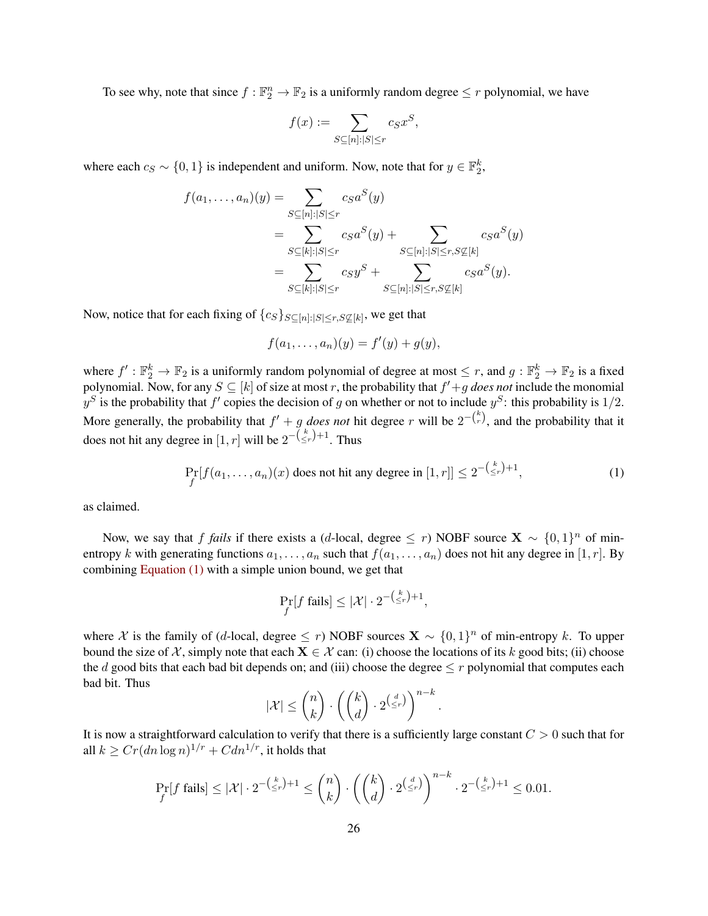To see why, note that since $f : \mathbb{F}_2^n \to \mathbb{F}_2$ is a uniformly random degree $\leq r$ polynomial, we have

$$f(x) := \sum_{S \subseteq [n] : |S| \leq r} c_S x^S,$$

where each $c_S \sim \{0,1\}$ is independent and uniform. Now, note that for $y \in \mathbb{F}_2^k$,

$$\begin{aligned}
f(a_1, \dots, a_n)(y) &= \sum_{S \subseteq [n] : |S| \leq r} c_S a^S(y) \\
&= \sum_{S \subseteq [k] : |S| \leq r} c_S a^S(y) + \sum_{S \subseteq [n] : |S| \leq r, S \not\subseteq [k]} c_S a^S(y) \\
&= \sum_{S \subseteq [k] : |S| \leq r} c_S y^S + \sum_{S \subseteq [n] : |S| \leq r, S \not\subseteq [k]} c_S a^S(y).
\end{aligned}$$

Now, notice that for each fixing of $\{c_S\}_{S \subseteq [n] : |S| \leq r, S \not\subseteq [k]}$, we get that

$$f(a_1, \dots, a_n)(y) = f'(y) + g(y),$$

where $f' : \mathbb{F}_2^k \to \mathbb{F}_2$ is a uniformly random polynomial of degree at most $\leq r$, and $g : \mathbb{F}_2^k \to \mathbb{F}_2$ is a fixed polynomial. Now, for any $S \subseteq [k]$ of size at most $r$, the probability that $f' + g$ *does not* include the monomial $y^S$ is the probability that $f'$ copies the decision of $g$ on whether or not to include $y^S$: this probability is $1/2$. More generally, the probability that $f' + g$ *does not* hit degree $r$ will be $2^{-\binom{k}{r}}$, and the probability that it does not hit any degree in $[1, r]$ will be $2^{-\binom{k}{\leq r}+1}$. Thus

$$\Pr_f[f(a_1, \dots, a_n)(x) \text{ does not hit any degree in } [1, r]] \leq 2^{-\binom{k}{\leq r}+1}, \tag{1}$$

as claimed.

Now, we say that $f$ *fails* if there exists a ($d$-local, degree $\leq r$) NOBF source $\mathbf{X} \sim \{0,1\}^n$ of min-entropy $k$ with generating functions $a_1, \dots, a_n$ such that $f(a_1, \dots, a_n)$ does not hit any degree in $[1, r]$. By combining Equation (1) with a simple union bound, we get that

$$\Pr_f[f \text{ fails}] \leq |\mathcal{X}| \cdot 2^{-\binom{k}{\leq r}+1},$$

where $\mathcal{X}$ is the family of ($d$-local, degree $\leq r$) NOBF sources $\mathbf{X} \sim \{0,1\}^n$ of min-entropy $k$. To upper bound the size of $\mathcal{X}$, simply note that each $\mathbf{X} \in \mathcal{X}$ can: (i) choose the locations of its $k$ good bits; (ii) choose the $d$ good bits that each bad bit depends on; and (iii) choose the degree $\leq r$ polynomial that computes each bad bit. Thus

$$|\mathcal{X}| \leq \binom{n}{k} \cdot \left( \binom{k}{d} \cdot 2^{\binom{d}{\leq r}} \right)^{n-k}.$$

It is now a straightforward calculation to verify that there is a sufficiently large constant $C > 0$ such that for all $k \geq Cr(dn \log n)^{1/r} + Cdn^{1/r}$, it holds that

$$\Pr_f[f \text{ fails}] \leq |\mathcal{X}| \cdot 2^{-\binom{k}{\leq r}+1} \leq \binom{n}{k} \cdot \left( \binom{k}{d} \cdot 2^{\binom{d}{\leq r}} \right)^{n-k} \cdot 2^{-\binom{k}{\leq r}+1} \leq 0.01.$$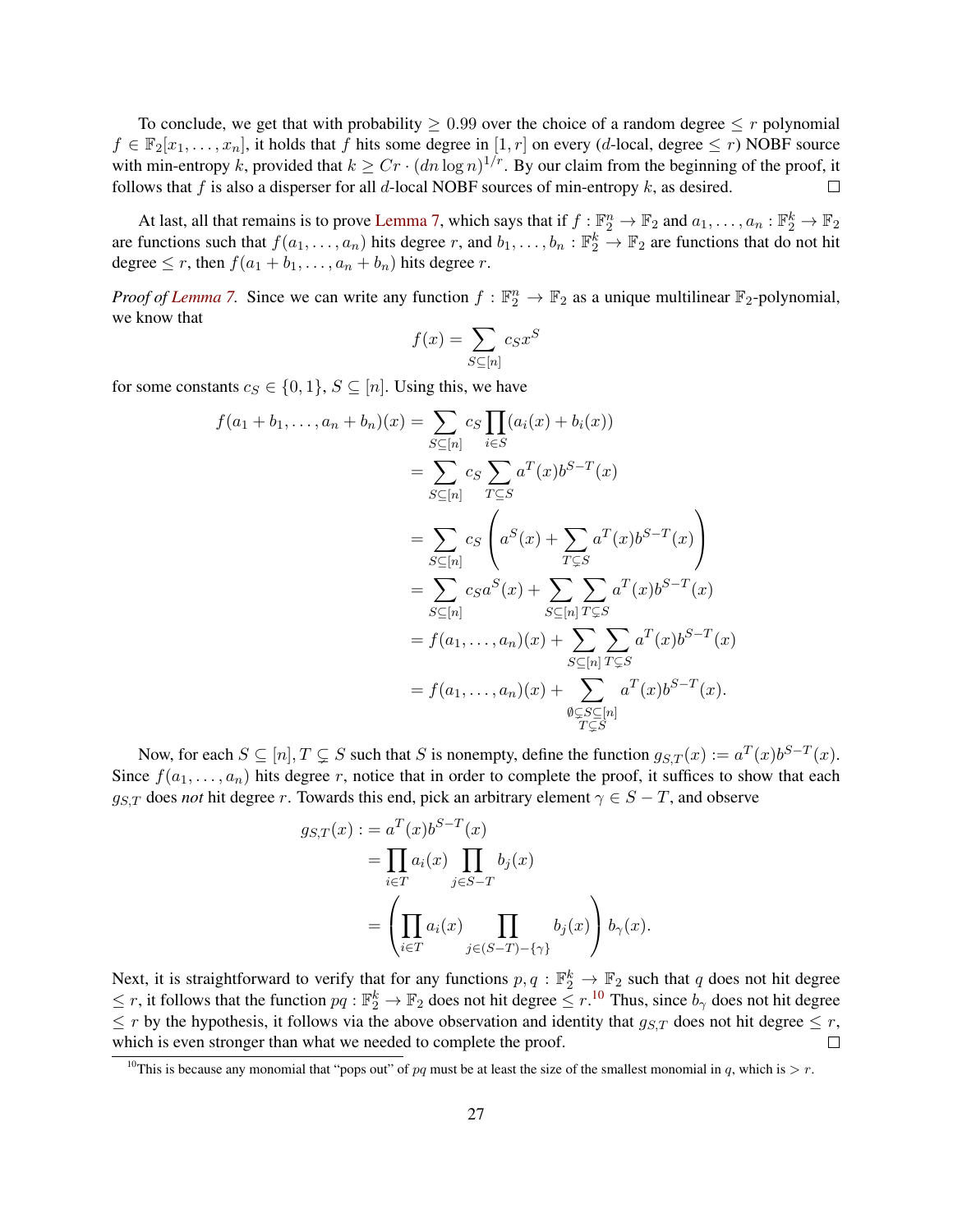To conclude, we get that with probability $\geq 0.99$ over the choice of a random degree $\leq r$ polynomial $f \in \mathbb{F}_2[x_1, \ldots, x_n]$, it holds that $f$ hits some degree in $[1, r]$ on every ($d$-local, degree $\leq r$) NOBF source with min-entropy $k$, provided that $k \geq Cr \cdot (dn \log n)^{1/r}$. By our claim from the beginning of the proof, it follows that $f$ is also a disperser for all $d$-local NOBF sources of min-entropy $k$, as desired. ☐

At last, all that remains is to prove Lemma 7, which says that if $f : \mathbb{F}_2^n \to \mathbb{F}_2$ and $a_1, \ldots, a_n : \mathbb{F}_2^k \to \mathbb{F}_2$ are functions such that $f(a_1, \ldots, a_n)$ hits degree $r$, and $b_1, \ldots, b_n : \mathbb{F}_2^k \to \mathbb{F}_2$ are functions that do not hit degree $\leq r$, then $f(a_1 + b_1, \ldots, a_n + b_n)$ hits degree $r$.

*Proof of Lemma 7.* Since we can write any function $f : \mathbb{F}_2^n \to \mathbb{F}_2$ as a unique multilinear $\mathbb{F}_2$-polynomial, we know that

$$f(x) = \sum_{S \subseteq [n]} c_S x^S$$

for some constants $c_S \in \{0, 1\}$, $S \subseteq [n]$. Using this, we have

$$\begin{aligned}
f(a_1 + b_1, \ldots, a_n + b_n)(x) &= \sum_{S \subseteq [n]} c_S \prod_{i \in S} (a_i(x) + b_i(x)) \\
&= \sum_{S \subseteq [n]} c_S \sum_{T \subseteq S} a^T(x) b^{S-T}(x) \\
&= \sum_{S \subseteq [n]} c_S \left( a^S(x) + \sum_{T \subsetneq S} a^T(x) b^{S-T}(x) \right) \\
&= \sum_{S \subseteq [n]} c_S a^S(x) + \sum_{S \subseteq [n]} \sum_{T \subsetneq S} a^T(x) b^{S-T}(x) \\
&= f(a_1, \ldots, a_n)(x) + \sum_{S \subseteq [n]} \sum_{T \subsetneq S} a^T(x) b^{S-T}(x) \\
&= f(a_1, \ldots, a_n)(x) + \sum_{\substack{\emptyset \subsetneq S \subseteq [n] \\ T \subsetneq S}} a^T(x) b^{S-T}(x).
\end{aligned}$$

Now, for each $S \subseteq [n], T \subsetneq S$ such that $S$ is nonempty, define the function $g_{S,T}(x) := a^T(x) b^{S-T}(x)$. Since $f(a_1, \ldots, a_n)$ hits degree $r$, notice that in order to complete the proof, it suffices to show that each $g_{S,T}$ does *not* hit degree $r$. Towards this end, pick an arbitrary element $\gamma \in S - T$, and observe

$$\begin{aligned}
g_{S,T}(x) :&= a^T(x) b^{S-T}(x) \\
&= \prod_{i \in T} a_i(x) \prod_{j \in S-T} b_j(x) \\
&= \left( \prod_{i \in T} a_i(x) \prod_{j \in (S-T)-\{\gamma\}} b_j(x) \right) b_\gamma(x).
\end{aligned}$$

Next, it is straightforward to verify that for any functions $p, q : \mathbb{F}_2^k \to \mathbb{F}_2$ such that $q$ does not hit degree $\leq r$, it follows that the function $pq : \mathbb{F}_2^k \to \mathbb{F}_2$ does not hit degree $\leq r$.[10] Thus, since $b_\gamma$ does not hit degree $\leq r$ by the hypothesis, it follows via the above observation and identity that $g_{S,T}$ does not hit degree $\leq r$, which is even stronger than what we needed to complete the proof. ☐

[10] This is because any monomial that "pops out" of $pq$ must be at least the size of the smallest monomial in $q$, which is $> r$.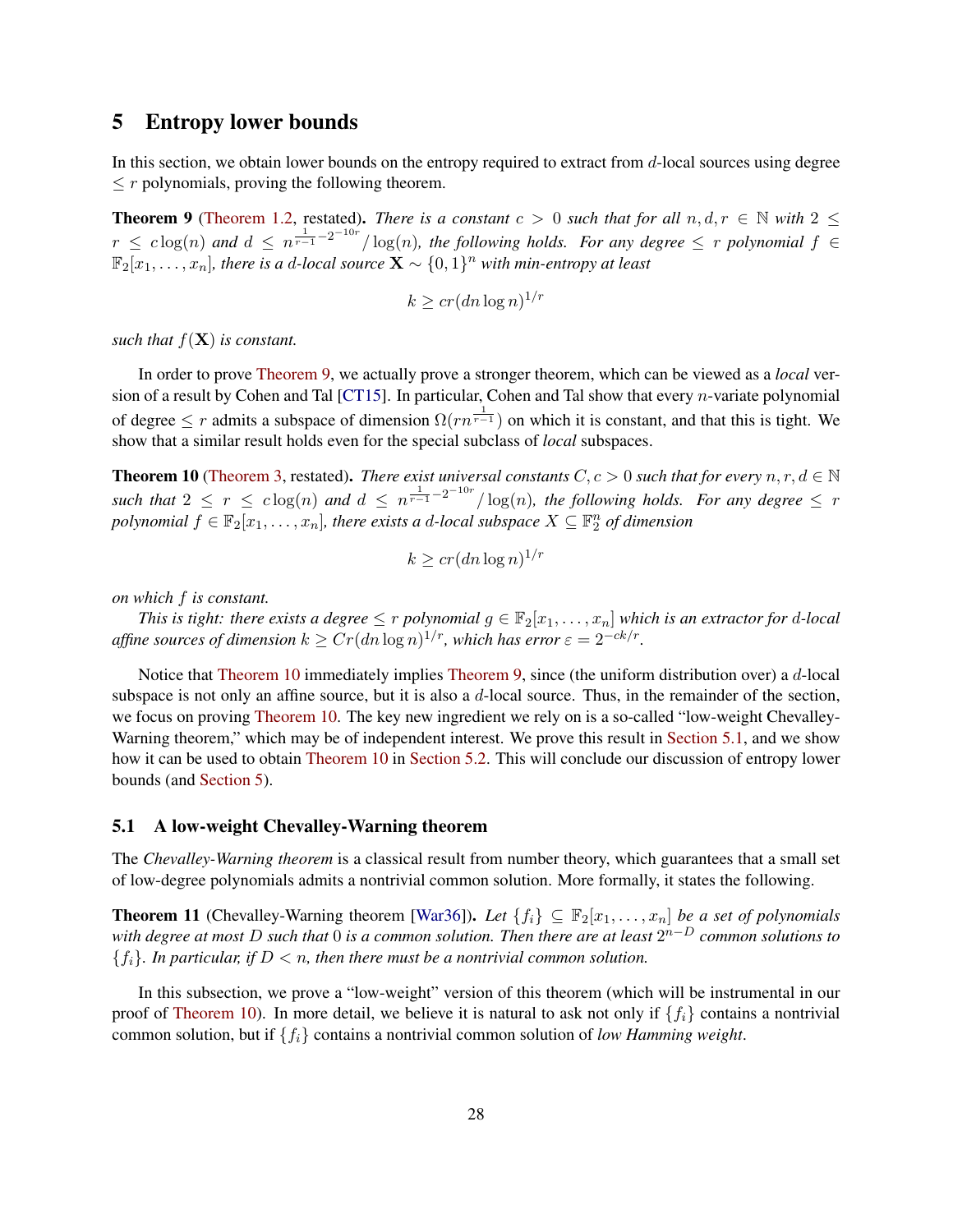## 5 Entropy lower bounds

In this section, we obtain lower bounds on the entropy required to extract from $d$-local sources using degree $\leq r$ polynomials, proving the following theorem.

**Theorem 9** (Theorem 1.2, restated)**.** *There is a constant $c > 0$ such that for all $n, d, r \in \mathbb{N}$ with $2 \leq r \leq c\log(n)$ and $d \leq n^{\frac{1}{r-1} - 2^{-10r}}/\log(n)$, the following holds. For any degree $\leq r$ polynomial $f \in \mathbb{F}_2[x_1, \dots, x_n]$, there is a $d$-local source $\mathbf{X} \sim \{0,1\}^n$ with min-entropy at least*

$$k \geq cr(dn\log n)^{1/r}$$

*such that $f(\mathbf{X})$ is constant.*

In order to prove Theorem 9, we actually prove a stronger theorem, which can be viewed as a *local* version of a result by Cohen and Tal [CT15]. In particular, Cohen and Tal show that every $n$-variate polynomial of degree $\leq r$ admits a subspace of dimension $\Omega(rn^{\frac{1}{r-1}})$ on which it is constant, and that this is tight. We show that a similar result holds even for the special subclass of *local* subspaces.

**Theorem 10** (Theorem 3, restated)**.** *There exist universal constants $C, c > 0$ such that for every $n, r, d \in \mathbb{N}$ such that $2 \leq r \leq c\log(n)$ and $d \leq n^{\frac{1}{r-1} - 2^{-10r}}/\log(n)$, the following holds. For any degree $\leq r$ polynomial $f \in \mathbb{F}_2[x_1, \dots, x_n]$, there exists a $d$-local subspace $X \subseteq \mathbb{F}_2^n$ of dimension*

$$k \geq cr(dn\log n)^{1/r}$$

*on which $f$ is constant.*

*This is tight: there exists a degree $\leq r$ polynomial $g \in \mathbb{F}_2[x_1, \dots, x_n]$ which is an extractor for $d$-local affine sources of dimension $k \geq Cr(dn\log n)^{1/r}$, which has error $\varepsilon = 2^{-ck/r}$.*

Notice that Theorem 10 immediately implies Theorem 9, since (the uniform distribution over) a $d$-local subspace is not only an affine source, but it is also a $d$-local source. Thus, in the remainder of the section, we focus on proving Theorem 10. The key new ingredient we rely on is a so-called "low-weight Chevalley-Warning theorem," which may be of independent interest. We prove this result in Section 5.1, and we show how it can be used to obtain Theorem 10 in Section 5.2. This will conclude our discussion of entropy lower bounds (and Section 5).

### 5.1 A low-weight Chevalley-Warning theorem

The *Chevalley-Warning theorem* is a classical result from number theory, which guarantees that a small set of low-degree polynomials admits a nontrivial common solution. More formally, it states the following.

**Theorem 11** (Chevalley-Warning theorem [War36])**.** *Let $\{f_i\} \subseteq \mathbb{F}_2[x_1, \dots, x_n]$ be a set of polynomials with degree at most $D$ such that $0$ is a common solution. Then there are at least $2^{n-D}$ common solutions to $\{f_i\}$. In particular, if $D < n$, then there must be a nontrivial common solution.*

In this subsection, we prove a "low-weight" version of this theorem (which will be instrumental in our proof of Theorem 10). In more detail, we believe it is natural to ask not only if $\{f_i\}$ contains a nontrivial common solution, but if $\{f_i\}$ contains a nontrivial common solution of *low Hamming weight*.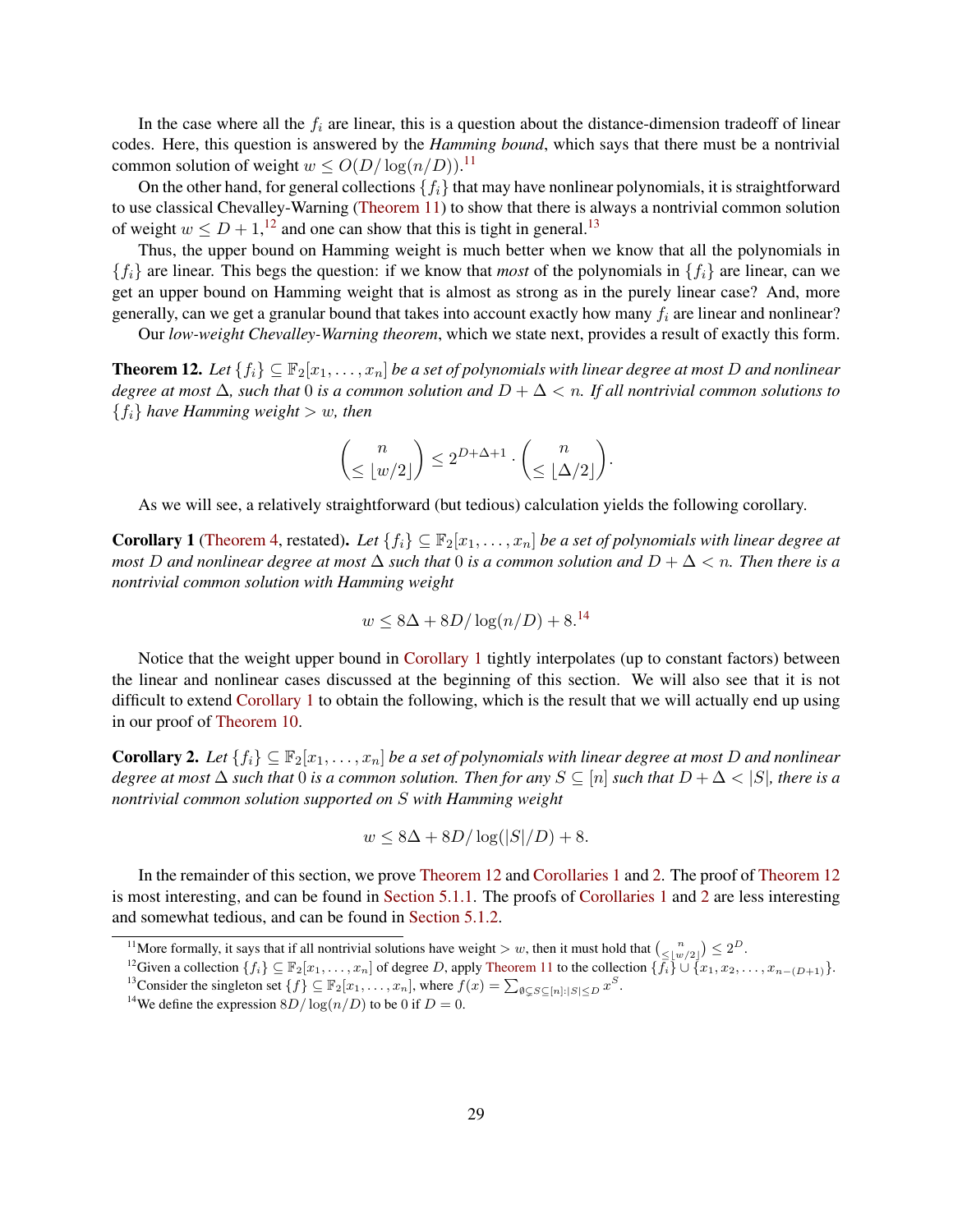In the case where all the $f_i$ are linear, this is a question about the distance-dimension tradeoff of linear codes. Here, this question is answered by the ***Hamming bound***, which says that there must be a nontrivial common solution of weight $w \leq O(D/\log(n/D))$.[11]

On the other hand, for general collections $\{f_i\}$ that may have nonlinear polynomials, it is straightforward to use classical Chevalley-Warning (Theorem 11) to show that there is always a nontrivial common solution of weight $w \leq D + 1$,[12] and one can show that this is tight in general.[13]

Thus, the upper bound on Hamming weight is much better when we know that all the polynomials in $\{f_i\}$ are linear. This begs the question: if we know that *most* of the polynomials in $\{f_i\}$ are linear, can we get an upper bound on Hamming weight that is almost as strong as in the purely linear case? And, more generally, can we get a granular bound that takes into account exactly how many $f_i$ are linear and nonlinear?

Our *low-weight Chevalley-Warning theorem*, which we state next, provides a result of exactly this form.

**Theorem 12.** *Let $\{f_i\} \subseteq \mathbb{F}_2[x_1, \ldots, x_n]$ be a set of polynomials with linear degree at most $D$ and nonlinear degree at most $\Delta$, such that $0$ is a common solution and $D + \Delta < n$. If all nontrivial common solutions to $\{f_i\}$ have Hamming weight $> w$, then*

$$\binom{n}{\leq \lfloor w/2 \rfloor} \leq 2^{D+\Delta+1} \cdot \binom{n}{\leq \lfloor \Delta/2 \rfloor}.$$

As we will see, a relatively straightforward (but tedious) calculation yields the following corollary.

**Corollary 1** (Theorem 4, restated)**.** *Let $\{f_i\} \subseteq \mathbb{F}_2[x_1, \ldots, x_n]$ be a set of polynomials with linear degree at most $D$ and nonlinear degree at most $\Delta$ such that $0$ is a common solution and $D + \Delta < n$. Then there is a nontrivial common solution with Hamming weight*

$$w \leq 8\Delta + 8D/\log(n/D) + 8.\text{[14]}$$

Notice that the weight upper bound in Corollary 1 tightly interpolates (up to constant factors) between the linear and nonlinear cases discussed at the beginning of this section. We will also see that it is not difficult to extend Corollary 1 to obtain the following, which is the result that we will actually end up using in our proof of Theorem 10.

**Corollary 2.** *Let $\{f_i\} \subseteq \mathbb{F}_2[x_1, \ldots, x_n]$ be a set of polynomials with linear degree at most $D$ and nonlinear degree at most $\Delta$ such that $0$ is a common solution. Then for any $S \subseteq [n]$ such that $D + \Delta < |S|$, there is a nontrivial common solution supported on $S$ with Hamming weight*

$$w \leq 8\Delta + 8D/\log(|S|/D) + 8.$$

In the remainder of this section, we prove Theorem 12 and Corollaries 1 and 2. The proof of Theorem 12 is most interesting, and can be found in Section 5.1.1. The proofs of Corollaries 1 and 2 are less interesting and somewhat tedious, and can be found in Section 5.1.2.

---

[11] More formally, it says that if all nontrivial solutions have weight $> w$, then it must hold that $\binom{n}{\leq \lfloor w/2 \rfloor} \leq 2^D$.

[12] Given a collection $\{f_i\} \subseteq \mathbb{F}_2[x_1, \ldots, x_n]$ of degree $D$, apply Theorem 11 to the collection $\{f_i\} \cup \{x_1, x_2, \ldots, x_{n-(D+1)}\}$.

[13] Consider the singleton set $\{f\} \subseteq \mathbb{F}_2[x_1, \ldots, x_n]$, where $f(x) = \sum_{\emptyset \subsetneq S \subseteq [n] : |S| \leq D} x^S$.

[14] We define the expression $8D/\log(n/D)$ to be $0$ if $D = 0$.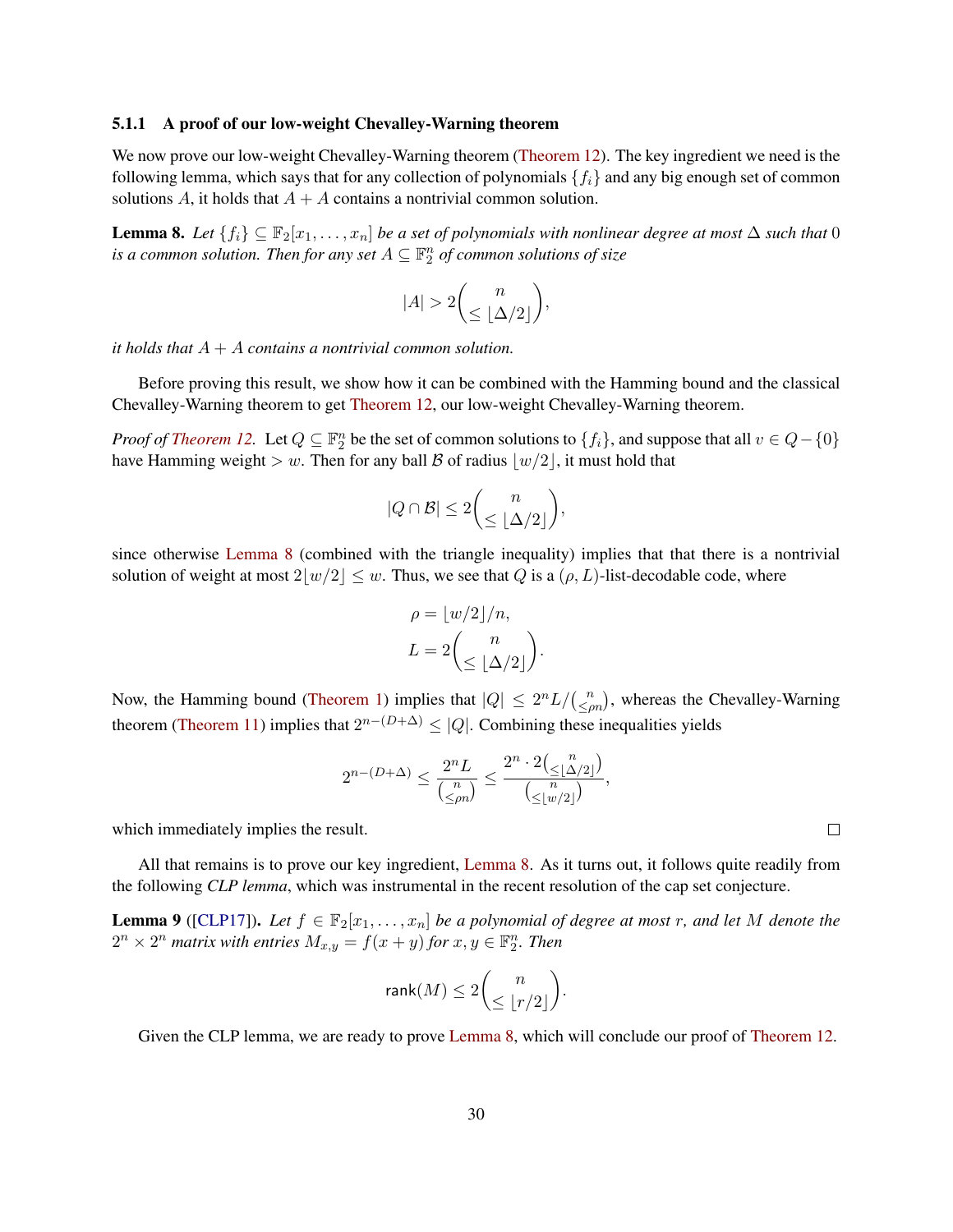### 5.1.1 A proof of our low-weight Chevalley-Warning theorem

We now prove our low-weight Chevalley-Warning theorem (Theorem 12). The key ingredient we need is the following lemma, which says that for any collection of polynomials $\{f_i\}$ and any big enough set of common solutions $A$, it holds that $A + A$ contains a nontrivial common solution.

**Lemma 8.** *Let $\{f_i\} \subseteq \mathbb{F}_2[x_1, \dots, x_n]$ be a set of polynomials with nonlinear degree at most $\Delta$ such that $0$ is a common solution. Then for any set $A \subseteq \mathbb{F}_2^n$ of common solutions of size*

$$|A| > 2\binom{n}{\leq \lfloor \Delta/2 \rfloor},$$

*it holds that $A + A$ contains a nontrivial common solution.*

Before proving this result, we show how it can be combined with the Hamming bound and the classical Chevalley-Warning theorem to get Theorem 12, our low-weight Chevalley-Warning theorem.

*Proof of Theorem 12.* Let $Q \subseteq \mathbb{F}_2^n$ be the set of common solutions to $\{f_i\}$, and suppose that all $v \in Q - \{0\}$ have Hamming weight $> w$. Then for any ball $\mathcal{B}$ of radius $\lfloor w/2 \rfloor$, it must hold that

$$|Q \cap \mathcal{B}| \leq 2\binom{n}{\leq \lfloor \Delta/2 \rfloor},$$

since otherwise Lemma 8 (combined with the triangle inequality) implies that that there is a nontrivial solution of weight at most $2\lfloor w/2 \rfloor \leq w$. Thus, we see that $Q$ is a $(\rho, L)$-list-decodable code, where

$$\rho = \lfloor w/2 \rfloor / n,$$
$$L = 2\binom{n}{\leq \lfloor \Delta/2 \rfloor}.$$

Now, the Hamming bound (Theorem 1) implies that $|Q| \leq 2^n L / \binom{n}{\leq \rho n}$, whereas the Chevalley-Warning theorem (Theorem 11) implies that $2^{n-(D+\Delta)} \leq |Q|$. Combining these inequalities yields

$$2^{n-(D+\Delta)} \leq \frac{2^n L}{\binom{n}{\leq \rho n}} \leq \frac{2^n \cdot 2\binom{n}{\leq \lfloor \Delta/2 \rfloor}}{\binom{n}{\leq \lfloor w/2 \rfloor}},$$

which immediately implies the result. $\square$

All that remains is to prove our key ingredient, Lemma 8. As it turns out, it follows quite readily from the following *CLP lemma*, which was instrumental in the recent resolution of the cap set conjecture.

**Lemma 9** ([CLP17]). *Let $f \in \mathbb{F}_2[x_1, \dots, x_n]$ be a polynomial of degree at most $r$, and let $M$ denote the $2^n \times 2^n$ matrix with entries $M_{x,y} = f(x + y)$ for $x, y \in \mathbb{F}_2^n$. Then*

$$\mathsf{rank}(M) \leq 2\binom{n}{\leq \lfloor r/2 \rfloor}.$$

Given the CLP lemma, we are ready to prove Lemma 8, which will conclude our proof of Theorem 12.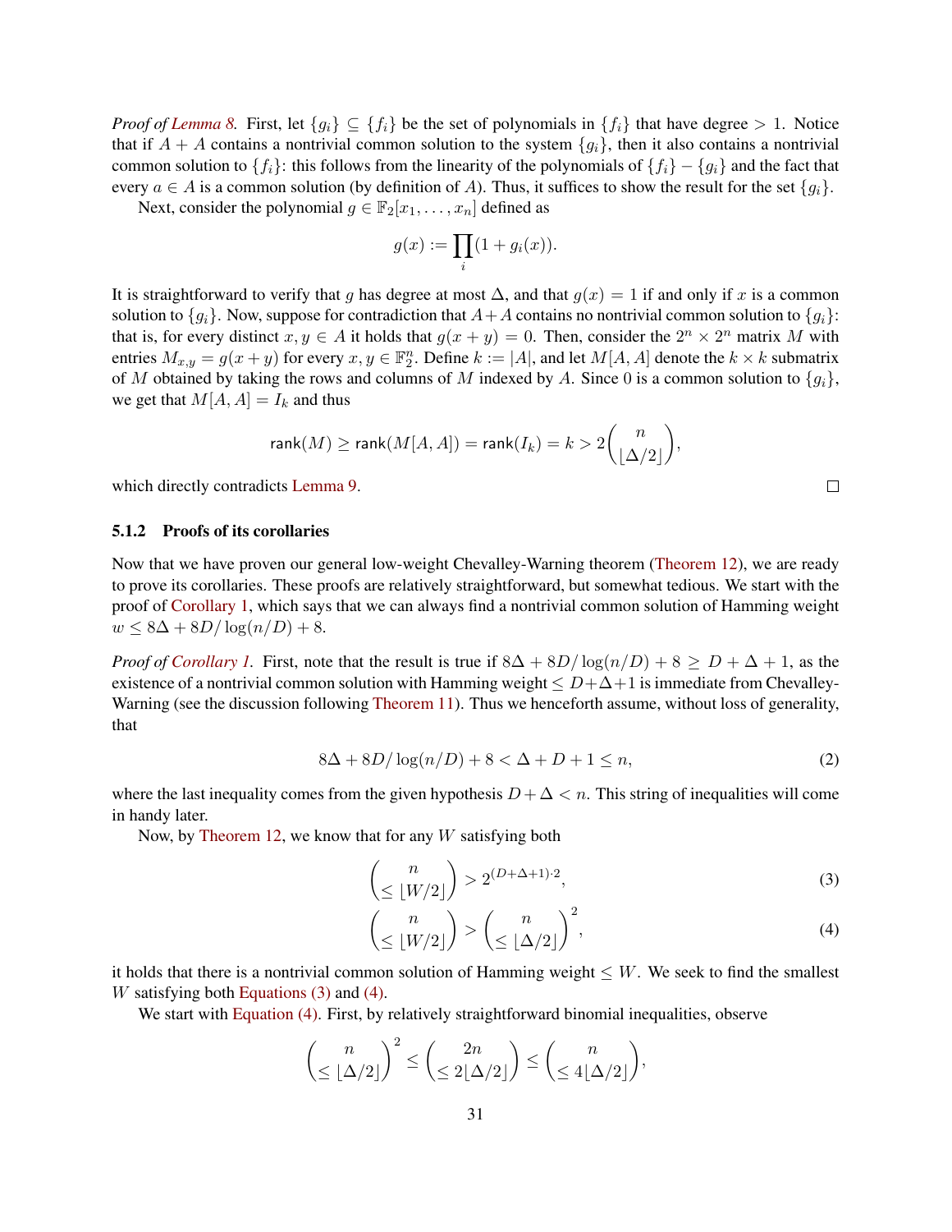*Proof of Lemma 8.* First, let $\{g_i\} \subseteq \{f_i\}$ be the set of polynomials in $\{f_i\}$ that have degree $> 1$. Notice that if $A + A$ contains a nontrivial common solution to the system $\{g_i\}$, then it also contains a nontrivial common solution to $\{f_i\}$: this follows from the linearity of the polynomials of $\{f_i\} - \{g_i\}$ and the fact that every $a \in A$ is a common solution (by definition of $A$). Thus, it suffices to show the result for the set $\{g_i\}$.

Next, consider the polynomial $g \in \mathbb{F}_2[x_1, \dots, x_n]$ defined as

$$g(x) := \prod_i (1 + g_i(x)).$$

It is straightforward to verify that $g$ has degree at most $\Delta$, and that $g(x) = 1$ if and only if $x$ is a common solution to $\{g_i\}$. Now, suppose for contradiction that $A+A$ contains no nontrivial common solution to $\{g_i\}$: that is, for every distinct $x, y \in A$ it holds that $g(x + y) = 0$. Then, consider the $2^n \times 2^n$ matrix $M$ with entries $M_{x,y} = g(x + y)$ for every $x, y \in \mathbb{F}_2^n$. Define $k := |A|$, and let $M[A, A]$ denote the $k \times k$ submatrix of $M$ obtained by taking the rows and columns of $M$ indexed by $A$. Since $0$ is a common solution to $\{g_i\}$, we get that $M[A, A] = I_k$ and thus

$$\mathsf{rank}(M) \geq \mathsf{rank}(M[A, A]) = \mathsf{rank}(I_k) = k > 2\binom{n}{\lfloor \Delta/2 \rfloor},$$

which directly contradicts Lemma 9. $\square$

### 5.1.2 Proofs of its corollaries

Now that we have proven our general low-weight Chevalley-Warning theorem (Theorem 12), we are ready to prove its corollaries. These proofs are relatively straightforward, but somewhat tedious. We start with the proof of Corollary 1, which says that we can always find a nontrivial common solution of Hamming weight $w \leq 8\Delta + 8D/\log(n/D) + 8$.

*Proof of Corollary 1.* First, note that the result is true if $8\Delta + 8D/\log(n/D) + 8 \geq D + \Delta + 1$, as the existence of a nontrivial common solution with Hamming weight $\leq D + \Delta + 1$ is immediate from Chevalley-Warning (see the discussion following Theorem 11). Thus we henceforth assume, without loss of generality, that

$$8\Delta + 8D/\log(n/D) + 8 < \Delta + D + 1 \leq n, \tag{2}$$

where the last inequality comes from the given hypothesis $D + \Delta < n$. This string of inequalities will come in handy later.

Now, by Theorem 12, we know that for any $W$ satisfying both

$$\binom{n}{\leq \lfloor W/2 \rfloor} > 2^{(D+\Delta+1)\cdot 2}, \tag{3}$$

$$\binom{n}{\leq \lfloor W/2 \rfloor} > \binom{n}{\leq \lfloor \Delta/2 \rfloor}^2, \tag{4}$$

it holds that there is a nontrivial common solution of Hamming weight $\leq W$. We seek to find the smallest $W$ satisfying both Equations (3) and (4).

We start with Equation (4). First, by relatively straightforward binomial inequalities, observe

$$\binom{n}{\leq \lfloor \Delta/2 \rfloor}^2 \leq \binom{2n}{\leq 2\lfloor \Delta/2 \rfloor} \leq \binom{n}{\leq 4\lfloor \Delta/2 \rfloor},$$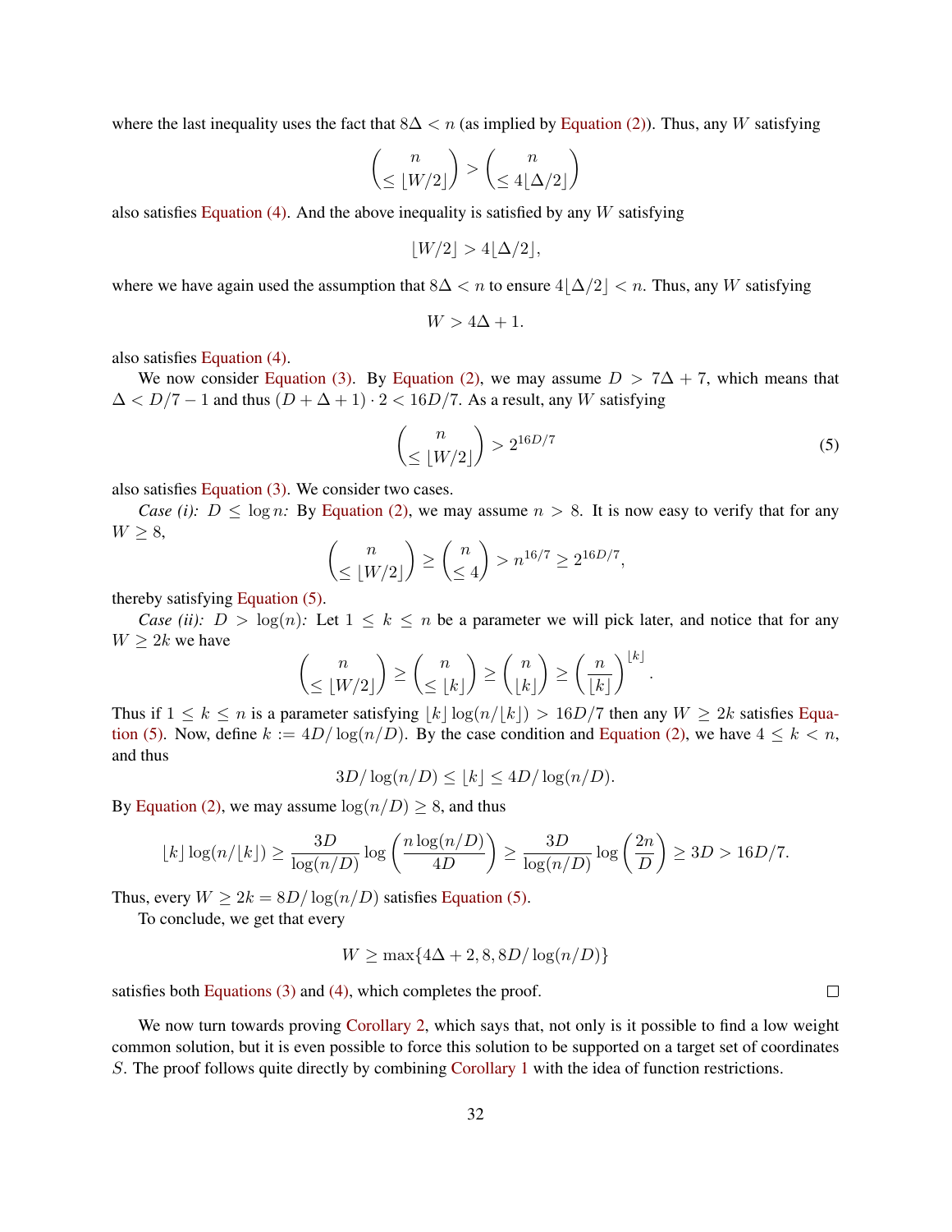where the last inequality uses the fact that $8\Delta < n$ (as implied by Equation (2)). Thus, any $W$ satisfying

$$\binom{n}{\leq \lfloor W/2 \rfloor} > \binom{n}{\leq 4\lfloor \Delta/2 \rfloor}$$

also satisfies Equation (4). And the above inequality is satisfied by any $W$ satisfying

$$\lfloor W/2 \rfloor > 4\lfloor \Delta/2 \rfloor,$$

where we have again used the assumption that $8\Delta < n$ to ensure $4\lfloor \Delta/2 \rfloor < n$. Thus, any $W$ satisfying

$$W > 4\Delta + 1.$$

also satisfies Equation (4).

We now consider Equation (3). By Equation (2), we may assume $D > 7\Delta + 7$, which means that $\Delta < D/7 - 1$ and thus $(D + \Delta + 1) \cdot 2 < 16D/7$. As a result, any $W$ satisfying

$$\binom{n}{\leq \lfloor W/2 \rfloor} > 2^{16D/7} \tag{5}$$

also satisfies Equation (3). We consider two cases.

*Case (i): $D \leq \log n$:* By Equation (2), we may assume $n > 8$. It is now easy to verify that for any $W \geq 8$,

$$\binom{n}{\leq \lfloor W/2 \rfloor} \geq \binom{n}{\leq 4} > n^{16/7} \geq 2^{16D/7},$$

thereby satisfying Equation (5).

*Case (ii): $D > \log(n)$:* Let $1 \leq k \leq n$ be a parameter we will pick later, and notice that for any $W \geq 2k$ we have

$$\binom{n}{\leq \lfloor W/2 \rfloor} \geq \binom{n}{\leq \lfloor k \rfloor} \geq \binom{n}{\lfloor k \rfloor} \geq \left(\frac{n}{\lfloor k \rfloor}\right)^{\lfloor k \rfloor}.$$

Thus if $1 \leq k \leq n$ is a parameter satisfying $\lfloor k \rfloor \log(n/\lfloor k \rfloor) > 16D/7$ then any $W \geq 2k$ satisfies Equation (5). Now, define $k := 4D/\log(n/D)$. By the case condition and Equation (2), we have $4 \leq k < n$, and thus

$$3D/\log(n/D) \leq \lfloor k \rfloor \leq 4D/\log(n/D).$$

By Equation (2), we may assume $\log(n/D) \geq 8$, and thus

$$\lfloor k \rfloor \log(n/\lfloor k \rfloor) \geq \frac{3D}{\log(n/D)} \log\left(\frac{n\log(n/D)}{4D}\right) \geq \frac{3D}{\log(n/D)} \log\left(\frac{2n}{D}\right) \geq 3D > 16D/7.$$

Thus, every $W \geq 2k = 8D/\log(n/D)$ satisfies Equation (5).

To conclude, we get that every

$$W \geq \max\{4\Delta + 2, 8, 8D/\log(n/D)\}$$

satisfies both Equations (3) and (4), which completes the proof. □

We now turn towards proving Corollary 2, which says that, not only is it possible to find a low weight common solution, but it is even possible to force this solution to be supported on a target set of coordinates $S$. The proof follows quite directly by combining Corollary 1 with the idea of function restrictions.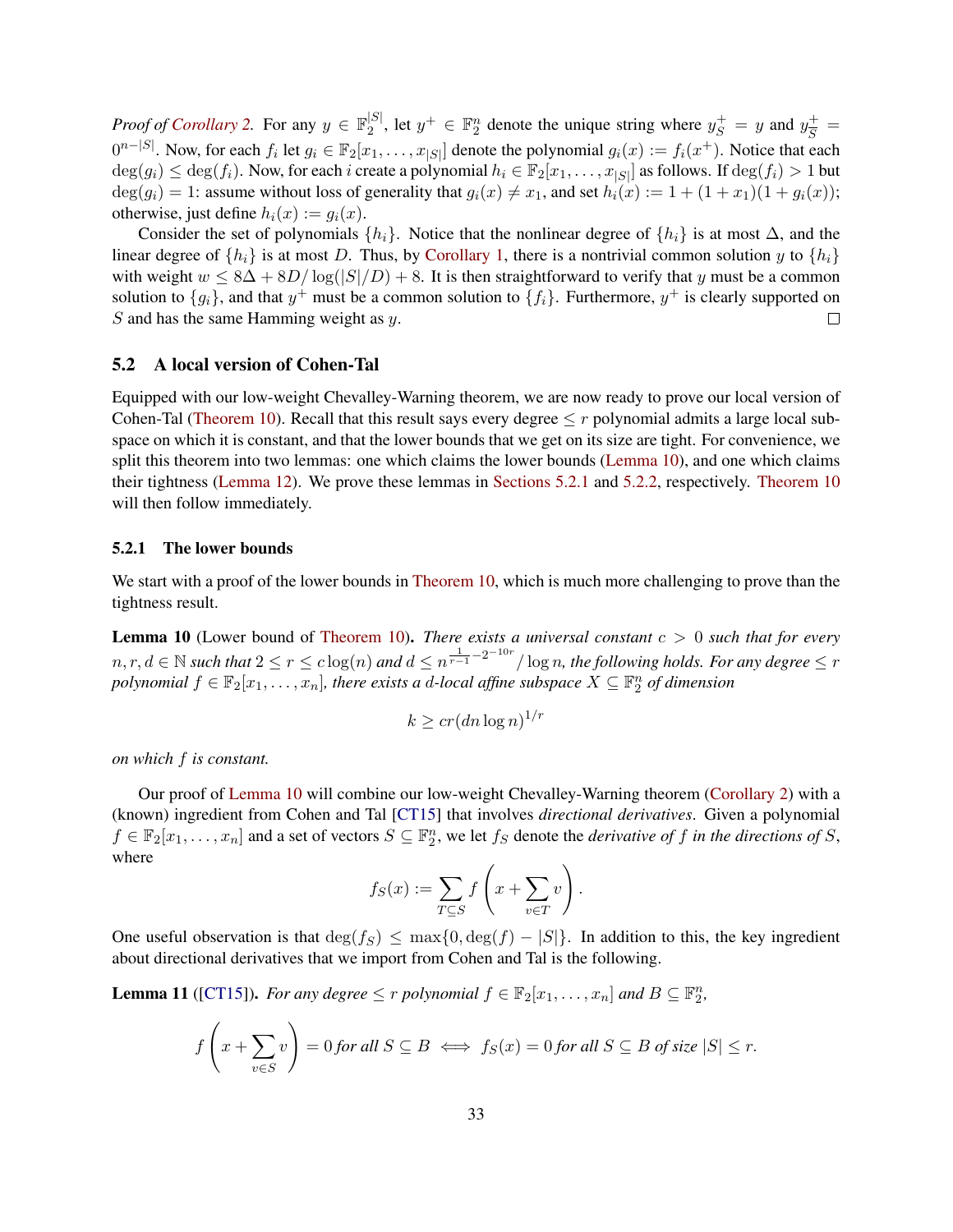*Proof of Corollary 2.* For any $y \in \mathbb{F}_2^{|S|}$, let $y^+ \in \mathbb{F}_2^n$ denote the unique string where $y^+_S = y$ and $y^+_{\bar{S}} = 0^{n-|S|}$. Now, for each $f_i$ let $g_i \in \mathbb{F}_2[x_1, \ldots, x_{|S|}]$ denote the polynomial $g_i(x) := f_i(x^+)$. Notice that each $\deg(g_i) \leq \deg(f_i)$. Now, for each $i$ create a polynomial $h_i \in \mathbb{F}_2[x_1, \ldots, x_{|S|}]$ as follows. If $\deg(f_i) > 1$ but $\deg(g_i) = 1$: assume without loss of generality that $g_i(x) \neq x_1$, and set $h_i(x) := 1 + (1 + x_1)(1 + g_i(x))$; otherwise, just define $h_i(x) := g_i(x)$.

Consider the set of polynomials $\{h_i\}$. Notice that the nonlinear degree of $\{h_i\}$ is at most $\Delta$, and the linear degree of $\{h_i\}$ is at most $D$. Thus, by Corollary 1, there is a nontrivial common solution $y$ to $\{h_i\}$ with weight $w \leq 8\Delta + 8D/\log(|S|/D) + 8$. It is then straightforward to verify that $y$ must be a common solution to $\{g_i\}$, and that $y^+$ must be a common solution to $\{f_i\}$. Furthermore, $y^+$ is clearly supported on $S$ and has the same Hamming weight as $y$. □

## 5.2 A local version of Cohen-Tal

Equipped with our low-weight Chevalley-Warning theorem, we are now ready to prove our local version of Cohen-Tal (Theorem 10). Recall that this result says every degree $\leq r$ polynomial admits a large local subspace on which it is constant, and that the lower bounds that we get on its size are tight. For convenience, we split this theorem into two lemmas: one which claims the lower bounds (Lemma 10), and one which claims their tightness (Lemma 12). We prove these lemmas in Sections 5.2.1 and 5.2.2, respectively. Theorem 10 will then follow immediately.

### 5.2.1 The lower bounds

We start with a proof of the lower bounds in Theorem 10, which is much more challenging to prove than the tightness result.

**Lemma 10** (Lower bound of Theorem 10)**.** *There exists a universal constant $c > 0$ such that for every $n, r, d \in \mathbb{N}$ such that $2 \leq r \leq c\log(n)$ and $d \leq n^{\frac{1}{r-1} - 2^{-10r}}/\log n$, the following holds. For any degree $\leq r$ polynomial $f \in \mathbb{F}_2[x_1, \ldots, x_n]$, there exists a $d$-local affine subspace $X \subseteq \mathbb{F}_2^n$ of dimension*

$$k \geq cr(dn\log n)^{1/r}$$

*on which $f$ is constant.*

Our proof of Lemma 10 will combine our low-weight Chevalley-Warning theorem (Corollary 2) with a (known) ingredient from Cohen and Tal [CT15] that involves *directional derivatives*. Given a polynomial $f \in \mathbb{F}_2[x_1, \ldots, x_n]$ and a set of vectors $S \subseteq \mathbb{F}_2^n$, we let $f_S$ denote the *derivative of $f$ in the directions of $S$*, where

$$f_S(x) := \sum_{T \subseteq S} f\left(x + \sum_{v \in T} v\right).$$

One useful observation is that $\deg(f_S) \leq \max\{0, \deg(f) - |S|\}$. In addition to this, the key ingredient about directional derivatives that we import from Cohen and Tal is the following.

**Lemma 11** ([CT15])**.** *For any degree $\leq r$ polynomial $f \in \mathbb{F}_2[x_1, \ldots, x_n]$ and $B \subseteq \mathbb{F}_2^n$,*

$$f\left(x + \sum_{v \in S} v\right) = 0 \text{ for all } S \subseteq B \iff f_S(x) = 0 \text{ for all } S \subseteq B \text{ of size } |S| \leq r.$$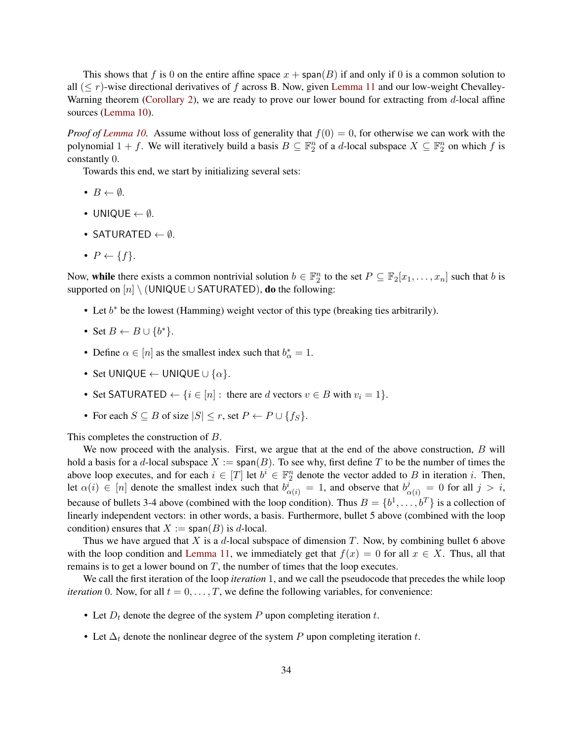This shows that $f$ is 0 on the entire affine space $x + \mathsf{span}(B)$ if and only if 0 is a common solution to all ($\leq r$)-wise directional derivatives of $f$ across B. Now, given Lemma 11 and our low-weight Chevalley-Warning theorem (Corollary 2), we are ready to prove our lower bound for extracting from $d$-local affine sources (Lemma 10).

*Proof of Lemma 10.* Assume without loss of generality that $f(0) = 0$, for otherwise we can work with the polynomial $1 + f$. We will iteratively build a basis $B \subseteq \mathbb{F}_2^n$ of a $d$-local subspace $X \subseteq \mathbb{F}_2^n$ on which $f$ is constantly 0.

Towards this end, we start by initializing several sets:

- $B \leftarrow \emptyset$.
- $\mathsf{UNIQUE} \leftarrow \emptyset$.
- $\mathsf{SATURATED} \leftarrow \emptyset$.
- $P \leftarrow \{f\}$.

Now, **while** there exists a common nontrivial solution $b \in \mathbb{F}_2^n$ to the set $P \subseteq \mathbb{F}_2[x_1, \ldots, x_n]$ such that $b$ is supported on $[n] \setminus (\mathsf{UNIQUE} \cup \mathsf{SATURATED})$, **do** the following:

- Let $b^*$ be the lowest (Hamming) weight vector of this type (breaking ties arbitrarily).
- Set $B \leftarrow B \cup \{b^*\}$.
- Define $\alpha \in [n]$ as the smallest index such that $b^*_\alpha = 1$.
- Set $\mathsf{UNIQUE} \leftarrow \mathsf{UNIQUE} \cup \{\alpha\}$.
- Set $\mathsf{SATURATED} \leftarrow \{i \in [n] : \text{ there are } d \text{ vectors } v \in B \text{ with } v_i = 1\}$.
- For each $S \subseteq B$ of size $|S| \leq r$, set $P \leftarrow P \cup \{f_S\}$.

This completes the construction of $B$.

We now proceed with the analysis. First, we argue that at the end of the above construction, $B$ will hold a basis for a $d$-local subspace $X := \mathsf{span}(B)$. To see why, first define $T$ to be the number of times the above loop executes, and for each $i \in [T]$ let $b^i \in \mathbb{F}_2^n$ denote the vector added to $B$ in iteration $i$. Then, let $\alpha(i) \in [n]$ denote the smallest index such that $b^i_{\alpha(i)} = 1$, and observe that $b^j_{\alpha(i)} = 0$ for all $j > i$, because of bullets 3-4 above (combined with the loop condition). Thus $B = \{b^1, \ldots, b^T\}$ is a collection of linearly independent vectors: in other words, a basis. Furthermore, bullet 5 above (combined with the loop condition) ensures that $X := \mathsf{span}(B)$ is $d$-local.

Thus we have argued that $X$ is a $d$-local subspace of dimension $T$. Now, by combining bullet 6 above with the loop condition and Lemma 11, we immediately get that $f(x) = 0$ for all $x \in X$. Thus, all that remains is to get a lower bound on $T$, the number of times that the loop executes.

We call the first iteration of the loop *iteration* 1, and we call the pseudocode that precedes the while loop *iteration* 0. Now, for all $t = 0, \ldots, T$, we define the following variables, for convenience:

- Let $D_t$ denote the degree of the system $P$ upon completing iteration $t$.
- Let $\Delta_t$ denote the nonlinear degree of the system $P$ upon completing iteration $t$.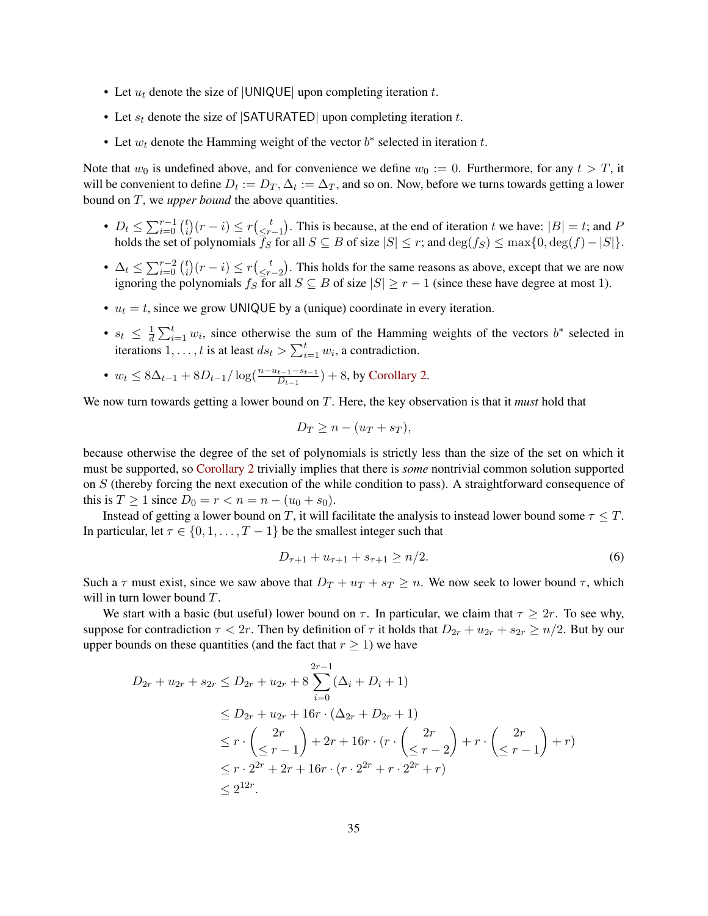- Let $u_t$ denote the size of $|\mathsf{UNIQUE}|$ upon completing iteration $t$.
- Let $s_t$ denote the size of $|\mathsf{SATURATED}|$ upon completing iteration $t$.
- Let $w_t$ denote the Hamming weight of the vector $b^*$ selected in iteration $t$.

Note that $w_0$ is undefined above, and for convenience we define $w_0 := 0$. Furthermore, for any $t > T$, it will be convenient to define $D_t := D_T, \Delta_t := \Delta_T$, and so on. Now, before we turns towards getting a lower bound on $T$, we *upper bound* the above quantities.

- $D_t \leq \sum_{i=0}^{r-1} \binom{t}{i}(r-i) \leq r\binom{t}{\leq r-1}$. This is because, at the end of iteration $t$ we have: $|B| = t$; and $P$ holds the set of polynomials $f_S$ for all $S \subseteq B$ of size $|S| \leq r$; and $\deg(f_S) \leq \max\{0, \deg(f) - |S|\}$.
- $\Delta_t \leq \sum_{i=0}^{r-2} \binom{t}{i}(r-i) \leq r\binom{t}{\leq r-2}$. This holds for the same reasons as above, except that we are now ignoring the polynomials $f_S$ for all $S \subseteq B$ of size $|S| \geq r-1$ (since these have degree at most 1).
- $u_t = t$, since we grow $\mathsf{UNIQUE}$ by a (unique) coordinate in every iteration.
- $s_t \leq \frac{1}{d}\sum_{i=1}^{t} w_i$, since otherwise the sum of the Hamming weights of the vectors $b^*$ selected in iterations $1, \ldots, t$ is at least $ds_t > \sum_{i=1}^{t} w_i$, a contradiction.
- $w_t \leq 8\Delta_{t-1} + 8D_{t-1}/\log(\frac{n-u_{t-1}-s_{t-1}}{D_{t-1}}) + 8$, by Corollary 2.

We now turn towards getting a lower bound on $T$. Here, the key observation is that it *must* hold that

$$D_T \geq n - (u_T + s_T),$$

because otherwise the degree of the set of polynomials is strictly less than the size of the set on which it must be supported, so Corollary 2 trivially implies that there is *some* nontrivial common solution supported on $S$ (thereby forcing the next execution of the while condition to pass). A straightforward consequence of this is $T \geq 1$ since $D_0 = r < n = n - (u_0 + s_0)$.

Instead of getting a lower bound on $T$, it will facilitate the analysis to instead lower bound some $\tau \leq T$. In particular, let $\tau \in \{0, 1, \ldots, T-1\}$ be the smallest integer such that

$$D_{\tau+1} + u_{\tau+1} + s_{\tau+1} \geq n/2. \tag{6}$$

Such a $\tau$ must exist, since we saw above that $D_T + u_T + s_T \geq n$. We now seek to lower bound $\tau$, which will in turn lower bound $T$.

We start with a basic (but useful) lower bound on $\tau$. In particular, we claim that $\tau \geq 2r$. To see why, suppose for contradiction $\tau < 2r$. Then by definition of $\tau$ it holds that $D_{2r} + u_{2r} + s_{2r} \geq n/2$. But by our upper bounds on these quantities (and the fact that $r \geq 1$) we have

$$\begin{aligned}
D_{2r} + u_{2r} + s_{2r} &\leq D_{2r} + u_{2r} + 8\sum_{i=0}^{2r-1}(\Delta_i + D_i + 1) \\
&\leq D_{2r} + u_{2r} + 16r \cdot (\Delta_{2r} + D_{2r} + 1) \\
&\leq r \cdot \binom{2r}{\leq r-1} + 2r + 16r \cdot (r \cdot \binom{2r}{\leq r-2} + r \cdot \binom{2r}{\leq r-1} + r) \\
&\leq r \cdot 2^{2r} + 2r + 16r \cdot (r \cdot 2^{2r} + r \cdot 2^{2r} + r) \\
&\leq 2^{12r}.
\end{aligned}$$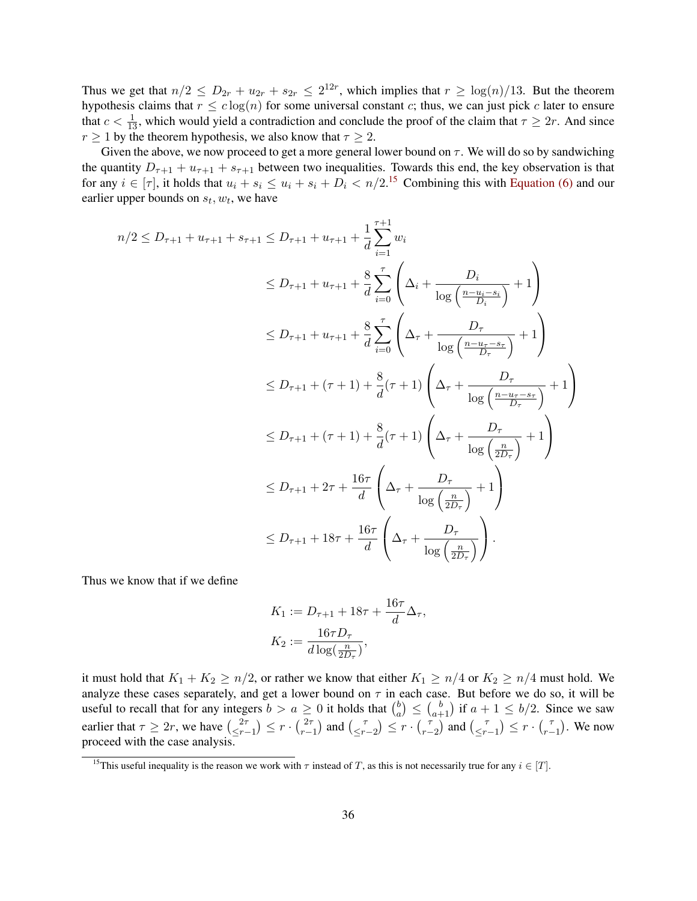Thus we get that $n/2 \le D_{2r} + u_{2r} + s_{2r} \le 2^{12r}$, which implies that $r \ge \log(n)/13$. But the theorem hypothesis claims that $r \le c\log(n)$ for some universal constant $c$; thus, we can just pick $c$ later to ensure that $c < \frac{1}{13}$, which would yield a contradiction and conclude the proof of the claim that $\tau \ge 2r$. And since $r \ge 1$ by the theorem hypothesis, we also know that $\tau \ge 2$.

Given the above, we now proceed to get a more general lower bound on $\tau$. We will do so by sandwiching the quantity $D_{\tau+1} + u_{\tau+1} + s_{\tau+1}$ between two inequalities. Towards this end, the key observation is that for any $i \in [\tau]$, it holds that $u_i + s_i \le u_i + s_i + D_i < n/2$.[15] Combining this with Equation (6) and our earlier upper bounds on $s_t, w_t$, we have

$$
\begin{aligned}
n/2 \le D_{\tau+1} + u_{\tau+1} + s_{\tau+1} &\le D_{\tau+1} + u_{\tau+1} + \frac{1}{d}\sum_{i=1}^{\tau+1} w_i \\
&\le D_{\tau+1} + u_{\tau+1} + \frac{8}{d}\sum_{i=0}^{\tau}\left(\Delta_i + \frac{D_i}{\log\left(\frac{n-u_i-s_i}{D_i}\right)} + 1\right) \\
&\le D_{\tau+1} + u_{\tau+1} + \frac{8}{d}\sum_{i=0}^{\tau}\left(\Delta_\tau + \frac{D_\tau}{\log\left(\frac{n-u_\tau-s_\tau}{D_\tau}\right)} + 1\right) \\
&\le D_{\tau+1} + (\tau+1) + \frac{8}{d}(\tau+1)\left(\Delta_\tau + \frac{D_\tau}{\log\left(\frac{n-u_\tau-s_\tau}{D_\tau}\right)} + 1\right) \\
&\le D_{\tau+1} + (\tau+1) + \frac{8}{d}(\tau+1)\left(\Delta_\tau + \frac{D_\tau}{\log\left(\frac{n}{2D_\tau}\right)} + 1\right) \\
&\le D_{\tau+1} + 2\tau + \frac{16\tau}{d}\left(\Delta_\tau + \frac{D_\tau}{\log\left(\frac{n}{2D_\tau}\right)} + 1\right) \\
&\le D_{\tau+1} + 18\tau + \frac{16\tau}{d}\left(\Delta_\tau + \frac{D_\tau}{\log\left(\frac{n}{2D_\tau}\right)}\right).
\end{aligned}
$$

Thus we know that if we define

$$
\begin{aligned}
K_1 &:= D_{\tau+1} + 18\tau + \frac{16\tau}{d}\Delta_\tau, \\
K_2 &:= \frac{16\tau D_\tau}{d\log(\frac{n}{2D_\tau})},
\end{aligned}
$$

it must hold that $K_1 + K_2 \ge n/2$, or rather we know that either $K_1 \ge n/4$ or $K_2 \ge n/4$ must hold. We analyze these cases separately, and get a lower bound on $\tau$ in each case. But before we do so, it will be useful to recall that for any integers $b > a \ge 0$ it holds that $\binom{b}{a} \le \binom{b}{a+1}$ if $a + 1 \le b/2$. Since we saw earlier that $\tau \ge 2r$, we have $\binom{2\tau}{\le r-1} \le r \cdot \binom{2\tau}{r-1}$ and $\binom{\tau}{\le r-2} \le r \cdot \binom{\tau}{r-2}$ and $\binom{\tau}{\le r-1} \le r \cdot \binom{\tau}{r-1}$. We now proceed with the case analysis.

[15] This useful inequality is the reason we work with $\tau$ instead of $T$, as this is not necessarily true for any $i \in [T]$.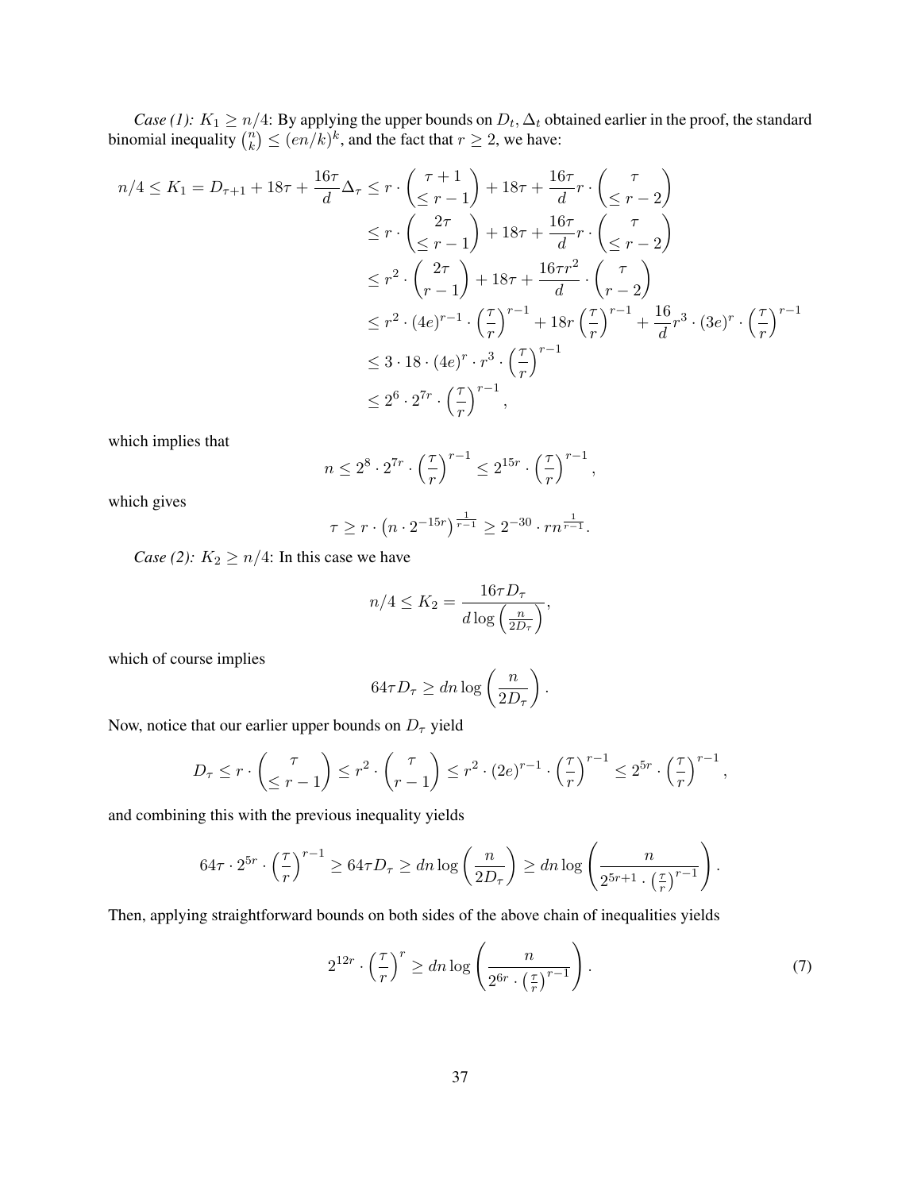*Case (1):* $K_1 \geq n/4$: By applying the upper bounds on $D_t, \Delta_t$ obtained earlier in the proof, the standard binomial inequality $\binom{n}{k} \leq (en/k)^k$, and the fact that $r \geq 2$, we have:

$$
\begin{aligned}
n/4 \leq K_1 = D_{\tau+1} + 18\tau + \frac{16\tau}{d}\Delta_\tau &\leq r \cdot \binom{\tau+1}{\leq r-1} + 18\tau + \frac{16\tau}{d} r \cdot \binom{\tau}{\leq r-2} \\
&\leq r \cdot \binom{2\tau}{\leq r-1} + 18\tau + \frac{16\tau}{d} r \cdot \binom{\tau}{\leq r-2} \\
&\leq r^2 \cdot \binom{2\tau}{r-1} + 18\tau + \frac{16\tau r^2}{d} \cdot \binom{\tau}{r-2} \\
&\leq r^2 \cdot (4e)^{r-1} \cdot \left(\frac{\tau}{r}\right)^{r-1} + 18r\left(\frac{\tau}{r}\right)^{r-1} + \frac{16}{d} r^3 \cdot (3e)^r \cdot \left(\frac{\tau}{r}\right)^{r-1} \\
&\leq 3 \cdot 18 \cdot (4e)^r \cdot r^3 \cdot \left(\frac{\tau}{r}\right)^{r-1} \\
&\leq 2^6 \cdot 2^{7r} \cdot \left(\frac{\tau}{r}\right)^{r-1},
\end{aligned}
$$

which implies that

$$
n \leq 2^8 \cdot 2^{7r} \cdot \left(\frac{\tau}{r}\right)^{r-1} \leq 2^{15r} \cdot \left(\frac{\tau}{r}\right)^{r-1},
$$

which gives

$$
\tau \geq r \cdot \left(n \cdot 2^{-15r}\right)^{\frac{1}{r-1}} \geq 2^{-30} \cdot r n^{\frac{1}{r-1}}.
$$

*Case (2):* $K_2 \geq n/4$: In this case we have

$$
n/4 \leq K_2 = \frac{16\tau D_\tau}{d \log\left(\frac{n}{2D_\tau}\right)},
$$

which of course implies

$$
64\tau D_\tau \geq dn \log\left(\frac{n}{2D_\tau}\right).
$$

Now, notice that our earlier upper bounds on $D_\tau$ yield

$$
D_\tau \leq r \cdot \binom{\tau}{\leq r-1} \leq r^2 \cdot \binom{\tau}{r-1} \leq r^2 \cdot (2e)^{r-1} \cdot \left(\frac{\tau}{r}\right)^{r-1} \leq 2^{5r} \cdot \left(\frac{\tau}{r}\right)^{r-1},
$$

and combining this with the previous inequality yields

$$
64\tau \cdot 2^{5r} \cdot \left(\frac{\tau}{r}\right)^{r-1} \geq 64\tau D_\tau \geq dn \log\left(\frac{n}{2D_\tau}\right) \geq dn \log\left(\frac{n}{2^{5r+1} \cdot \left(\frac{\tau}{r}\right)^{r-1}}\right).
$$

Then, applying straightforward bounds on both sides of the above chain of inequalities yields

$$
2^{12r} \cdot \left(\frac{\tau}{r}\right)^r \geq dn \log\left(\frac{n}{2^{6r} \cdot \left(\frac{\tau}{r}\right)^{r-1}}\right). \tag{7}
$$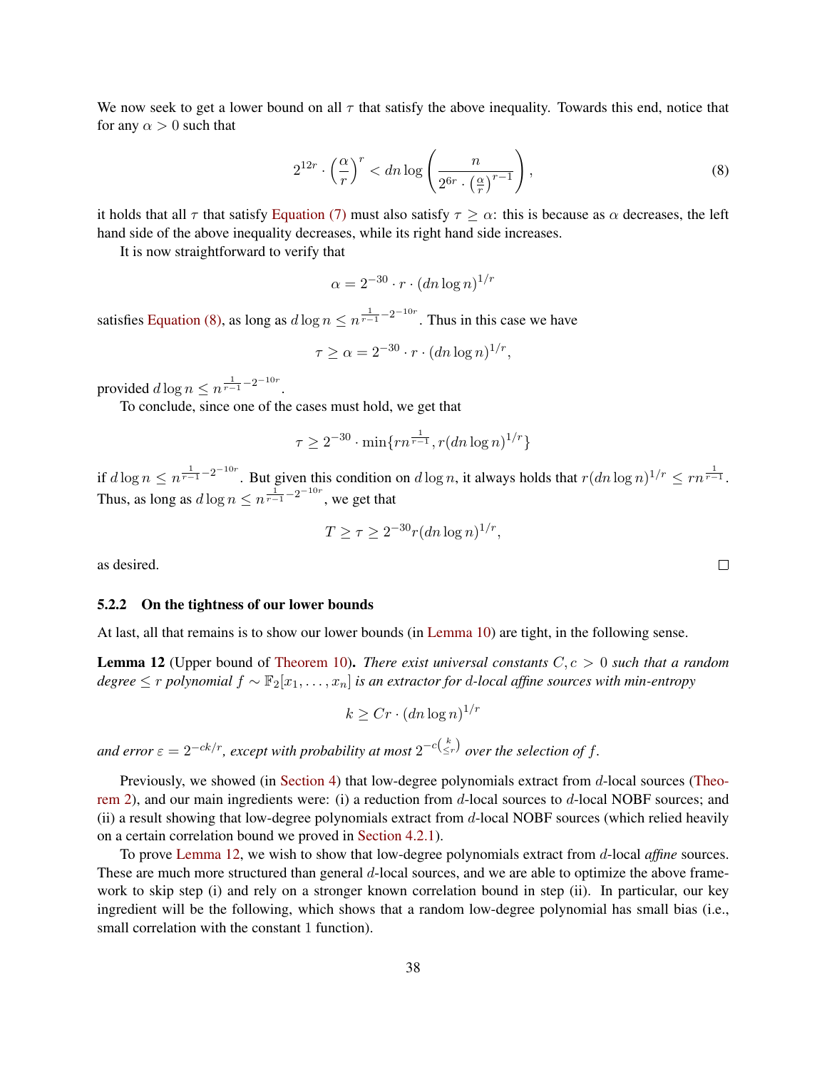We now seek to get a lower bound on all $\tau$ that satisfy the above inequality. Towards this end, notice that for any $\alpha > 0$ such that

$$2^{12r} \cdot \left(\frac{\alpha}{r}\right)^r < dn \log\left(\frac{n}{2^{6r} \cdot \left(\frac{\alpha}{r}\right)^{r-1}}\right), \tag{8}$$

it holds that all $\tau$ that satisfy Equation (7) must also satisfy $\tau \geq \alpha$: this is because as $\alpha$ decreases, the left hand side of the above inequality decreases, while its right hand side increases.

It is now straightforward to verify that

$$\alpha = 2^{-30} \cdot r \cdot (dn \log n)^{1/r}$$

satisfies Equation (8), as long as $d \log n \leq n^{\frac{1}{r-1} - 2^{-10r}}$. Thus in this case we have

$$\tau \geq \alpha = 2^{-30} \cdot r \cdot (dn \log n)^{1/r},$$

provided $d \log n \leq n^{\frac{1}{r-1} - 2^{-10r}}$.

To conclude, since one of the cases must hold, we get that

$$\tau \geq 2^{-30} \cdot \min\{rn^{\frac{1}{r-1}}, r(dn \log n)^{1/r}\}$$

if $d \log n \leq n^{\frac{1}{r-1} - 2^{-10r}}$. But given this condition on $d \log n$, it always holds that $r(dn \log n)^{1/r} \leq rn^{\frac{1}{r-1}}$. Thus, as long as $d \log n \leq n^{\frac{1}{r-1} - 2^{-10r}}$, we get that

$$T \geq \tau \geq 2^{-30} r(dn \log n)^{1/r},$$

as desired. □

### 5.2.2 On the tightness of our lower bounds

At last, all that remains is to show our lower bounds (in Lemma 10) are tight, in the following sense.

**Lemma 12** (Upper bound of Theorem 10)**.** *There exist universal constants $C, c > 0$ such that a random degree $\leq r$ polynomial $f \sim \mathbb{F}_2[x_1, \ldots, x_n]$ is an extractor for $d$-local affine sources with min-entropy*

$$k \geq Cr \cdot (dn \log n)^{1/r}$$

*and error $\varepsilon = 2^{-ck/r}$, except with probability at most $2^{-c\binom{k}{\leq r}}$ over the selection of $f$.*

Previously, we showed (in Section 4) that low-degree polynomials extract from $d$-local sources (Theorem 2), and our main ingredients were: (i) a reduction from $d$-local sources to $d$-local NOBF sources; and (ii) a result showing that low-degree polynomials extract from $d$-local NOBF sources (which relied heavily on a certain correlation bound we proved in Section 4.2.1).

To prove Lemma 12, we wish to show that low-degree polynomials extract from $d$-local *affine* sources. These are much more structured than general $d$-local sources, and we are able to optimize the above framework to skip step (i) and rely on a stronger known correlation bound in step (ii). In particular, our key ingredient will be the following, which shows that a random low-degree polynomial has small bias (i.e., small correlation with the constant 1 function).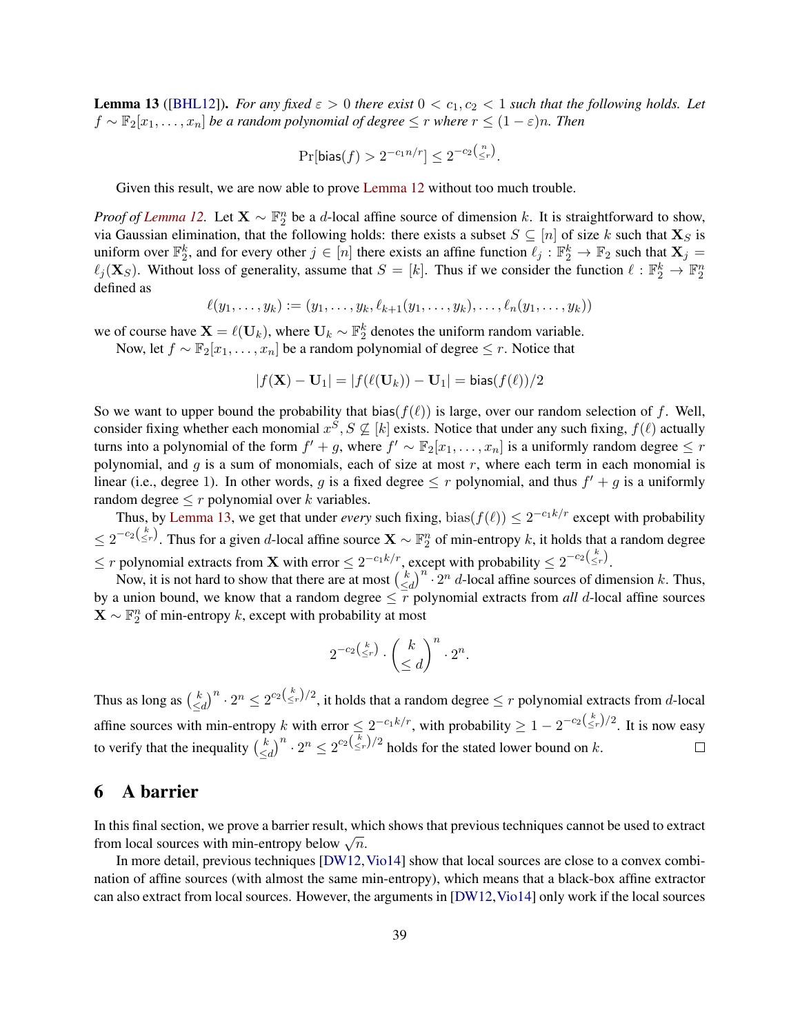**Lemma 13** ([BHL12]). *For any fixed $\varepsilon > 0$ there exist $0 < c_1, c_2 < 1$ such that the following holds. Let $f \sim \mathbb{F}_2[x_1, \ldots, x_n]$ be a random polynomial of degree $\leq r$ where $r \leq (1-\varepsilon)n$. Then*

$$\Pr[\mathsf{bias}(f) > 2^{-c_1 n/r}] \leq 2^{-c_2\binom{n}{\leq r}}.$$

Given this result, we are now able to prove Lemma 12 without too much trouble.

*Proof of Lemma 12.* Let $\mathbf{X} \sim \mathbb{F}_2^n$ be a $d$-local affine source of dimension $k$. It is straightforward to show, via Gaussian elimination, that the following holds: there exists a subset $S \subseteq [n]$ of size $k$ such that $\mathbf{X}_S$ is uniform over $\mathbb{F}_2^k$, and for every other $j \in [n]$ there exists an affine function $\ell_j : \mathbb{F}_2^k \to \mathbb{F}_2$ such that $\mathbf{X}_j = \ell_j(\mathbf{X}_S)$. Without loss of generality, assume that $S = [k]$. Thus if we consider the function $\ell : \mathbb{F}_2^k \to \mathbb{F}_2^n$ defined as

$$\ell(y_1, \ldots, y_k) := (y_1, \ldots, y_k, \ell_{k+1}(y_1, \ldots, y_k), \ldots, \ell_n(y_1, \ldots, y_k))$$

we of course have $\mathbf{X} = \ell(\mathbf{U}_k)$, where $\mathbf{U}_k \sim \mathbb{F}_2^k$ denotes the uniform random variable.

Now, let $f \sim \mathbb{F}_2[x_1, \ldots, x_n]$ be a random polynomial of degree $\leq r$. Notice that

$$|f(\mathbf{X}) - \mathbf{U}_1| = |f(\ell(\mathbf{U}_k)) - \mathbf{U}_1| = \mathsf{bias}(f(\ell))/2$$

So we want to upper bound the probability that $\mathsf{bias}(f(\ell))$ is large, over our random selection of $f$. Well, consider fixing whether each monomial $x^S, S \not\subseteq [k]$ exists. Notice that under any such fixing, $f(\ell)$ actually turns into a polynomial of the form $f' + g$, where $f' \sim \mathbb{F}_2[x_1, \ldots, x_n]$ is a uniformly random degree $\leq r$ polynomial, and $g$ is a sum of monomials, each of size at most $r$, where each term in each monomial is linear (i.e., degree 1). In other words, $g$ is a fixed degree $\leq r$ polynomial, and thus $f' + g$ is a uniformly random degree $\leq r$ polynomial over $k$ variables.

Thus, by Lemma 13, we get that under *every* such fixing, $\mathrm{bias}(f(\ell)) \leq 2^{-c_1 k/r}$ except with probability $\leq 2^{-c_2\binom{k}{\leq r}}$. Thus for a given $d$-local affine source $\mathbf{X} \sim \mathbb{F}_2^n$ of min-entropy $k$, it holds that a random degree $\leq r$ polynomial extracts from $\mathbf{X}$ with error $\leq 2^{-c_1 k/r}$, except with probability $\leq 2^{-c_2\binom{k}{\leq r}}$.

Now, it is not hard to show that there are at most $\binom{k}{\leq d}^n \cdot 2^n$ $d$-local affine sources of dimension $k$. Thus, by a union bound, we know that a random degree $\leq r$ polynomial extracts from *all* $d$-local affine sources $\mathbf{X} \sim \mathbb{F}_2^n$ of min-entropy $k$, except with probability at most

$$2^{-c_2\binom{k}{\leq r}} \cdot \binom{k}{\leq d}^n \cdot 2^n.$$

Thus as long as $\binom{k}{\leq d}^n \cdot 2^n \leq 2^{c_2\binom{k}{\leq r}/2}$, it holds that a random degree $\leq r$ polynomial extracts from $d$-local affine sources with min-entropy $k$ with error $\leq 2^{-c_1 k/r}$, with probability $\geq 1 - 2^{-c_2\binom{k}{\leq r}/2}$. It is now easy to verify that the inequality $\binom{k}{\leq d}^n \cdot 2^n \leq 2^{c_2\binom{k}{\leq r}/2}$ holds for the stated lower bound on $k$. $\square$

# 6 A barrier

In this final section, we prove a barrier result, which shows that previous techniques cannot be used to extract from local sources with min-entropy below $\sqrt{n}$.

In more detail, previous techniques [DW12, Vio14] show that local sources are close to a convex combination of affine sources (with almost the same min-entropy), which means that a black-box affine extractor can also extract from local sources. However, the arguments in [DW12, Vio14] only work if the local sources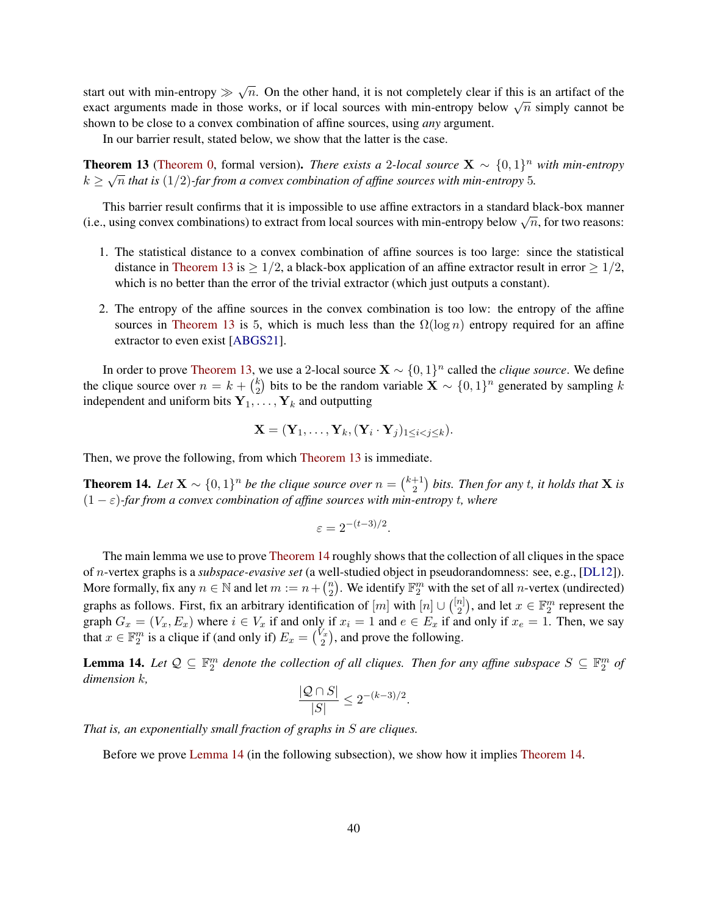start out with min-entropy $\gg \sqrt{n}$. On the other hand, it is not completely clear if this is an artifact of the exact arguments made in those works, or if local sources with min-entropy below $\sqrt{n}$ simply cannot be shown to be close to a convex combination of affine sources, using *any* argument.

In our barrier result, stated below, we show that the latter is the case.

**Theorem 13** (Theorem 0, formal version)**.** *There exists a 2-local source $\mathbf{X} \sim \{0,1\}^n$ with min-entropy $k \geq \sqrt{n}$ that is $(1/2)$-far from a convex combination of affine sources with min-entropy 5.*

This barrier result confirms that it is impossible to use affine extractors in a standard black-box manner (i.e., using convex combinations) to extract from local sources with min-entropy below $\sqrt{n}$, for two reasons:

1. The statistical distance to a convex combination of affine sources is too large: since the statistical distance in Theorem 13 is $\geq 1/2$, a black-box application of an affine extractor result in error $\geq 1/2$, which is no better than the error of the trivial extractor (which just outputs a constant).
2. The entropy of the affine sources in the convex combination is too low: the entropy of the affine sources in Theorem 13 is 5, which is much less than the $\Omega(\log n)$ entropy required for an affine extractor to even exist [ABGS21].

In order to prove Theorem 13, we use a 2-local source $\mathbf{X} \sim \{0,1\}^n$ called the *clique source*. We define the clique source over $n = k + \binom{k}{2}$ bits to be the random variable $\mathbf{X} \sim \{0,1\}^n$ generated by sampling $k$ independent and uniform bits $\mathbf{Y}_1, \dots, \mathbf{Y}_k$ and outputting

$$\mathbf{X} = (\mathbf{Y}_1, \dots, \mathbf{Y}_k, (\mathbf{Y}_i \cdot \mathbf{Y}_j)_{1 \leq i < j \leq k}).$$

Then, we prove the following, from which Theorem 13 is immediate.

**Theorem 14.** *Let $\mathbf{X} \sim \{0,1\}^n$ be the clique source over $n = \binom{k+1}{2}$ bits. Then for any $t$, it holds that $\mathbf{X}$ is $(1-\varepsilon)$-far from a convex combination of affine sources with min-entropy $t$, where*

$$\varepsilon = 2^{-(t-3)/2}.$$

The main lemma we use to prove Theorem 14 roughly shows that the collection of all cliques in the space of $n$-vertex graphs is a *subspace-evasive set* (a well-studied object in pseudorandomness: see, e.g., [DL12]). More formally, fix any $n \in \mathbb{N}$ and let $m := n + \binom{n}{2}$. We identify $\mathbb{F}_2^m$ with the set of all $n$-vertex (undirected) graphs as follows. First, fix an arbitrary identification of $[m]$ with $[n] \cup \binom{[n]}{2}$, and let $x \in \mathbb{F}_2^m$ represent the graph $G_x = (V_x, E_x)$ where $i \in V_x$ if and only if $x_i = 1$ and $e \in E_x$ if and only if $x_e = 1$. Then, we say that $x \in \mathbb{F}_2^m$ is a clique if (and only if) $E_x = \binom{V_x}{2}$, and prove the following.

**Lemma 14.** *Let $\mathcal{Q} \subseteq \mathbb{F}_2^m$ denote the collection of all cliques. Then for any affine subspace $S \subseteq \mathbb{F}_2^m$ of dimension $k$,*

$$\frac{|\mathcal{Q} \cap S|}{|S|} \leq 2^{-(k-3)/2}.$$

*That is, an exponentially small fraction of graphs in $S$ are cliques.*

Before we prove Lemma 14 (in the following subsection), we show how it implies Theorem 14.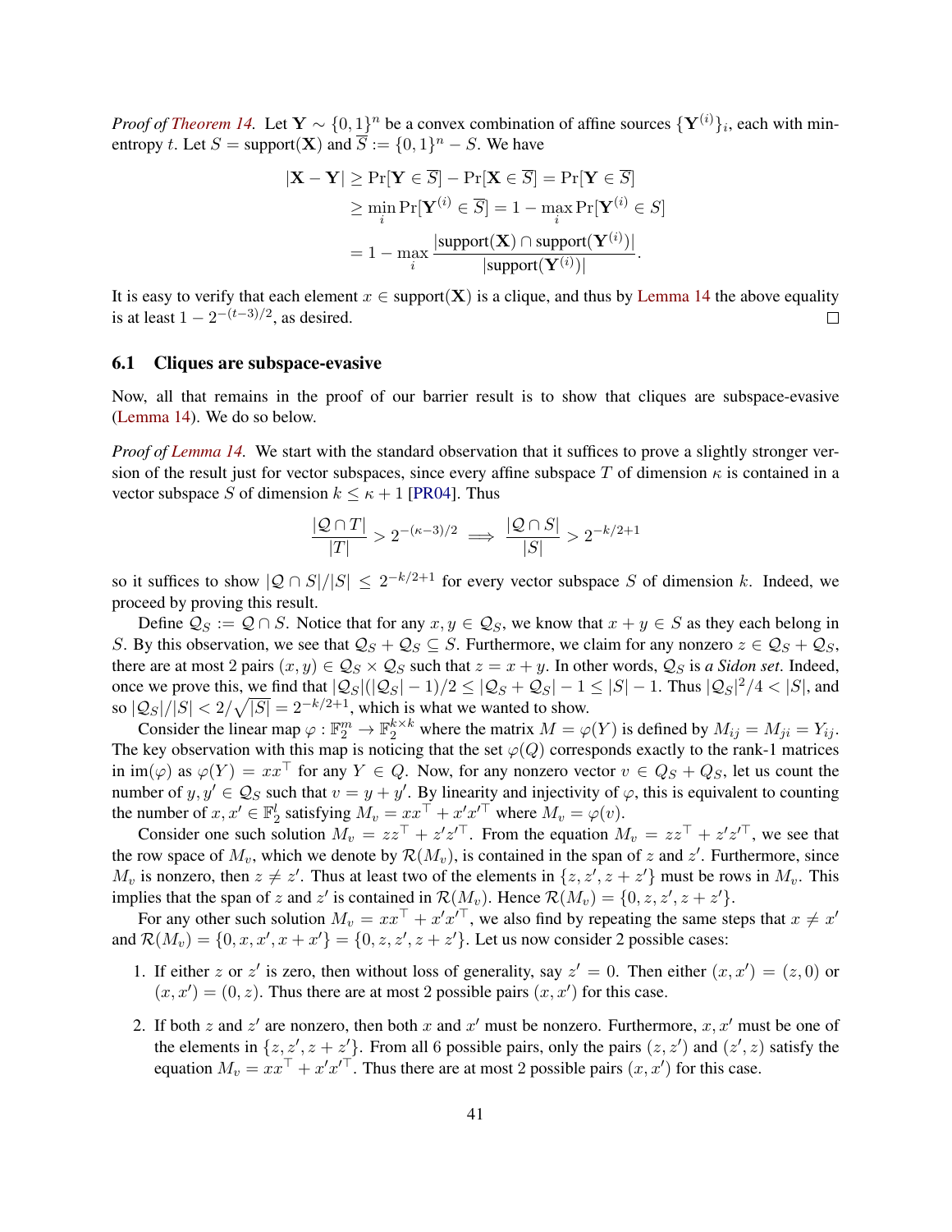*Proof of Theorem 14.* Let $\mathbf{Y} \sim \{0,1\}^n$ be a convex combination of affine sources $\{\mathbf{Y}^{(i)}\}_i$, each with min-entropy $t$. Let $S = \text{support}(\mathbf{X})$ and $\overline{S} := \{0,1\}^n - S$. We have

$$
\begin{aligned}
|\mathbf{X} - \mathbf{Y}| &\geq \Pr[\mathbf{Y} \in \overline{S}] - \Pr[\mathbf{X} \in \overline{S}] = \Pr[\mathbf{Y} \in \overline{S}] \\
&\geq \min_i \Pr[\mathbf{Y}^{(i)} \in \overline{S}] = 1 - \max_i \Pr[\mathbf{Y}^{(i)} \in S] \\
&= 1 - \max_i \frac{|\text{support}(\mathbf{X}) \cap \text{support}(\mathbf{Y}^{(i)})|}{|\text{support}(\mathbf{Y}^{(i)})|}.
\end{aligned}
$$

It is easy to verify that each element $x \in \text{support}(\mathbf{X})$ is a clique, and thus by Lemma 14 the above equality is at least $1 - 2^{-(t-3)/2}$, as desired. $\square$

### 6.1 Cliques are subspace-evasive

Now, all that remains in the proof of our barrier result is to show that cliques are subspace-evasive (Lemma 14). We do so below.

*Proof of Lemma 14.* We start with the standard observation that it suffices to prove a slightly stronger version of the result just for vector subspaces, since every affine subspace $T$ of dimension $\kappa$ is contained in a vector subspace $S$ of dimension $k \leq \kappa + 1$ [PR04]. Thus

$$
\frac{|\mathcal{Q} \cap T|}{|T|} > 2^{-(\kappa-3)/2} \implies \frac{|\mathcal{Q} \cap S|}{|S|} > 2^{-k/2+1}
$$

so it suffices to show $|\mathcal{Q} \cap S|/|S| \leq 2^{-k/2+1}$ for every vector subspace $S$ of dimension $k$. Indeed, we proceed by proving this result.

Define $\mathcal{Q}_S := \mathcal{Q} \cap S$. Notice that for any $x, y \in \mathcal{Q}_S$, we know that $x + y \in S$ as they each belong in $S$. By this observation, we see that $\mathcal{Q}_S + \mathcal{Q}_S \subseteq S$. Furthermore, we claim for any nonzero $z \in \mathcal{Q}_S + \mathcal{Q}_S$, there are at most 2 pairs $(x, y) \in \mathcal{Q}_S \times \mathcal{Q}_S$ such that $z = x + y$. In other words, $\mathcal{Q}_S$ is *a Sidon set*. Indeed, once we prove this, we find that $|\mathcal{Q}_S|(|\mathcal{Q}_S| - 1)/2 \leq |\mathcal{Q}_S + \mathcal{Q}_S| - 1 \leq |S| - 1$. Thus $|\mathcal{Q}_S|^2/4 < |S|$, and so $|\mathcal{Q}_S|/|S| < 2/\sqrt{|S|} = 2^{-k/2+1}$, which is what we wanted to show.

Consider the linear map $\varphi : \mathbb{F}_2^m \to \mathbb{F}_2^{k \times k}$ where the matrix $M = \varphi(Y)$ is defined by $M_{ij} = M_{ji} = Y_{ij}$. The key observation with this map is noticing that the set $\varphi(Q)$ corresponds exactly to the rank-1 matrices in $\text{im}(\varphi)$ as $\varphi(Y) = xx^\top$ for any $Y \in Q$. Now, for any nonzero vector $v \in Q_S + Q_S$, let us count the number of $y, y' \in \mathcal{Q}_S$ such that $v = y + y'$. By linearity and injectivity of $\varphi$, this is equivalent to counting the number of $x, x' \in \mathbb{F}_2^l$ satisfying $M_v = xx^\top + x'x'^\top$ where $M_v = \varphi(v)$.

Consider one such solution $M_v = zz^\top + z'z'^\top$. From the equation $M_v = zz^\top + z'z'^\top$, we see that the row space of $M_v$, which we denote by $\mathcal{R}(M_v)$, is contained in the span of $z$ and $z'$. Furthermore, since $M_v$ is nonzero, then $z \neq z'$. Thus at least two of the elements in $\{z, z', z + z'\}$ must be rows in $M_v$. This implies that the span of $z$ and $z'$ is contained in $\mathcal{R}(M_v)$. Hence $\mathcal{R}(M_v) = \{0, z, z', z + z'\}$.

For any other such solution $M_v = xx^\top + x'x'^\top$, we also find by repeating the same steps that $x \neq x'$ and $\mathcal{R}(M_v) = \{0, x, x', x + x'\} = \{0, z, z', z + z'\}$. Let us now consider 2 possible cases:

1. If either $z$ or $z'$ is zero, then without loss of generality, say $z' = 0$. Then either $(x, x') = (z, 0)$ or $(x, x') = (0, z)$. Thus there are at most 2 possible pairs $(x, x')$ for this case.

2. If both $z$ and $z'$ are nonzero, then both $x$ and $x'$ must be nonzero. Furthermore, $x, x'$ must be one of the elements in $\{z, z', z + z'\}$. From all 6 possible pairs, only the pairs $(z, z')$ and $(z', z)$ satisfy the equation $M_v = xx^\top + x'x'^\top$. Thus there are at most 2 possible pairs $(x, x')$ for this case.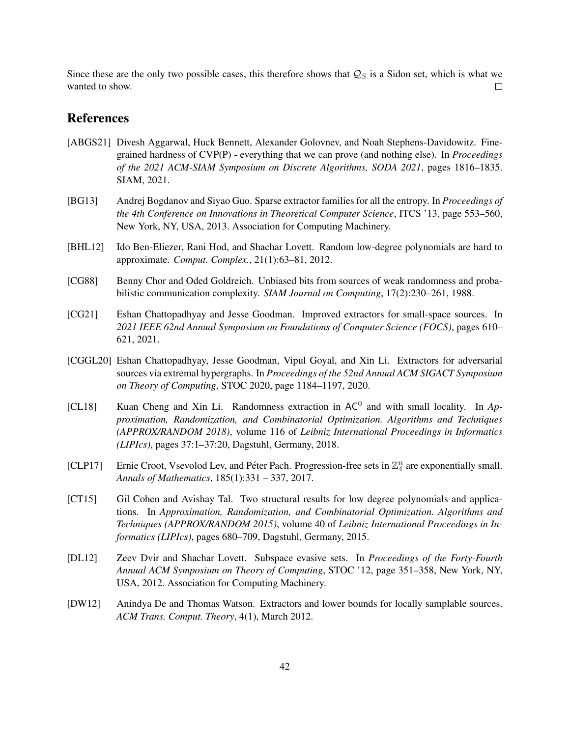Since these are the only two possible cases, this therefore shows that $\mathcal{Q}_S$ is a Sidon set, which is what we wanted to show. □

# References

[ABGS21] Divesh Aggarwal, Huck Bennett, Alexander Golovnev, and Noah Stephens-Davidowitz. Fine-grained hardness of CVP(P) - everything that we can prove (and nothing else). In *Proceedings of the 2021 ACM-SIAM Symposium on Discrete Algorithms, SODA 2021*, pages 1816–1835. SIAM, 2021.

[BG13] Andrej Bogdanov and Siyao Guo. Sparse extractor families for all the entropy. In *Proceedings of the 4th Conference on Innovations in Theoretical Computer Science*, ITCS '13, page 553–560, New York, NY, USA, 2013. Association for Computing Machinery.

[BHL12] Ido Ben-Eliezer, Rani Hod, and Shachar Lovett. Random low-degree polynomials are hard to approximate. *Comput. Complex.*, 21(1):63–81, 2012.

[CG88] Benny Chor and Oded Goldreich. Unbiased bits from sources of weak randomness and probabilistic communication complexity. *SIAM Journal on Computing*, 17(2):230–261, 1988.

[CG21] Eshan Chattopadhyay and Jesse Goodman. Improved extractors for small-space sources. In *2021 IEEE 62nd Annual Symposium on Foundations of Computer Science (FOCS)*, pages 610–621, 2021.

[CGGL20] Eshan Chattopadhyay, Jesse Goodman, Vipul Goyal, and Xin Li. Extractors for adversarial sources via extremal hypergraphs. In *Proceedings of the 52nd Annual ACM SIGACT Symposium on Theory of Computing*, STOC 2020, page 1184–1197, 2020.

[CL18] Kuan Cheng and Xin Li. Randomness extraction in $\mathsf{AC}^0$ and with small locality. In *Approximation, Randomization, and Combinatorial Optimization. Algorithms and Techniques (APPROX/RANDOM 2018)*, volume 116 of *Leibniz International Proceedings in Informatics (LIPIcs)*, pages 37:1–37:20, Dagstuhl, Germany, 2018.

[CLP17] Ernie Croot, Vsevolod Lev, and Péter Pach. Progression-free sets in $\mathbb{Z}_4^n$ are exponentially small. *Annals of Mathematics*, 185(1):331 – 337, 2017.

[CT15] Gil Cohen and Avishay Tal. Two structural results for low degree polynomials and applications. In *Approximation, Randomization, and Combinatorial Optimization. Algorithms and Techniques (APPROX/RANDOM 2015)*, volume 40 of *Leibniz International Proceedings in Informatics (LIPIcs)*, pages 680–709, Dagstuhl, Germany, 2015.

[DL12] Zeev Dvir and Shachar Lovett. Subspace evasive sets. In *Proceedings of the Forty-Fourth Annual ACM Symposium on Theory of Computing*, STOC '12, page 351–358, New York, NY, USA, 2012. Association for Computing Machinery.

[DW12] Anindya De and Thomas Watson. Extractors and lower bounds for locally samplable sources. *ACM Trans. Comput. Theory*, 4(1), March 2012.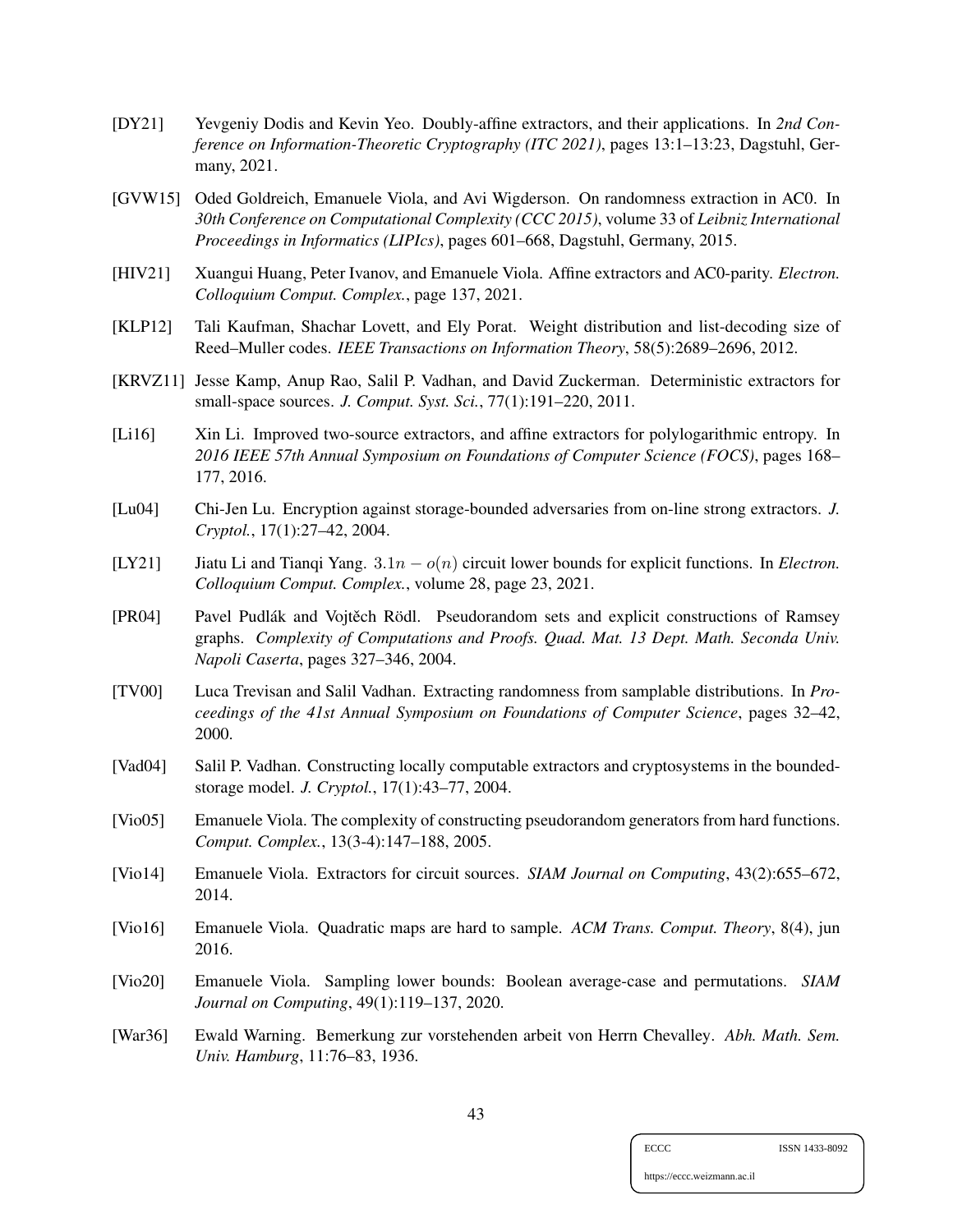[DY21] Yevgeniy Dodis and Kevin Yeo. Doubly-affine extractors, and their applications. In *2nd Conference on Information-Theoretic Cryptography (ITC 2021)*, pages 13:1–13:23, Dagstuhl, Germany, 2021.

[GVW15] Oded Goldreich, Emanuele Viola, and Avi Wigderson. On randomness extraction in AC0. In *30th Conference on Computational Complexity (CCC 2015)*, volume 33 of *Leibniz International Proceedings in Informatics (LIPIcs)*, pages 601–668, Dagstuhl, Germany, 2015.

[HIV21] Xuangui Huang, Peter Ivanov, and Emanuele Viola. Affine extractors and AC0-parity. *Electron. Colloquium Comput. Complex.*, page 137, 2021.

[KLP12] Tali Kaufman, Shachar Lovett, and Ely Porat. Weight distribution and list-decoding size of Reed–Muller codes. *IEEE Transactions on Information Theory*, 58(5):2689–2696, 2012.

[KRVZ11] Jesse Kamp, Anup Rao, Salil P. Vadhan, and David Zuckerman. Deterministic extractors for small-space sources. *J. Comput. Syst. Sci.*, 77(1):191–220, 2011.

[Li16] Xin Li. Improved two-source extractors, and affine extractors for polylogarithmic entropy. In *2016 IEEE 57th Annual Symposium on Foundations of Computer Science (FOCS)*, pages 168–177, 2016.

[Lu04] Chi-Jen Lu. Encryption against storage-bounded adversaries from on-line strong extractors. *J. Cryptol.*, 17(1):27–42, 2004.

[LY21] Jiatu Li and Tianqi Yang. $3.1n - o(n)$ circuit lower bounds for explicit functions. In *Electron. Colloquium Comput. Complex.*, volume 28, page 23, 2021.

[PR04] Pavel Pudlák and Vojtěch Rödl. Pseudorandom sets and explicit constructions of Ramsey graphs. *Complexity of Computations and Proofs. Quad. Mat. 13 Dept. Math. Seconda Univ. Napoli Caserta*, pages 327–346, 2004.

[TV00] Luca Trevisan and Salil Vadhan. Extracting randomness from samplable distributions. In *Proceedings of the 41st Annual Symposium on Foundations of Computer Science*, pages 32–42, 2000.

[Vad04] Salil P. Vadhan. Constructing locally computable extractors and cryptosystems in the bounded-storage model. *J. Cryptol.*, 17(1):43–77, 2004.

[Vio05] Emanuele Viola. The complexity of constructing pseudorandom generators from hard functions. *Comput. Complex.*, 13(3-4):147–188, 2005.

[Vio14] Emanuele Viola. Extractors for circuit sources. *SIAM Journal on Computing*, 43(2):655–672, 2014.

[Vio16] Emanuele Viola. Quadratic maps are hard to sample. *ACM Trans. Comput. Theory*, 8(4), jun 2016.

[Vio20] Emanuele Viola. Sampling lower bounds: Boolean average-case and permutations. *SIAM Journal on Computing*, 49(1):119–137, 2020.

[War36] Ewald Warning. Bemerkung zur vorstehenden arbeit von Herrn Chevalley. *Abh. Math. Sem. Univ. Hamburg*, 11:76–83, 1936.

ECCC ISSN 1433-8092

https://eccc.weizmann.ac.il